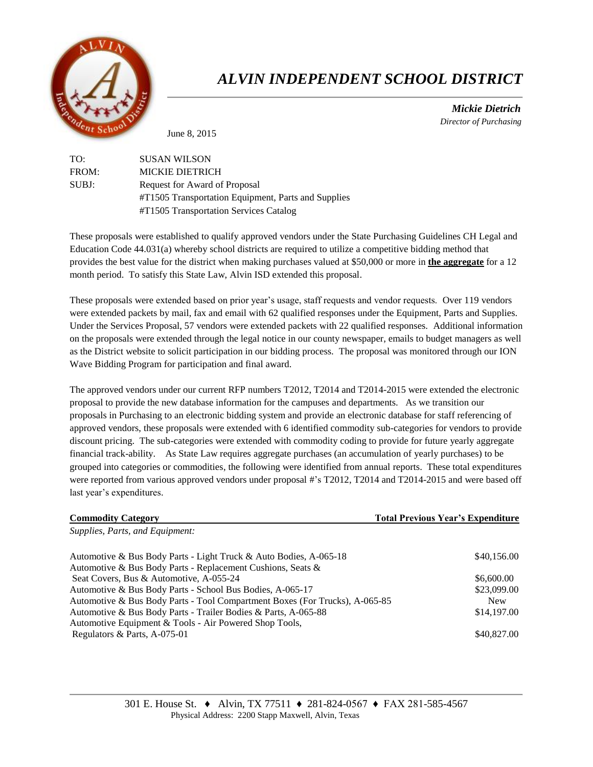# *ALVIN INDEPENDENT SCHOOL DISTRICT*

***Mickie Dietrich***
*Director of Purchasing*

June 8, 2015

TO: SUSAN WILSON
FROM: MICKIE DIETRICH
SUBJ: Request for Award of Proposal
#T1505 Transportation Equipment, Parts and Supplies
#T1505 Transportation Services Catalog

These proposals were established to qualify approved vendors under the State Purchasing Guidelines CH Legal and Education Code 44.031(a) whereby school districts are required to utilize a competitive bidding method that provides the best value for the district when making purchases valued at $50,000 or more in **the aggregate** for a 12 month period. To satisfy this State Law, Alvin ISD extended this proposal.

These proposals were extended based on prior year's usage, staff requests and vendor requests. Over 119 vendors were extended packets by mail, fax and email with 62 qualified responses under the Equipment, Parts and Supplies. Under the Services Proposal, 57 vendors were extended packets with 22 qualified responses. Additional information on the proposals were extended through the legal notice in our county newspaper, emails to budget managers as well as the District website to solicit participation in our bidding process. The proposal was monitored through our ION Wave Bidding Program for participation and final award.

The approved vendors under our current RFP numbers T2012, T2014 and T2014-2015 were extended the electronic proposal to provide the new database information for the campuses and departments. As we transition our proposals in Purchasing to an electronic bidding system and provide an electronic database for staff referencing of approved vendors, these proposals were extended with 6 identified commodity sub-categories for vendors to provide discount pricing. The sub-categories were extended with commodity coding to provide for future yearly aggregate financial track-ability. As State Law requires aggregate purchases (an accumulation of yearly purchases) to be grouped into categories or commodities, the following were identified from annual reports. These total expenditures were reported from various approved vendors under proposal #'s T2012, T2014 and T2014-2015 and were based off last year's expenditures.

| **Commodity Category** | **Total Previous Year's Expenditure** |
|---|---|
| *Supplies, Parts, and Equipment:* | |
| Automotive & Bus Body Parts - Light Truck & Auto Bodies, A-065-18 | $40,156.00 |
| Automotive & Bus Body Parts - Replacement Cushions, Seats & Seat Covers, Bus & Automotive, A-055-24 | $6,600.00 |
| Automotive & Bus Body Parts - School Bus Bodies, A-065-17 | $23,099.00 |
| Automotive & Bus Body Parts - Tool Compartment Boxes (For Trucks), A-065-85 | New |
| Automotive & Bus Body Parts - Trailer Bodies & Parts, A-065-88 | $14,197.00 |
| Automotive Equipment & Tools - Air Powered Shop Tools, Regulators & Parts, A-075-01 | $40,827.00 |

301 E. House St. ♦ Alvin, TX 77511 ♦ 281-824-0567 ♦ FAX 281-585-4567
Physical Address: 2200 Stapp Maxwell, Alvin, Texas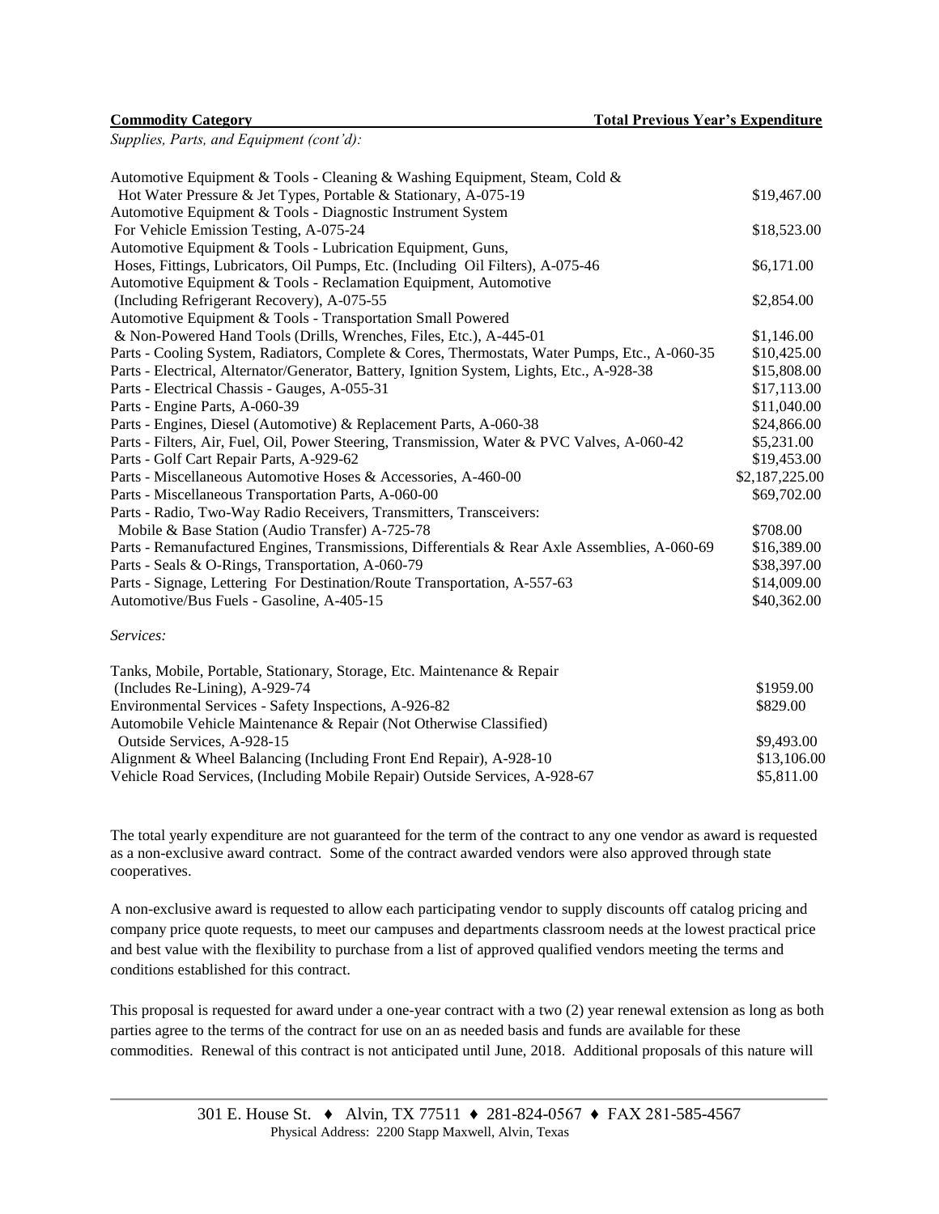| Commodity Category | Total Previous Year's Expenditure |
| --- | --- |
| *Supplies, Parts, and Equipment (cont'd):* | |
| Automotive Equipment & Tools - Cleaning & Washing Equipment, Steam, Cold & Hot Water Pressure & Jet Types, Portable & Stationary, A-075-19 | $19,467.00 |
| Automotive Equipment & Tools - Diagnostic Instrument System For Vehicle Emission Testing, A-075-24 | $18,523.00 |
| Automotive Equipment & Tools - Lubrication Equipment, Guns, Hoses, Fittings, Lubricators, Oil Pumps, Etc. (Including Oil Filters), A-075-46 | $6,171.00 |
| Automotive Equipment & Tools - Reclamation Equipment, Automotive (Including Refrigerant Recovery), A-075-55 | $2,854.00 |
| Automotive Equipment & Tools - Transportation Small Powered & Non-Powered Hand Tools (Drills, Wrenches, Files, Etc.), A-445-01 | $1,146.00 |
| Parts - Cooling System, Radiators, Complete & Cores, Thermostats, Water Pumps, Etc., A-060-35 | $10,425.00 |
| Parts - Electrical, Alternator/Generator, Battery, Ignition System, Lights, Etc., A-928-38 | $15,808.00 |
| Parts - Electrical Chassis - Gauges, A-055-31 | $17,113.00 |
| Parts - Engine Parts, A-060-39 | $11,040.00 |
| Parts - Engines, Diesel (Automotive) & Replacement Parts, A-060-38 | $24,866.00 |
| Parts - Filters, Air, Fuel, Oil, Power Steering, Transmission, Water & PVC Valves, A-060-42 | $5,231.00 |
| Parts - Golf Cart Repair Parts, A-929-62 | $19,453.00 |
| Parts - Miscellaneous Automotive Hoses & Accessories, A-460-00 | $2,187,225.00 |
| Parts - Miscellaneous Transportation Parts, A-060-00 | $69,702.00 |
| Parts - Radio, Two-Way Radio Receivers, Transmitters, Transceivers: Mobile & Base Station (Audio Transfer) A-725-78 | $708.00 |
| Parts - Remanufactured Engines, Transmissions, Differentials & Rear Axle Assemblies, A-060-69 | $16,389.00 |
| Parts - Seals & O-Rings, Transportation, A-060-79 | $38,397.00 |
| Parts - Signage, Lettering For Destination/Route Transportation, A-557-63 | $14,009.00 |
| Automotive/Bus Fuels - Gasoline, A-405-15 | $40,362.00 |
| *Services:* | |
| Tanks, Mobile, Portable, Stationary, Storage, Etc. Maintenance & Repair (Includes Re-Lining), A-929-74 | $1959.00 |
| Environmental Services - Safety Inspections, A-926-82 | $829.00 |
| Automobile Vehicle Maintenance & Repair (Not Otherwise Classified) Outside Services, A-928-15 | $9,493.00 |
| Alignment & Wheel Balancing (Including Front End Repair), A-928-10 | $13,106.00 |
| Vehicle Road Services, (Including Mobile Repair) Outside Services, A-928-67 | $5,811.00 |

The total yearly expenditure are not guaranteed for the term of the contract to any one vendor as award is requested as a non-exclusive award contract. Some of the contract awarded vendors were also approved through state cooperatives.

A non-exclusive award is requested to allow each participating vendor to supply discounts off catalog pricing and company price quote requests, to meet our campuses and departments classroom needs at the lowest practical price and best value with the flexibility to purchase from a list of approved qualified vendors meeting the terms and conditions established for this contract.

This proposal is requested for award under a one-year contract with a two (2) year renewal extension as long as both parties agree to the terms of the contract for use on an as needed basis and funds are available for these commodities. Renewal of this contract is not anticipated until June, 2018. Additional proposals of this nature will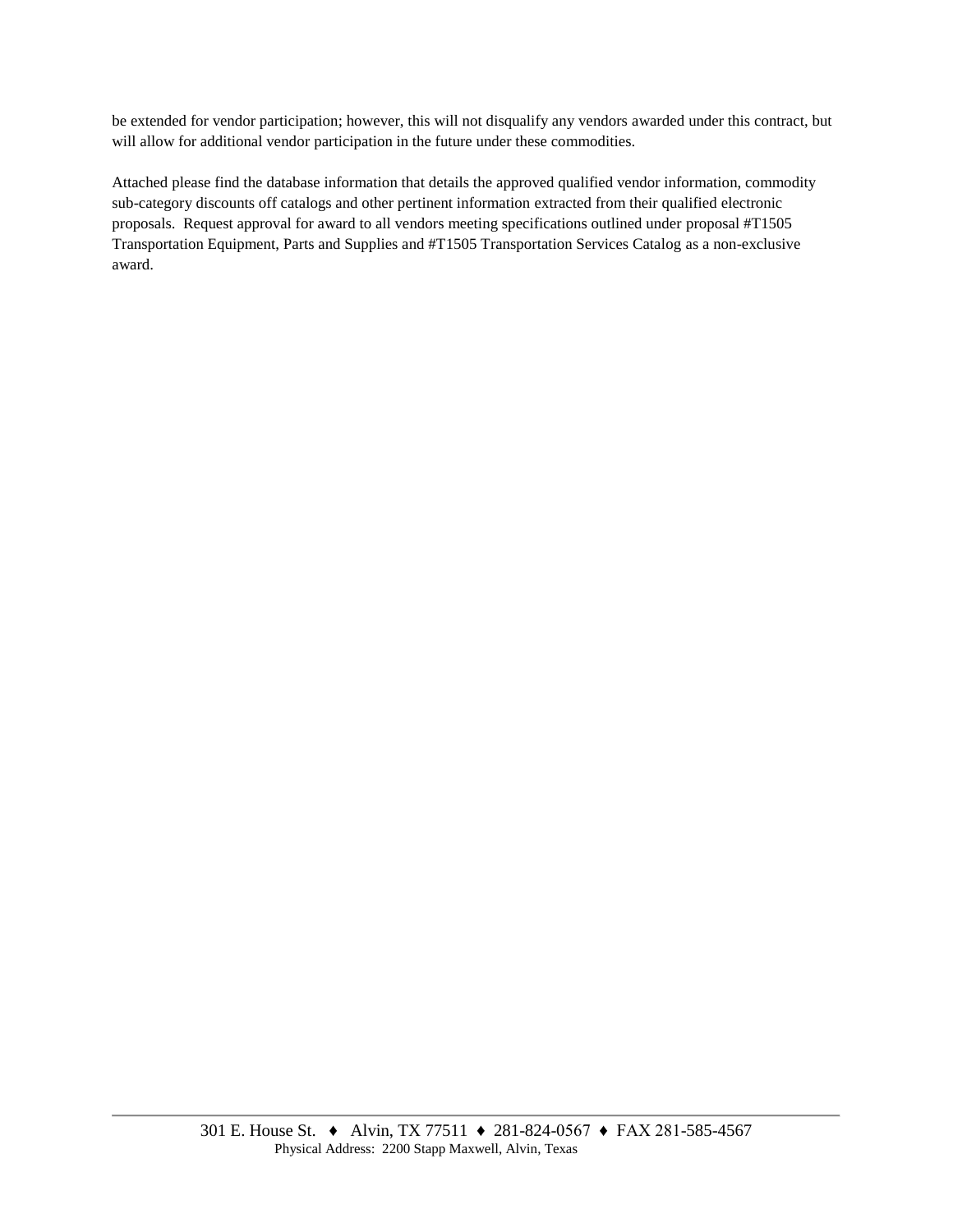be extended for vendor participation; however, this will not disqualify any vendors awarded under this contract, but will allow for additional vendor participation in the future under these commodities.

Attached please find the database information that details the approved qualified vendor information, commodity sub-category discounts off catalogs and other pertinent information extracted from their qualified electronic proposals. Request approval for award to all vendors meeting specifications outlined under proposal #T1505 Transportation Equipment, Parts and Supplies and #T1505 Transportation Services Catalog as a non-exclusive award.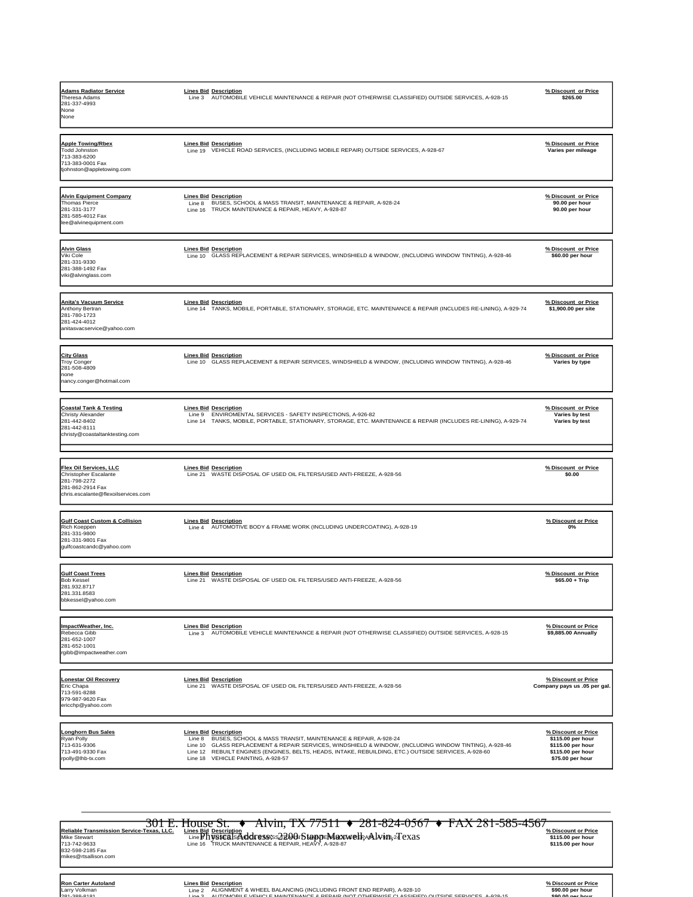| Vendor | Lines Bid | Description | % Discount or Price |
|---|---|---|---|
| **Adams Radiator Service**<br>Theresa Adams<br>281-337-4993<br>None<br>None | Line 3 | AUTOMOBILE VEHICLE MAINTENANCE & REPAIR (NOT OTHERWISE CLASSIFIED) OUTSIDE SERVICES, A-928-15 | $265.00 |
| **Apple Towing/Rbex**<br>Todd Johnston<br>713-383-6200<br>713-383-0001 Fax<br>tjohnston@appletowing.com | Line 19 | VEHICLE ROAD SERVICES, (INCLUDING MOBILE REPAIR) OUTSIDE SERVICES, A-928-67 | Varies per mileage |
| **Alvin Equipment Company**<br>Thomas Pierce<br>281-331-3177<br>281-585-4012 Fax<br>lee@alvinequipment.com | Line 8<br>Line 16 | BUSES, SCHOOL & MASS TRANSIT, MAINTENANCE & REPAIR, A-928-24<br>TRUCK MAINTENANCE & REPAIR, HEAVY, A-928-87 | 90.00 per hour<br>90.00 per hour |
| **Alvin Glass**<br>Viki Cole<br>281-331-9330<br>281-388-1492 Fax<br>viki@alvinglass.com | Line 10 | GLASS REPLACEMENT & REPAIR SERVICES, WINDSHIELD & WINDOW, (INCLUDING WINDOW TINTING), A-928-46 | $60.00 per hour |
| **Anita's Vacuum Service**<br>Anthony Bertran<br>281-780-1723<br>281-424-4012<br>anitasvacservice@yahoo.com | Line 14 | TANKS, MOBILE, PORTABLE, STATIONARY, STORAGE, ETC. MAINTENANCE & REPAIR (INCLUDES RE-LINING), A-929-74 | $1,900.00 per site |
| **City Glass**<br>Troy Conger<br>281-508-4809<br>none<br>nancy.conger@hotmail.com | Line 10 | GLASS REPLACEMENT & REPAIR SERVICES, WINDSHIELD & WINDOW, (INCLUDING WINDOW TINTING), A-928-46 | Varies by type |
| **Coastal Tank & Testing**<br>Christy Alexander<br>281-442-8402<br>281-442-8111<br>christy@coastaltanktesting.com | Line 9<br>Line 14 | ENVIROMENTAL SERVICES - SAFETY INSPECTIONS, A-926-82<br>TANKS, MOBILE, PORTABLE, STATIONARY, STORAGE, ETC. MAINTENANCE & REPAIR (INCLUDES RE-LINING), A-929-74 | Varies by test<br>Varies by test |
| **Flex Oil Services, LLC**<br>Christopher Escalante<br>281-798-2272<br>281-862-2914 Fax<br>chris.escalante@flexoilservices.com | Line 21 | WASTE DISPOSAL OF USED OIL FILTERS/USED ANTI-FREEZE, A-928-56 | $0.00 |
| **Gulf Coast Custom & Collision**<br>Rich Koeppen<br>281-331-9800<br>281-331-9801 Fax<br>gulfcoastcandc@yahoo.com | Line 4 | AUTOMOTIVE BODY & FRAME WORK (INCLUDING UNDERCOATING), A-928-19 | 0% |
| **Gulf Coast Trees**<br>Bob Kessel<br>281.932.8717<br>281.331.8583<br>bbkessel@yahoo.com | Line 21 | WASTE DISPOSAL OF USED OIL FILTERS/USED ANTI-FREEZE, A-928-56 | $65.00 + Trip |
| **ImpactWeather, Inc.**<br>Rebecca Gibb<br>281-652-1007<br>281-652-1001<br>rgibb@impactweather.com | Line 3 | AUTOMOBILE VEHICLE MAINTENANCE & REPAIR (NOT OTHERWISE CLASSIFIED) OUTSIDE SERVICES, A-928-15 | $9,885.00 Annually |
| **Lonestar Oil Recovery**<br>Eric Chapa<br>713-591-8288<br>979-987-9620 Fax<br>ericchp@yahoo.com | Line 21 | WASTE DISPOSAL OF USED OIL FILTERS/USED ANTI-FREEZE, A-928-56 | Company pays us .05 per gal. |
| **Longhorn Bus Sales**<br>Ryan Polly<br>713-631-9306<br>713-491-9330 Fax<br>rpolly@lhb-tx.com | Line 8<br>Line 10<br>Line 12<br>Line 18 | BUSES, SCHOOL & MASS TRANSIT, MAINTENANCE & REPAIR, A-928-24<br>GLASS REPLACEMENT & REPAIR SERVICES, WINDSHIELD & WINDOW, (INCLUDING WINDOW TINTING), A-928-46<br>REBUILT ENGINES (ENGINES, BELTS, HEADS, INTAKE, REBUILDING, ETC.) OUTSIDE SERVICES, A-928-60<br>VEHICLE PAINTING, A-928-57 | $115.00 per hour<br>$115.00 per hour<br>$115.00 per hour<br>$75.00 per hour |
| **Reliable Transmission Service-Texas, LLC.**<br>Mike Stewart<br>713-742-9633<br>832-598-2185 Fax<br>mikes@rtsallison.com | Line 8<br>Line 16 | BUSES, SCHOOL & MASS TRANSIT, MAINTENANCE & REPAIR, A-928-24<br>TRUCK MAINTENANCE & REPAIR, HEAVY, A-928-87 | $115.00 per hour<br>$115.00 per hour |
| **Ron Carter Autoland**<br>Larry Volkman<br>281-388-8181 | Line 2<br>Line 3 | ALIGNMENT & WHEEL BALANCING (INCLUDING FRONT END REPAIR), A-928-10<br>AUTOMOBILE VEHICLE MAINTENANCE & REPAIR (NOT OTHERWISE CLASSIFIED) OUTSIDE SERVICES, A-928-15 | $90.00 per hour<br>$90.00 per hour |

301 E. House St. ♦ Alvin, TX 77511 ♦ 281-824-0567 ♦ FAX 281-585-4567

Physical Address: 2200 Stapp-Maxwell, Alvin, Texas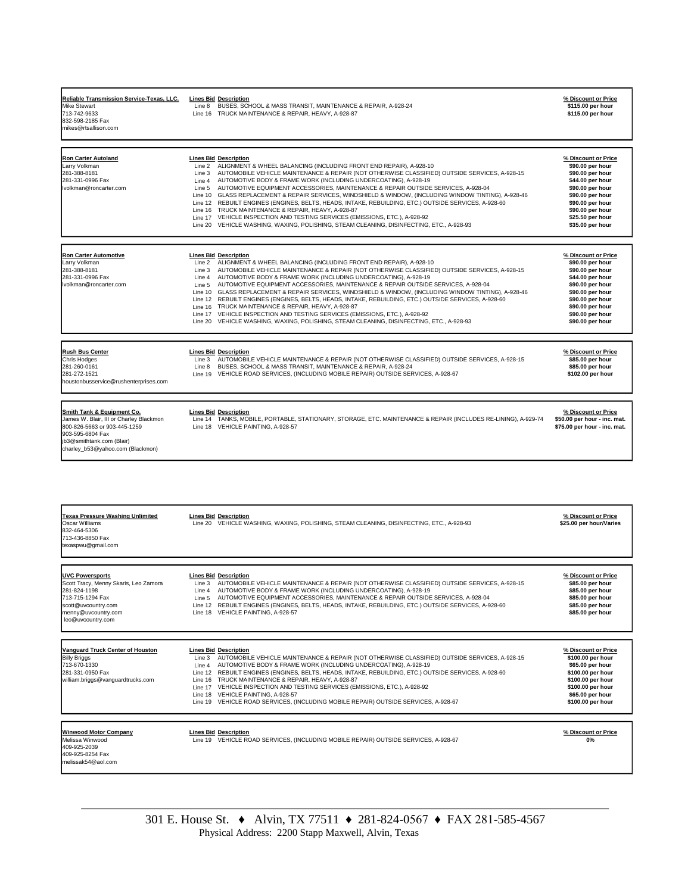| Vendor | Lines Bid | Description | % Discount or Price |
|---|---|---|---|
| **Reliable Transmission Service-Texas, LLC.**<br>Mike Stewart<br>713-742-9633<br>832-598-2185 Fax<br>mikes@rtsallison.com | Line 8 | BUSES, SCHOOL & MASS TRANSIT, MAINTENANCE & REPAIR, A-928-24 | $115.00 per hour |
| | Line 16 | TRUCK MAINTENANCE & REPAIR, HEAVY, A-928-87 | $115.00 per hour |
| **Ron Carter Autoland**<br>Larry Volkman<br>281-388-8181<br>281-331-0996 Fax<br>lvolkman@roncarter.com | Line 2 | ALIGNMENT & WHEEL BALANCING (INCLUDING FRONT END REPAIR), A-928-10 | $90.00 per hour |
| | Line 3 | AUTOMOBILE VEHICLE MAINTENANCE & REPAIR (NOT OTHERWISE CLASSIFIED) OUTSIDE SERVICES, A-928-15 | $90.00 per hour |
| | Line 4 | AUTOMOTIVE BODY & FRAME WORK (INCLUDING UNDERCOATING), A-928-19 | $44.00 per hour |
| | Line 5 | AUTOMOTIVE EQUIPMENT ACCESSORIES, MAINTENANCE & REPAIR OUTSIDE SERVICES, A-928-04 | $90.00 per hour |
| | Line 10 | GLASS REPLACEMENT & REPAIR SERVICES, WINDSHIELD & WINDOW, (INCLUDING WINDOW TINTING), A-928-46 | $90.00 per hour |
| | Line 12 | REBUILT ENGINES (ENGINES, BELTS, HEADS, INTAKE, REBUILDING, ETC.) OUTSIDE SERVICES, A-928-60 | $90.00 per hour |
| | Line 16 | TRUCK MAINTENANCE & REPAIR, HEAVY, A-928-87 | $90.00 per hour |
| | Line 17 | VEHICLE INSPECTION AND TESTING SERVICES (EMISSIONS, ETC.), A-928-92 | $25.50 per hour |
| | Line 20 | VEHICLE WASHING, WAXING, POLISHING, STEAM CLEANING, DISINFECTING, ETC., A-928-93 | $35.00 per hour |
| **Ron Carter Automotive**<br>Larry Volkman<br>281-388-8181<br>281-331-0996 Fax<br>lvolkman@roncarter.com | Line 2 | ALIGNMENT & WHEEL BALANCING (INCLUDING FRONT END REPAIR), A-928-10 | $90.00 per hour |
| | Line 3 | AUTOMOBILE VEHICLE MAINTENANCE & REPAIR (NOT OTHERWISE CLASSIFIED) OUTSIDE SERVICES, A-928-15 | $90.00 per hour |
| | Line 4 | AUTOMOTIVE BODY & FRAME WORK (INCLUDING UNDERCOATING), A-928-19 | $44.00 per hour |
| | Line 5 | AUTOMOTIVE EQUIPMENT ACCESSORIES, MAINTENANCE & REPAIR OUTSIDE SERVICES, A-928-04 | $90.00 per hour |
| | Line 10 | GLASS REPLACEMENT & REPAIR SERVICES, WINDSHIELD & WINDOW, (INCLUDING WINDOW TINTING), A-928-46 | $90.00 per hour |
| | Line 12 | REBUILT ENGINES (ENGINES, BELTS, HEADS, INTAKE, REBUILDING, ETC.) OUTSIDE SERVICES, A-928-60 | $90.00 per hour |
| | Line 16 | TRUCK MAINTENANCE & REPAIR, HEAVY, A-928-87 | $90.00 per hour |
| | Line 17 | VEHICLE INSPECTION AND TESTING SERVICES (EMISSIONS, ETC.), A-928-92 | $90.00 per hour |
| | Line 20 | VEHICLE WASHING, WAXING, POLISHING, STEAM CLEANING, DISINFECTING, ETC., A-928-93 | $90.00 per hour |
| **Rush Bus Center**<br>Chris Hodges<br>281-260-0161<br>281-272-1521<br>houstonbusservice@rushenterprises.com | Line 3 | AUTOMOBILE VEHICLE MAINTENANCE & REPAIR (NOT OTHERWISE CLASSIFIED) OUTSIDE SERVICES, A-928-15 | $85.00 per hour |
| | Line 8 | BUSES, SCHOOL & MASS TRANSIT, MAINTENANCE & REPAIR, A-928-24 | $85.00 per hour |
| | Line 19 | VEHICLE ROAD SERVICES, (INCLUDING MOBILE REPAIR) OUTSIDE SERVICES, A-928-67 | $102.00 per hour |
| **Smith Tank & Equipment Co.**<br>James W. Blair, III or Charley Blackmon<br>800-826-5663 or 903-445-1259<br>903-595-6804 Fax<br>jb3@smithtank.com (Blair)<br>charley_b53@yahoo.com (Blackmon) | Line 14 | TANKS, MOBILE, PORTABLE, STATIONARY, STORAGE, ETC. MAINTENANCE & REPAIR (INCLUDES RE-LINING), A-929-74 | $50.00 per hour - inc. mat. |
| | Line 18 | VEHICLE PAINTING, A-928-57 | $75.00 per hour - inc. mat. |
| **Texas Pressure Washing Unlimited**<br>Oscar Williams<br>832-464-5306<br>713-436-8850 Fax<br>texaspwu@gmail.com | Line 20 | VEHICLE WASHING, WAXING, POLISHING, STEAM CLEANING, DISINFECTING, ETC., A-928-93 | $25.00 per hour/Varies |
| **UVC Powersports**<br>Scott Tracy, Menny Skaris, Leo Zamora<br>281-824-1198<br>713-715-1294 Fax<br>scott@uvcountry.com<br>menny@uvcountry.com<br>leo@uvcountry.com | Line 3 | AUTOMOBILE VEHICLE MAINTENANCE & REPAIR (NOT OTHERWISE CLASSIFIED) OUTSIDE SERVICES, A-928-15 | $85.00 per hour |
| | Line 4 | AUTOMOTIVE BODY & FRAME WORK (INCLUDING UNDERCOATING), A-928-19 | $85.00 per hour |
| | Line 5 | AUTOMOTIVE EQUIPMENT ACCESSORIES, MAINTENANCE & REPAIR OUTSIDE SERVICES, A-928-04 | $85.00 per hour |
| | Line 12 | REBUILT ENGINES (ENGINES, BELTS, HEADS, INTAKE, REBUILDING, ETC.) OUTSIDE SERVICES, A-928-60 | $85.00 per hour |
| | Line 18 | VEHICLE PAINTING, A-928-57 | $85.00 per hour |
| **Vanguard Truck Center of Houston**<br>Billy Briggs<br>713-670-1330<br>281-331-0950 Fax<br>william.briggs@vanguardtrucks.com | Line 3 | AUTOMOBILE VEHICLE MAINTENANCE & REPAIR (NOT OTHERWISE CLASSIFIED) OUTSIDE SERVICES, A-928-15 | $100.00 per hour |
| | Line 4 | AUTOMOTIVE BODY & FRAME WORK (INCLUDING UNDERCOATING), A-928-19 | $65.00 per hour |
| | Line 12 | REBUILT ENGINES (ENGINES, BELTS, HEADS, INTAKE, REBUILDING, ETC.) OUTSIDE SERVICES, A-928-60 | $100.00 per hour |
| | Line 16 | TRUCK MAINTENANCE & REPAIR, HEAVY, A-928-87 | $100.00 per hour |
| | Line 17 | VEHICLE INSPECTION AND TESTING SERVICES (EMISSIONS, ETC.), A-928-92 | $100.00 per hour |
| | Line 18 | VEHICLE PAINTING, A-928-57 | $65.00 per hour |
| | Line 19 | VEHICLE ROAD SERVICES, (INCLUDING MOBILE REPAIR) OUTSIDE SERVICES, A-928-67 | $100.00 per hour |
| **Winwood Motor Company**<br>Melissa Winwood<br>409-925-2039<br>409-925-8254 Fax<br>melissak54@aol.com | Line 19 | VEHICLE ROAD SERVICES, (INCLUDING MOBILE REPAIR) OUTSIDE SERVICES, A-928-67 | 0% |

301 E. House St. ♦ Alvin, TX 77511 ♦ 281-824-0567 ♦ FAX 281-585-4567
Physical Address: 2200 Stapp Maxwell, Alvin, Texas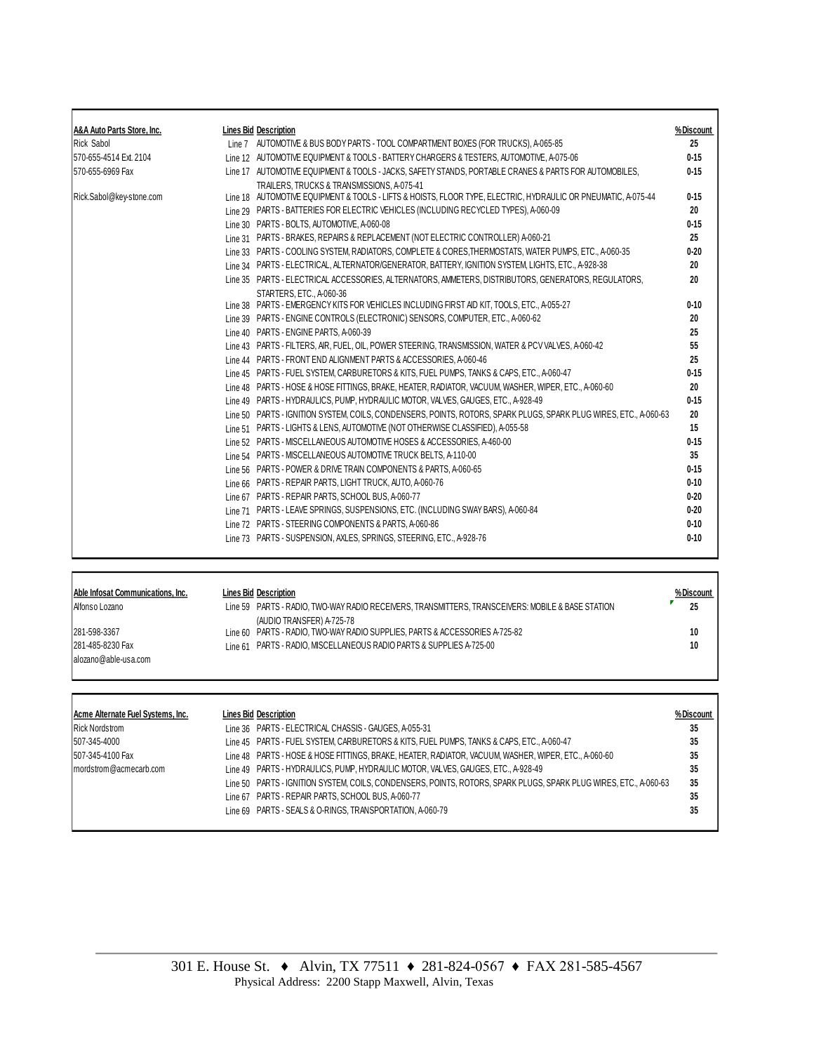| A&A Auto Parts Store, Inc. | Lines Bid | Description | %Discount |
|---|---|---|---|
| Rick Sabol | Line 7 | AUTOMOTIVE & BUS BODY PARTS - TOOL COMPARTMENT BOXES (FOR TRUCKS), A-065-85 | 25 |
| 570-655-4514 Ext. 2104 | Line 12 | AUTOMOTIVE EQUIPMENT & TOOLS - BATTERY CHARGERS & TESTERS, AUTOMOTIVE, A-075-06 | 0-15 |
| 570-655-6969 Fax | Line 17 | AUTOMOTIVE EQUIPMENT & TOOLS - JACKS, SAFETY STANDS, PORTABLE CRANES & PARTS FOR AUTOMOBILES, TRAILERS, TRUCKS & TRANSMISSIONS, A-075-41 | 0-15 |
| Rick.Sabol@key-stone.com | Line 18 | AUTOMOTIVE EQUIPMENT & TOOLS - LIFTS & HOISTS, FLOOR TYPE, ELECTRIC, HYDRAULIC OR PNEUMATIC, A-075-44 | 0-15 |
| | Line 29 | PARTS - BATTERIES FOR ELECTRIC VEHICLES (INCLUDING RECYCLED TYPES), A-060-09 | 20 |
| | Line 30 | PARTS - BOLTS, AUTOMOTIVE, A-060-08 | 0-15 |
| | Line 31 | PARTS - BRAKES, REPAIRS & REPLACEMENT (NOT ELECTRIC CONTROLLER) A-060-21 | 25 |
| | Line 33 | PARTS - COOLING SYSTEM, RADIATORS, COMPLETE & CORES,THERMOSTATS, WATER PUMPS, ETC., A-060-35 | 0-20 |
| | Line 34 | PARTS - ELECTRICAL, ALTERNATOR/GENERATOR, BATTERY, IGNITION SYSTEM, LIGHTS, ETC., A-928-38 | 20 |
| | Line 35 | PARTS - ELECTRICAL ACCESSORIES, ALTERNATORS, AMMETERS, DISTRIBUTORS, GENERATORS, REGULATORS, STARTERS, ETC., A-060-36 | 20 |
| | Line 38 | PARTS - EMERGENCY KITS FOR VEHICLES INCLUDING FIRST AID KIT, TOOLS, ETC., A-055-27 | 0-10 |
| | Line 39 | PARTS - ENGINE CONTROLS (ELECTRONIC) SENSORS, COMPUTER, ETC., A-060-62 | 20 |
| | Line 40 | PARTS - ENGINE PARTS, A-060-39 | 25 |
| | Line 43 | PARTS - FILTERS, AIR, FUEL, OIL, POWER STEERING, TRANSMISSION, WATER & PCV VALVES, A-060-42 | 55 |
| | Line 44 | PARTS - FRONT END ALIGNMENT PARTS & ACCESSORIES, A-060-46 | 25 |
| | Line 45 | PARTS - FUEL SYSTEM, CARBURETORS & KITS, FUEL PUMPS, TANKS & CAPS, ETC., A-060-47 | 0-15 |
| | Line 48 | PARTS - HOSE & HOSE FITTINGS, BRAKE, HEATER, RADIATOR, VACUUM, WASHER, WIPER, ETC., A-060-60 | 20 |
| | Line 49 | PARTS - HYDRAULICS, PUMP, HYDRAULIC MOTOR, VALVES, GAUGES, ETC., A-928-49 | 0-15 |
| | Line 50 | PARTS - IGNITION SYSTEM, COILS, CONDENSERS, POINTS, ROTORS, SPARK PLUGS, SPARK PLUG WIRES, ETC., A-060-63 | 20 |
| | Line 51 | PARTS - LIGHTS & LENS, AUTOMOTIVE (NOT OTHERWISE CLASSIFIED), A-055-58 | 15 |
| | Line 52 | PARTS - MISCELLANEOUS AUTOMOTIVE HOSES & ACCESSORIES, A-460-00 | 0-15 |
| | Line 54 | PARTS - MISCELLANEOUS AUTOMOTIVE TRUCK BELTS, A-110-00 | 35 |
| | Line 56 | PARTS - POWER & DRIVE TRAIN COMPONENTS & PARTS, A-060-65 | 0-15 |
| | Line 66 | PARTS - REPAIR PARTS, LIGHT TRUCK, AUTO, A-060-76 | 0-10 |
| | Line 67 | PARTS - REPAIR PARTS, SCHOOL BUS, A-060-77 | 0-20 |
| | Line 71 | PARTS - LEAVE SPRINGS, SUSPENSIONS, ETC. (INCLUDING SWAY BARS), A-060-84 | 0-20 |
| | Line 72 | PARTS - STEERING COMPONENTS & PARTS, A-060-86 | 0-10 |
| | Line 73 | PARTS - SUSPENSION, AXLES, SPRINGS, STEERING, ETC., A-928-76 | 0-10 |

| Able Infosat Communications, Inc. | Lines Bid | Description | %Discount |
|---|---|---|---|
| Alfonso Lozano | Line 59 | PARTS - RADIO, TWO-WAY RADIO RECEIVERS, TRANSMITTERS, TRANSCEIVERS: MOBILE & BASE STATION (AUDIO TRANSFER) A-725-78 | 25 |
| 281-598-3367 | Line 60 | PARTS - RADIO, TWO-WAY RADIO SUPPLIES, PARTS & ACCESSORIES A-725-82 | 10 |
| 281-485-8230 Fax | Line 61 | PARTS - RADIO, MISCELLANEOUS RADIO PARTS & SUPPLIES A-725-00 | 10 |
| alozano@able-usa.com | | | |

| Acme Alternate Fuel Systems, Inc. | Lines Bid | Description | %Discount |
|---|---|---|---|
| Rick Nordstrom | Line 36 | PARTS - ELECTRICAL CHASSIS - GAUGES, A-055-31 | 35 |
| 507-345-4000 | Line 45 | PARTS - FUEL SYSTEM, CARBURETORS & KITS, FUEL PUMPS, TANKS & CAPS, ETC., A-060-47 | 35 |
| 507-345-4100 Fax | Line 48 | PARTS - HOSE & HOSE FITTINGS, BRAKE, HEATER, RADIATOR, VACUUM, WASHER, WIPER, ETC., A-060-60 | 35 |
| rnordstrom@acmecarb.com | Line 49 | PARTS - HYDRAULICS, PUMP, HYDRAULIC MOTOR, VALVES, GAUGES, ETC., A-928-49 | 35 |
| | Line 50 | PARTS - IGNITION SYSTEM, COILS, CONDENSERS, POINTS, ROTORS, SPARK PLUGS, SPARK PLUG WIRES, ETC., A-060-63 | 35 |
| | Line 67 | PARTS - REPAIR PARTS, SCHOOL BUS, A-060-77 | 35 |
| | Line 69 | PARTS - SEALS & O-RINGS, TRANSPORTATION, A-060-79 | 35 |

301 E. House St. ♦ Alvin, TX 77511 ♦ 281-824-0567 ♦ FAX 281-585-4567
Physical Address: 2200 Stapp Maxwell, Alvin, Texas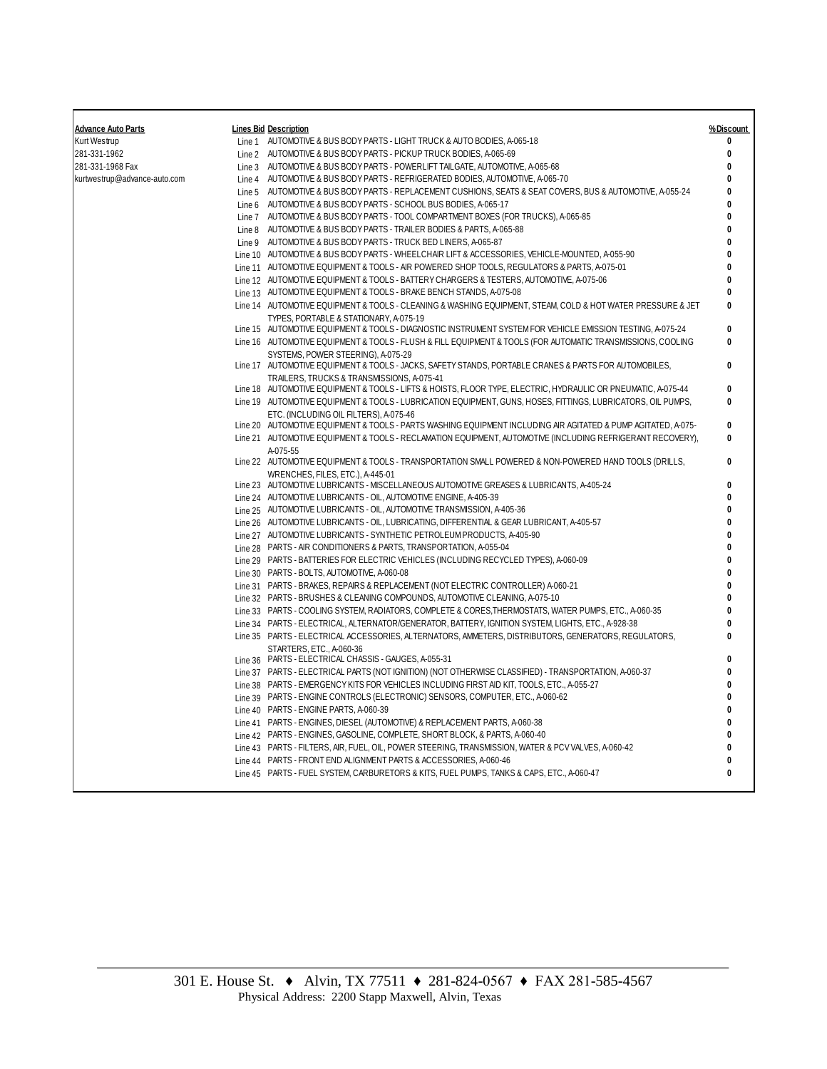| Advance Auto Parts | Lines Bid | Description | % Discount |
|---|---|---|---|
| Kurt Westrup | Line 1 | AUTOMOTIVE & BUS BODY PARTS - LIGHT TRUCK & AUTO BODIES, A-065-18 | 0 |
| 281-331-1962 | Line 2 | AUTOMOTIVE & BUS BODY PARTS - PICKUP TRUCK BODIES, A-065-69 | 0 |
| 281-331-1968 Fax | Line 3 | AUTOMOTIVE & BUS BODY PARTS - POWERLIFT TAILGATE, AUTOMOTIVE, A-065-68 | 0 |
| kurtwestrup@advance-auto.com | Line 4 | AUTOMOTIVE & BUS BODY PARTS - REFRIGERATED BODIES, AUTOMOTIVE, A-065-70 | 0 |
| | Line 5 | AUTOMOTIVE & BUS BODY PARTS - REPLACEMENT CUSHIONS, SEATS & SEAT COVERS, BUS & AUTOMOTIVE, A-055-24 | 0 |
| | Line 6 | AUTOMOTIVE & BUS BODY PARTS - SCHOOL BUS BODIES, A-065-17 | 0 |
| | Line 7 | AUTOMOTIVE & BUS BODY PARTS - TOOL COMPARTMENT BOXES (FOR TRUCKS), A-065-85 | 0 |
| | Line 8 | AUTOMOTIVE & BUS BODY PARTS - TRAILER BODIES & PARTS, A-065-88 | 0 |
| | Line 9 | AUTOMOTIVE & BUS BODY PARTS - TRUCK BED LINERS, A-065-87 | 0 |
| | Line 10 | AUTOMOTIVE & BUS BODY PARTS - WHEELCHAIR LIFT & ACCESSORIES, VEHICLE-MOUNTED, A-055-90 | 0 |
| | Line 11 | AUTOMOTIVE EQUIPMENT & TOOLS - AIR POWERED SHOP TOOLS, REGULATORS & PARTS, A-075-01 | 0 |
| | Line 12 | AUTOMOTIVE EQUIPMENT & TOOLS - BATTERY CHARGERS & TESTERS, AUTOMOTIVE, A-075-06 | 0 |
| | Line 13 | AUTOMOTIVE EQUIPMENT & TOOLS - BRAKE BENCH STANDS, A-075-08 | 0 |
| | Line 14 | AUTOMOTIVE EQUIPMENT & TOOLS - CLEANING & WASHING EQUIPMENT, STEAM, COLD & HOT WATER PRESSURE & JET TYPES, PORTABLE & STATIONARY, A-075-19 | 0 |
| | Line 15 | AUTOMOTIVE EQUIPMENT & TOOLS - DIAGNOSTIC INSTRUMENT SYSTEM FOR VEHICLE EMISSION TESTING, A-075-24 | 0 |
| | Line 16 | AUTOMOTIVE EQUIPMENT & TOOLS - FLUSH & FILL EQUIPMENT & TOOLS (FOR AUTOMATIC TRANSMISSIONS, COOLING SYSTEMS, POWER STEERING), A-075-29 | 0 |
| | Line 17 | AUTOMOTIVE EQUIPMENT & TOOLS - JACKS, SAFETY STANDS, PORTABLE CRANES & PARTS FOR AUTOMOBILES, TRAILERS, TRUCKS & TRANSMISSIONS, A-075-41 | 0 |
| | Line 18 | AUTOMOTIVE EQUIPMENT & TOOLS - LIFTS & HOISTS, FLOOR TYPE, ELECTRIC, HYDRAULIC OR PNEUMATIC, A-075-44 | 0 |
| | Line 19 | AUTOMOTIVE EQUIPMENT & TOOLS - LUBRICATION EQUIPMENT, GUNS, HOSES, FITTINGS, LUBRICATORS, OIL PUMPS, ETC. (INCLUDING OIL FILTERS), A-075-46 | 0 |
| | Line 20 | AUTOMOTIVE EQUIPMENT & TOOLS - PARTS WASHING EQUIPMENT INCLUDING AIR AGITATED & PUMP AGITATED, A-075- | 0 |
| | Line 21 | AUTOMOTIVE EQUIPMENT & TOOLS - RECLAMATION EQUIPMENT, AUTOMOTIVE (INCLUDING REFRIGERANT RECOVERY), A-075-55 | 0 |
| | Line 22 | AUTOMOTIVE EQUIPMENT & TOOLS - TRANSPORTATION SMALL POWERED & NON-POWERED HAND TOOLS (DRILLS, WRENCHES, FILES, ETC.), A-445-01 | 0 |
| | Line 23 | AUTOMOTIVE LUBRICANTS - MISCELLANEOUS AUTOMOTIVE GREASES & LUBRICANTS, A-405-24 | 0 |
| | Line 24 | AUTOMOTIVE LUBRICANTS - OIL, AUTOMOTIVE ENGINE, A-405-39 | 0 |
| | Line 25 | AUTOMOTIVE LUBRICANTS - OIL, AUTOMOTIVE TRANSMISSION, A-405-36 | 0 |
| | Line 26 | AUTOMOTIVE LUBRICANTS - OIL, LUBRICATING, DIFFERENTIAL & GEAR LUBRICANT, A-405-57 | 0 |
| | Line 27 | AUTOMOTIVE LUBRICANTS - SYNTHETIC PETROLEUM PRODUCTS, A-405-90 | 0 |
| | Line 28 | PARTS - AIR CONDITIONERS & PARTS, TRANSPORTATION, A-055-04 | 0 |
| | Line 29 | PARTS - BATTERIES FOR ELECTRIC VEHICLES (INCLUDING RECYCLED TYPES), A-060-09 | 0 |
| | Line 30 | PARTS - BOLTS, AUTOMOTIVE, A-060-08 | 0 |
| | Line 31 | PARTS - BRAKES, REPAIRS & REPLACEMENT (NOT ELECTRIC CONTROLLER) A-060-21 | 0 |
| | Line 32 | PARTS - BRUSHES & CLEANING COMPOUNDS, AUTOMOTIVE CLEANING, A-075-10 | 0 |
| | Line 33 | PARTS - COOLING SYSTEM, RADIATORS, COMPLETE & CORES,THERMOSTATS, WATER PUMPS, ETC., A-060-35 | 0 |
| | Line 34 | PARTS - ELECTRICAL, ALTERNATOR/GENERATOR, BATTERY, IGNITION SYSTEM, LIGHTS, ETC., A-928-38 | 0 |
| | Line 35 | PARTS - ELECTRICAL ACCESSORIES, ALTERNATORS, AMMETERS, DISTRIBUTORS, GENERATORS, REGULATORS, STARTERS, ETC., A-060-36 | 0 |
| | Line 36 | PARTS - ELECTRICAL CHASSIS - GAUGES, A-055-31 | 0 |
| | Line 37 | PARTS - ELECTRICAL PARTS (NOT IGNITION) (NOT OTHERWISE CLASSIFIED) - TRANSPORTATION, A-060-37 | 0 |
| | Line 38 | PARTS - EMERGENCY KITS FOR VEHICLES INCLUDING FIRST AID KIT, TOOLS, ETC., A-055-27 | 0 |
| | Line 39 | PARTS - ENGINE CONTROLS (ELECTRONIC) SENSORS, COMPUTER, ETC., A-060-62 | 0 |
| | Line 40 | PARTS - ENGINE PARTS, A-060-39 | 0 |
| | Line 41 | PARTS - ENGINES, DIESEL (AUTOMOTIVE) & REPLACEMENT PARTS, A-060-38 | 0 |
| | Line 42 | PARTS - ENGINES, GASOLINE, COMPLETE, SHORT BLOCK, & PARTS, A-060-40 | 0 |
| | Line 43 | PARTS - FILTERS, AIR, FUEL, OIL, POWER STEERING, TRANSMISSION, WATER & PCV VALVES, A-060-42 | 0 |
| | Line 44 | PARTS - FRONT END ALIGNMENT PARTS & ACCESSORIES, A-060-46 | 0 |
| | Line 45 | PARTS - FUEL SYSTEM, CARBURETORS & KITS, FUEL PUMPS, TANKS & CAPS, ETC., A-060-47 | 0 |

301 E. House St. ♦ Alvin, TX 77511 ♦ 281-824-0567 ♦ FAX 281-585-4567
Physical Address: 2200 Stapp Maxwell, Alvin, Texas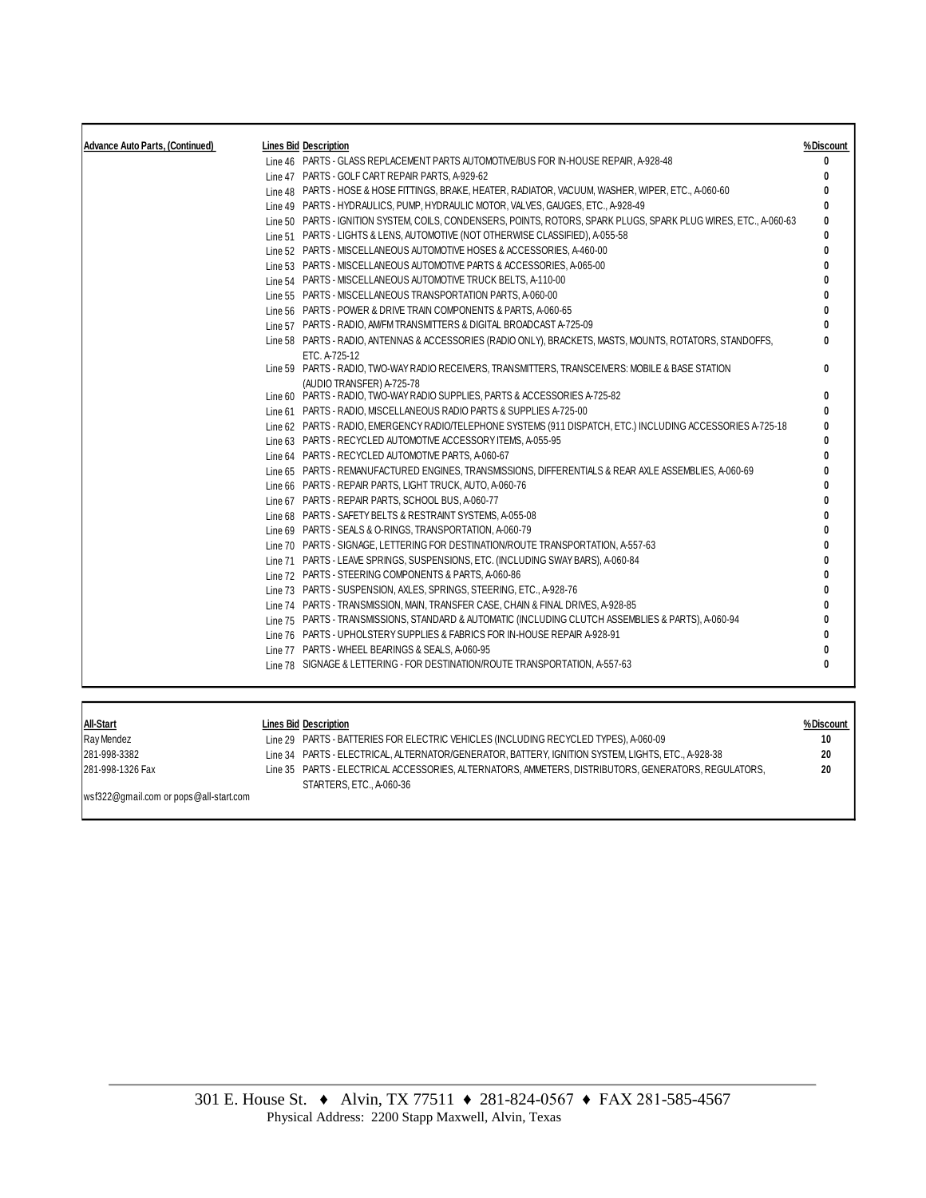| Advance Auto Parts, (Continued) | Lines Bid | Description | % Discount |
|---|---|---|---|
| | Line 46 | PARTS - GLASS REPLACEMENT PARTS AUTOMOTIVE/BUS FOR IN-HOUSE REPAIR, A-928-48 | 0 |
| | Line 47 | PARTS - GOLF CART REPAIR PARTS, A-929-62 | 0 |
| | Line 48 | PARTS - HOSE & HOSE FITTINGS, BRAKE, HEATER, RADIATOR, VACUUM, WASHER, WIPER, ETC., A-060-60 | 0 |
| | Line 49 | PARTS - HYDRAULICS, PUMP, HYDRAULIC MOTOR, VALVES, GAUGES, ETC., A-928-49 | 0 |
| | Line 50 | PARTS - IGNITION SYSTEM, COILS, CONDENSERS, POINTS, ROTORS, SPARK PLUGS, SPARK PLUG WIRES, ETC., A-060-63 | 0 |
| | Line 51 | PARTS - LIGHTS & LENS, AUTOMOTIVE (NOT OTHERWISE CLASSIFIED), A-055-58 | 0 |
| | Line 52 | PARTS - MISCELLANEOUS AUTOMOTIVE HOSES & ACCESSORIES, A-460-00 | 0 |
| | Line 53 | PARTS - MISCELLANEOUS AUTOMOTIVE PARTS & ACCESSORIES, A-065-00 | 0 |
| | Line 54 | PARTS - MISCELLANEOUS AUTOMOTIVE TRUCK BELTS, A-110-00 | 0 |
| | Line 55 | PARTS - MISCELLANEOUS TRANSPORTATION PARTS, A-060-00 | 0 |
| | Line 56 | PARTS - POWER & DRIVE TRAIN COMPONENTS & PARTS, A-060-65 | 0 |
| | Line 57 | PARTS - RADIO, AM/FM TRANSMITTERS & DIGITAL BROADCAST A-725-09 | 0 |
| | Line 58 | PARTS - RADIO, ANTENNAS & ACCESSORIES (RADIO ONLY), BRACKETS, MASTS, MOUNTS, ROTATORS, STANDOFFS, ETC. A-725-12 | 0 |
| | Line 59 | PARTS - RADIO, TWO-WAY RADIO RECEIVERS, TRANSMITTERS, TRANSCEIVERS: MOBILE & BASE STATION (AUDIO TRANSFER) A-725-78 | 0 |
| | Line 60 | PARTS - RADIO, TWO-WAY RADIO SUPPLIES, PARTS & ACCESSORIES A-725-82 | 0 |
| | Line 61 | PARTS - RADIO, MISCELLANEOUS RADIO PARTS & SUPPLIES A-725-00 | 0 |
| | Line 62 | PARTS - RADIO, EMERGENCY RADIO/TELEPHONE SYSTEMS (911 DISPATCH, ETC.) INCLUDING ACCESSORIES A-725-18 | 0 |
| | Line 63 | PARTS - RECYCLED AUTOMOTIVE ACCESSORY ITEMS, A-055-95 | 0 |
| | Line 64 | PARTS - RECYCLED AUTOMOTIVE PARTS, A-060-67 | 0 |
| | Line 65 | PARTS - REMANUFACTURED ENGINES, TRANSMISSIONS, DIFFERENTIALS & REAR AXLE ASSEMBLIES, A-060-69 | 0 |
| | Line 66 | PARTS - REPAIR PARTS, LIGHT TRUCK, AUTO, A-060-76 | 0 |
| | Line 67 | PARTS - REPAIR PARTS, SCHOOL BUS, A-060-77 | 0 |
| | Line 68 | PARTS - SAFETY BELTS & RESTRAINT SYSTEMS, A-055-08 | 0 |
| | Line 69 | PARTS - SEALS & O-RINGS, TRANSPORTATION, A-060-79 | 0 |
| | Line 70 | PARTS - SIGNAGE, LETTERING FOR DESTINATION/ROUTE TRANSPORTATION, A-557-63 | 0 |
| | Line 71 | PARTS - LEAVE SPRINGS, SUSPENSIONS, ETC. (INCLUDING SWAY BARS), A-060-84 | 0 |
| | Line 72 | PARTS - STEERING COMPONENTS & PARTS, A-060-86 | 0 |
| | Line 73 | PARTS - SUSPENSION, AXLES, SPRINGS, STEERING, ETC., A-928-76 | 0 |
| | Line 74 | PARTS - TRANSMISSION, MAIN, TRANSFER CASE, CHAIN & FINAL DRIVES, A-928-85 | 0 |
| | Line 75 | PARTS - TRANSMISSIONS, STANDARD & AUTOMATIC (INCLUDING CLUTCH ASSEMBLIES & PARTS), A-060-94 | 0 |
| | Line 76 | PARTS - UPHOLSTERY SUPPLIES & FABRICS FOR IN-HOUSE REPAIR A-928-91 | 0 |
| | Line 77 | PARTS - WHEEL BEARINGS & SEALS, A-060-95 | 0 |
| | Line 78 | SIGNAGE & LETTERING - FOR DESTINATION/ROUTE TRANSPORTATION, A-557-63 | 0 |

| All-Start | Lines Bid | Description | % Discount |
|---|---|---|---|
| Ray Mendez | Line 29 | PARTS - BATTERIES FOR ELECTRIC VEHICLES (INCLUDING RECYCLED TYPES), A-060-09 | 10 |
| 281-998-3382 | Line 34 | PARTS - ELECTRICAL, ALTERNATOR/GENERATOR, BATTERY, IGNITION SYSTEM, LIGHTS, ETC., A-928-38 | 20 |
| 281-998-1326 Fax | Line 35 | PARTS - ELECTRICAL ACCESSORIES, ALTERNATORS, AMMETERS, DISTRIBUTORS, GENERATORS, REGULATORS, STARTERS, ETC., A-060-36 | 20 |
| wsf322@gmail.com or pops@all-start.com | | | |

301 E. House St. ♦ Alvin, TX 77511 ♦ 281-824-0567 ♦ FAX 281-585-4567
Physical Address: 2200 Stapp Maxwell, Alvin, Texas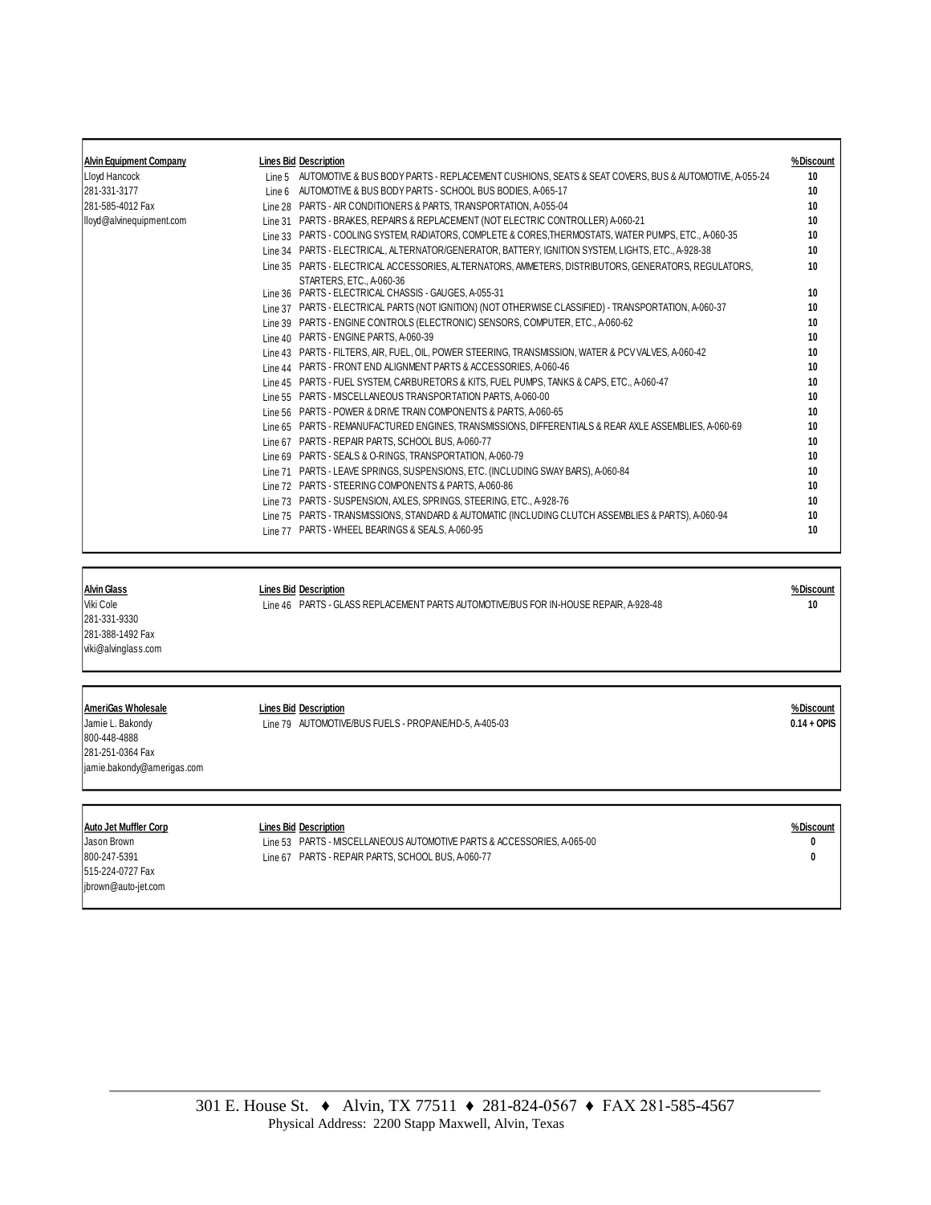| Alvin Equipment Company | Lines Bid | Description | %Discount |
|---|---|---|---|
| Lloyd Hancock | Line 5 | AUTOMOTIVE & BUS BODY PARTS - REPLACEMENT CUSHIONS, SEATS & SEAT COVERS, BUS & AUTOMOTIVE, A-055-24 | 10 |
| 281-331-3177 | Line 6 | AUTOMOTIVE & BUS BODY PARTS - SCHOOL BUS BODIES, A-065-17 | 10 |
| 281-585-4012 Fax | Line 28 | PARTS - AIR CONDITIONERS & PARTS, TRANSPORTATION, A-055-04 | 10 |
| lloyd@alvinequipment.com | Line 31 | PARTS - BRAKES, REPAIRS & REPLACEMENT (NOT ELECTRIC CONTROLLER) A-060-21 | 10 |
| | Line 33 | PARTS - COOLING SYSTEM, RADIATORS, COMPLETE & CORES,THERMOSTATS, WATER PUMPS, ETC., A-060-35 | 10 |
| | Line 34 | PARTS - ELECTRICAL, ALTERNATOR/GENERATOR, BATTERY, IGNITION SYSTEM, LIGHTS, ETC., A-928-38 | 10 |
| | Line 35 | PARTS - ELECTRICAL ACCESSORIES, ALTERNATORS, AMMETERS, DISTRIBUTORS, GENERATORS, REGULATORS, STARTERS, ETC., A-060-36 | 10 |
| | Line 36 | PARTS - ELECTRICAL CHASSIS - GAUGES, A-055-31 | 10 |
| | Line 37 | PARTS - ELECTRICAL PARTS (NOT IGNITION) (NOT OTHERWISE CLASSIFIED) - TRANSPORTATION, A-060-37 | 10 |
| | Line 39 | PARTS - ENGINE CONTROLS (ELECTRONIC) SENSORS, COMPUTER, ETC., A-060-62 | 10 |
| | Line 40 | PARTS - ENGINE PARTS, A-060-39 | 10 |
| | Line 43 | PARTS - FILTERS, AIR, FUEL, OIL, POWER STEERING, TRANSMISSION, WATER & PCV VALVES, A-060-42 | 10 |
| | Line 44 | PARTS - FRONT END ALIGNMENT PARTS & ACCESSORIES, A-060-46 | 10 |
| | Line 45 | PARTS - FUEL SYSTEM, CARBURETORS & KITS, FUEL PUMPS, TANKS & CAPS, ETC., A-060-47 | 10 |
| | Line 55 | PARTS - MISCELLANEOUS TRANSPORTATION PARTS, A-060-00 | 10 |
| | Line 56 | PARTS - POWER & DRIVE TRAIN COMPONENTS & PARTS, A-060-65 | 10 |
| | Line 65 | PARTS - REMANUFACTURED ENGINES, TRANSMISSIONS, DIFFERENTIALS & REAR AXLE ASSEMBLIES, A-060-69 | 10 |
| | Line 67 | PARTS - REPAIR PARTS, SCHOOL BUS, A-060-77 | 10 |
| | Line 69 | PARTS - SEALS & O-RINGS, TRANSPORTATION, A-060-79 | 10 |
| | Line 71 | PARTS - LEAVE SPRINGS, SUSPENSIONS, ETC. (INCLUDING SWAY BARS), A-060-84 | 10 |
| | Line 72 | PARTS - STEERING COMPONENTS & PARTS, A-060-86 | 10 |
| | Line 73 | PARTS - SUSPENSION, AXLES, SPRINGS, STEERING, ETC., A-928-76 | 10 |
| | Line 75 | PARTS - TRANSMISSIONS, STANDARD & AUTOMATIC (INCLUDING CLUTCH ASSEMBLIES & PARTS), A-060-94 | 10 |
| | Line 77 | PARTS - WHEEL BEARINGS & SEALS, A-060-95 | 10 |

| Alvin Glass | Lines Bid | Description | %Discount |
|---|---|---|---|
| Viki Cole | Line 46 | PARTS - GLASS REPLACEMENT PARTS AUTOMOTIVE/BUS FOR IN-HOUSE REPAIR, A-928-48 | 10 |
| 281-331-9330 | | | |
| 281-388-1492 Fax | | | |
| viki@alvinglass.com | | | |

| AmeriGas Wholesale | Lines Bid | Description | %Discount |
|---|---|---|---|
| Jamie L. Bakondy | Line 79 | AUTOMOTIVE/BUS FUELS - PROPANE/HD-5, A-405-03 | 0.14 + OPIS |
| 800-448-4888 | | | |
| 281-251-0364 Fax | | | |
| jamie.bakondy@amerigas.com | | | |

| Auto Jet Muffler Corp | Lines Bid | Description | %Discount |
|---|---|---|---|
| Jason Brown | Line 53 | PARTS - MISCELLANEOUS AUTOMOTIVE PARTS & ACCESSORIES, A-065-00 | 0 |
| 800-247-5391 | Line 67 | PARTS - REPAIR PARTS, SCHOOL BUS, A-060-77 | 0 |
| 515-224-0727 Fax | | | |
| jbrown@auto-jet.com | | | |

301 E. House St. ♦ Alvin, TX 77511 ♦ 281-824-0567 ♦ FAX 281-585-4567
Physical Address: 2200 Stapp Maxwell, Alvin, Texas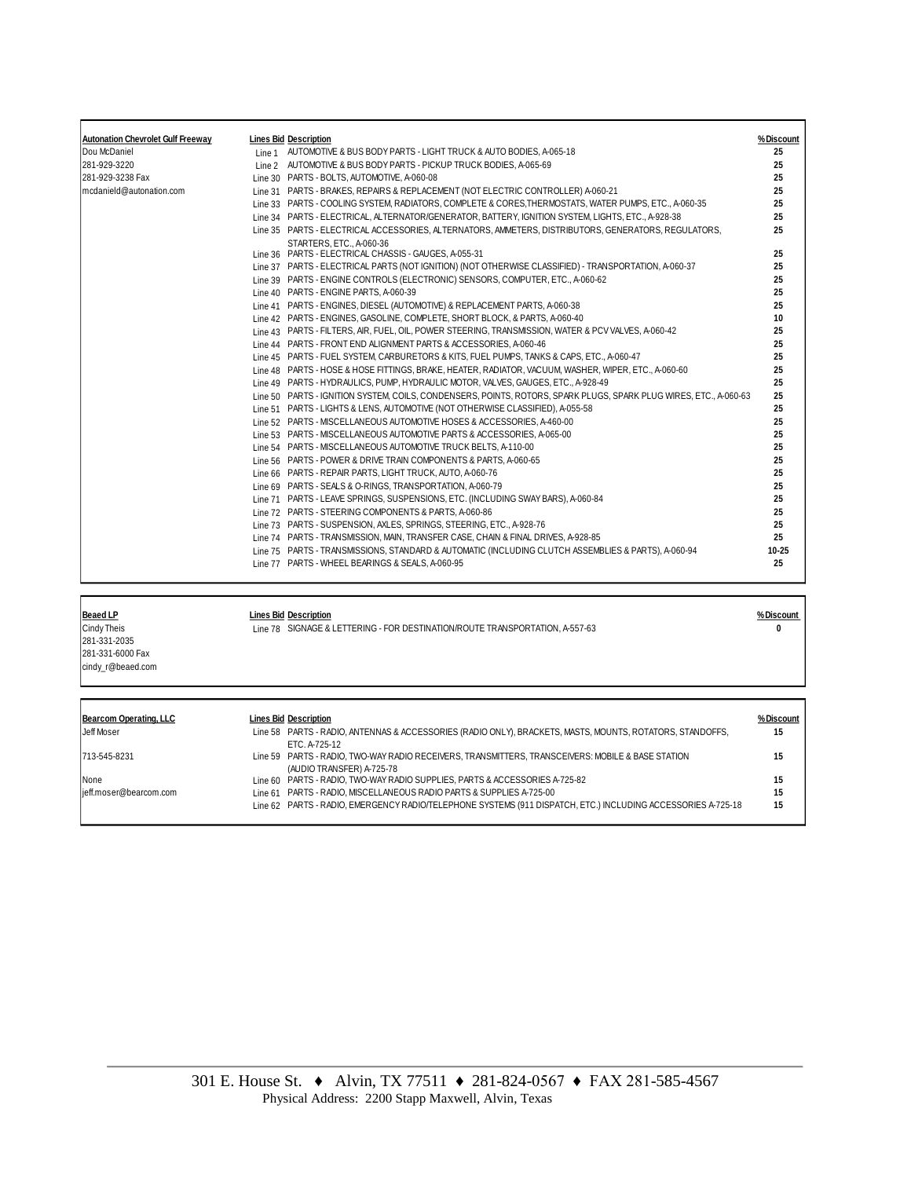| Autonation Chevrolet Gulf Freeway | Lines Bid | Description | % Discount |
|---|---|---|---|
| Dou McDaniel | Line 1 | AUTOMOTIVE & BUS BODY PARTS - LIGHT TRUCK & AUTO BODIES, A-065-18 | 25 |
| 281-929-3220 | Line 2 | AUTOMOTIVE & BUS BODY PARTS - PICKUP TRUCK BODIES, A-065-69 | 25 |
| 281-929-3238 Fax | Line 30 | PARTS - BOLTS, AUTOMOTIVE, A-060-08 | 25 |
| mcdanield@autonation.com | Line 31 | PARTS - BRAKES, REPAIRS & REPLACEMENT (NOT ELECTRIC CONTROLLER) A-060-21 | 25 |
| | Line 33 | PARTS - COOLING SYSTEM, RADIATORS, COMPLETE & CORES,THERMOSTATS, WATER PUMPS, ETC., A-060-35 | 25 |
| | Line 34 | PARTS - ELECTRICAL, ALTERNATOR/GENERATOR, BATTERY, IGNITION SYSTEM, LIGHTS, ETC., A-928-38 | 25 |
| | Line 35 | PARTS - ELECTRICAL ACCESSORIES, ALTERNATORS, AMMETERS, DISTRIBUTORS, GENERATORS, REGULATORS, STARTERS, ETC., A-060-36 | 25 |
| | Line 36 | PARTS - ELECTRICAL CHASSIS - GAUGES, A-055-31 | 25 |
| | Line 37 | PARTS - ELECTRICAL PARTS (NOT IGNITION) (NOT OTHERWISE CLASSIFIED) - TRANSPORTATION, A-060-37 | 25 |
| | Line 39 | PARTS - ENGINE CONTROLS (ELECTRONIC) SENSORS, COMPUTER, ETC., A-060-62 | 25 |
| | Line 40 | PARTS - ENGINE PARTS, A-060-39 | 25 |
| | Line 41 | PARTS - ENGINES, DIESEL (AUTOMOTIVE) & REPLACEMENT PARTS, A-060-38 | 25 |
| | Line 42 | PARTS - ENGINES, GASOLINE, COMPLETE, SHORT BLOCK, & PARTS, A-060-40 | 10 |
| | Line 43 | PARTS - FILTERS, AIR, FUEL, OIL, POWER STEERING, TRANSMISSION, WATER & PCV VALVES, A-060-42 | 25 |
| | Line 44 | PARTS - FRONT END ALIGNMENT PARTS & ACCESSORIES, A-060-46 | 25 |
| | Line 45 | PARTS - FUEL SYSTEM, CARBURETORS & KITS, FUEL PUMPS, TANKS & CAPS, ETC., A-060-47 | 25 |
| | Line 48 | PARTS - HOSE & HOSE FITTINGS, BRAKE, HEATER, RADIATOR, VACUUM, WASHER, WIPER, ETC., A-060-60 | 25 |
| | Line 49 | PARTS - HYDRAULICS, PUMP, HYDRAULIC MOTOR, VALVES, GAUGES, ETC., A-928-49 | 25 |
| | Line 50 | PARTS - IGNITION SYSTEM, COILS, CONDENSERS, POINTS, ROTORS, SPARK PLUGS, SPARK PLUG WIRES, ETC., A-060-63 | 25 |
| | Line 51 | PARTS - LIGHTS & LENS, AUTOMOTIVE (NOT OTHERWISE CLASSIFIED), A-055-58 | 25 |
| | Line 52 | PARTS - MISCELLANEOUS AUTOMOTIVE HOSES & ACCESSORIES, A-460-00 | 25 |
| | Line 53 | PARTS - MISCELLANEOUS AUTOMOTIVE PARTS & ACCESSORIES, A-065-00 | 25 |
| | Line 54 | PARTS - MISCELLANEOUS AUTOMOTIVE TRUCK BELTS, A-110-00 | 25 |
| | Line 56 | PARTS - POWER & DRIVE TRAIN COMPONENTS & PARTS, A-060-65 | 25 |
| | Line 66 | PARTS - REPAIR PARTS, LIGHT TRUCK, AUTO, A-060-76 | 25 |
| | Line 69 | PARTS - SEALS & O-RINGS, TRANSPORTATION, A-060-79 | 25 |
| | Line 71 | PARTS - LEAVE SPRINGS, SUSPENSIONS, ETC. (INCLUDING SWAY BARS), A-060-84 | 25 |
| | Line 72 | PARTS - STEERING COMPONENTS & PARTS, A-060-86 | 25 |
| | Line 73 | PARTS - SUSPENSION, AXLES, SPRINGS, STEERING, ETC., A-928-76 | 25 |
| | Line 74 | PARTS - TRANSMISSION, MAIN, TRANSFER CASE, CHAIN & FINAL DRIVES, A-928-85 | 25 |
| | Line 75 | PARTS - TRANSMISSIONS, STANDARD & AUTOMATIC (INCLUDING CLUTCH ASSEMBLIES & PARTS), A-060-94 | 10-25 |
| | Line 77 | PARTS - WHEEL BEARINGS & SEALS, A-060-95 | 25 |

| Beaed LP | Lines Bid | Description | % Discount |
|---|---|---|---|
| Cindy Theis | Line 78 | SIGNAGE & LETTERING - FOR DESTINATION/ROUTE TRANSPORTATION, A-557-63 | 0 |
| 281-331-2035 | | | |
| 281-331-6000 Fax | | | |
| cindy_r@beaed.com | | | |

| Bearcom Operating, LLC | Lines Bid | Description | % Discount |
|---|---|---|---|
| Jeff Moser | Line 58 | PARTS - RADIO, ANTENNAS & ACCESSORIES (RADIO ONLY), BRACKETS, MASTS, MOUNTS, ROTATORS, STANDOFFS, ETC. A-725-12 | 15 |
| 713-545-8231 | Line 59 | PARTS - RADIO, TWO-WAY RADIO RECEIVERS, TRANSMITTERS, TRANSCEIVERS: MOBILE & BASE STATION (AUDIO TRANSFER) A-725-78 | 15 |
| None | Line 60 | PARTS - RADIO, TWO-WAY RADIO SUPPLIES, PARTS & ACCESSORIES A-725-82 | 15 |
| jeff.moser@bearcom.com | Line 61 | PARTS - RADIO, MISCELLANEOUS RADIO PARTS & SUPPLIES A-725-00 | 15 |
| | Line 62 | PARTS - RADIO, EMERGENCY RADIO/TELEPHONE SYSTEMS (911 DISPATCH, ETC.) INCLUDING ACCESSORIES A-725-18 | 15 |

301 E. House St. ♦ Alvin, TX 77511 ♦ 281-824-0567 ♦ FAX 281-585-4567
Physical Address: 2200 Stapp Maxwell, Alvin, Texas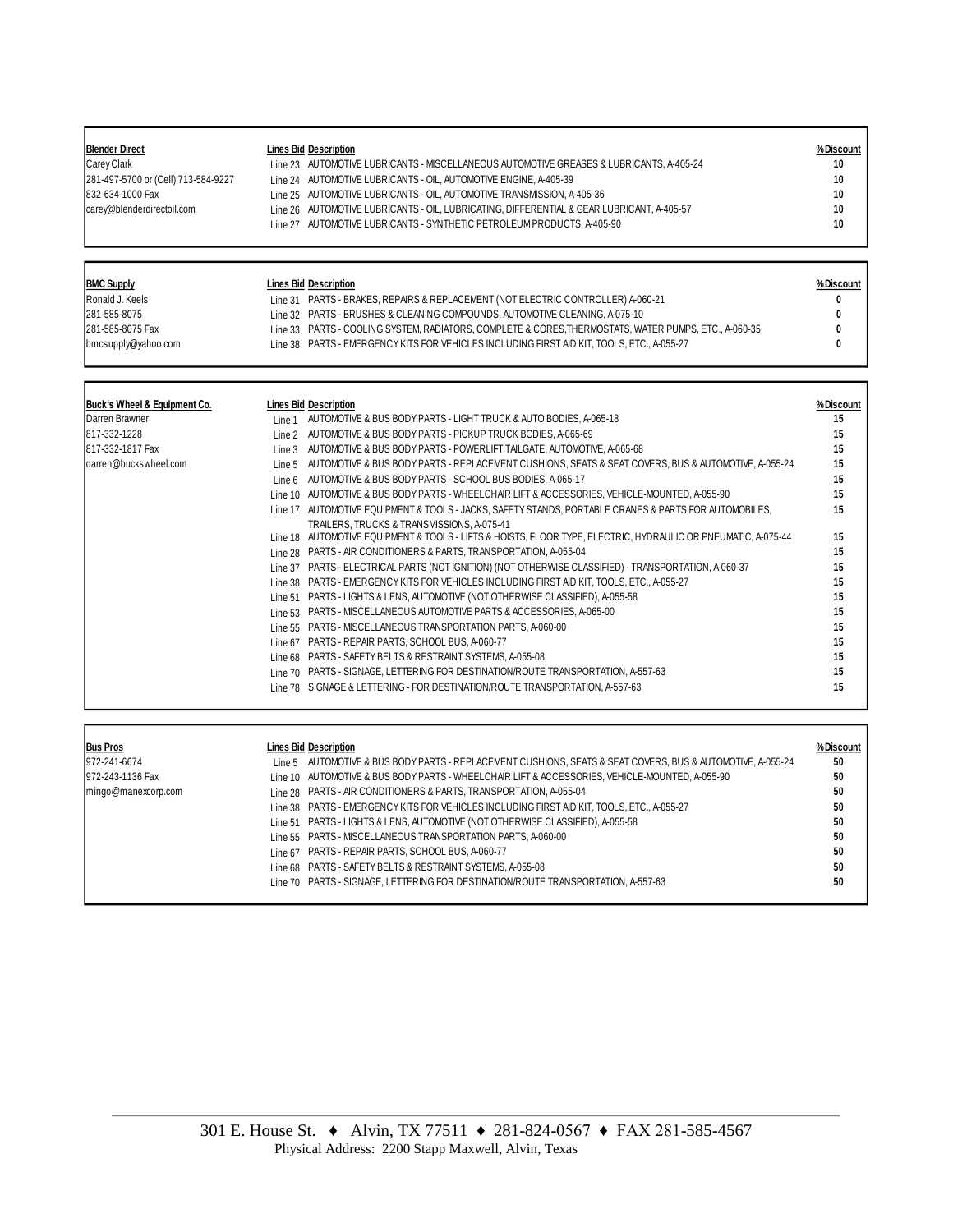| Blender Direct | Lines Bid | Description | % Discount |
|---|---|---|---|
| Carey Clark | Line 23 | AUTOMOTIVE LUBRICANTS - MISCELLANEOUS AUTOMOTIVE GREASES & LUBRICANTS, A-405-24 | 10 |
| 281-497-5700 or (Cell) 713-584-9227 | Line 24 | AUTOMOTIVE LUBRICANTS - OIL, AUTOMOTIVE ENGINE, A-405-39 | 10 |
| 832-634-1000 Fax | Line 25 | AUTOMOTIVE LUBRICANTS - OIL, AUTOMOTIVE TRANSMISSION, A-405-36 | 10 |
| carey@blenderdirectoil.com | Line 26 | AUTOMOTIVE LUBRICANTS - OIL, LUBRICATING, DIFFERENTIAL & GEAR LUBRICANT, A-405-57 | 10 |
| | Line 27 | AUTOMOTIVE LUBRICANTS - SYNTHETIC PETROLEUM PRODUCTS, A-405-90 | 10 |

| BMC Supply | Lines Bid | Description | % Discount |
|---|---|---|---|
| Ronald J. Keels | Line 31 | PARTS - BRAKES, REPAIRS & REPLACEMENT (NOT ELECTRIC CONTROLLER) A-060-21 | 0 |
| 281-585-8075 | Line 32 | PARTS - BRUSHES & CLEANING COMPOUNDS, AUTOMOTIVE CLEANING, A-075-10 | 0 |
| 281-585-8075 Fax | Line 33 | PARTS - COOLING SYSTEM, RADIATORS, COMPLETE & CORES,THERMOSTATS, WATER PUMPS, ETC., A-060-35 | 0 |
| bmcsupply@yahoo.com | Line 38 | PARTS - EMERGENCY KITS FOR VEHICLES INCLUDING FIRST AID KIT, TOOLS, ETC., A-055-27 | 0 |

| Buck's Wheel & Equipment Co. | Lines Bid | Description | % Discount |
|---|---|---|---|
| Darren Brawner | Line 1 | AUTOMOTIVE & BUS BODY PARTS - LIGHT TRUCK & AUTO BODIES, A-065-18 | 15 |
| 817-332-1228 | Line 2 | AUTOMOTIVE & BUS BODY PARTS - PICKUP TRUCK BODIES, A-065-69 | 15 |
| 817-332-1817 Fax | Line 3 | AUTOMOTIVE & BUS BODY PARTS - POWERLIFT TAILGATE, AUTOMOTIVE, A-065-68 | 15 |
| darren@buckswheel.com | Line 5 | AUTOMOTIVE & BUS BODY PARTS - REPLACEMENT CUSHIONS, SEATS & SEAT COVERS, BUS & AUTOMOTIVE, A-055-24 | 15 |
| | Line 6 | AUTOMOTIVE & BUS BODY PARTS - SCHOOL BUS BODIES, A-065-17 | 15 |
| | Line 10 | AUTOMOTIVE & BUS BODY PARTS - WHEELCHAIR LIFT & ACCESSORIES, VEHICLE-MOUNTED, A-055-90 | 15 |
| | Line 17 | AUTOMOTIVE EQUIPMENT & TOOLS - JACKS, SAFETY STANDS, PORTABLE CRANES & PARTS FOR AUTOMOBILES, TRAILERS, TRUCKS & TRANSMISSIONS, A-075-41 | 15 |
| | Line 18 | AUTOMOTIVE EQUIPMENT & TOOLS - LIFTS & HOISTS, FLOOR TYPE, ELECTRIC, HYDRAULIC OR PNEUMATIC, A-075-44 | 15 |
| | Line 28 | PARTS - AIR CONDITIONERS & PARTS, TRANSPORTATION, A-055-04 | 15 |
| | Line 37 | PARTS - ELECTRICAL PARTS (NOT IGNITION) (NOT OTHERWISE CLASSIFIED) - TRANSPORTATION, A-060-37 | 15 |
| | Line 38 | PARTS - EMERGENCY KITS FOR VEHICLES INCLUDING FIRST AID KIT, TOOLS, ETC., A-055-27 | 15 |
| | Line 51 | PARTS - LIGHTS & LENS, AUTOMOTIVE (NOT OTHERWISE CLASSIFIED), A-055-58 | 15 |
| | Line 53 | PARTS - MISCELLANEOUS AUTOMOTIVE PARTS & ACCESSORIES, A-065-00 | 15 |
| | Line 55 | PARTS - MISCELLANEOUS TRANSPORTATION PARTS, A-060-00 | 15 |
| | Line 67 | PARTS - REPAIR PARTS, SCHOOL BUS, A-060-77 | 15 |
| | Line 68 | PARTS - SAFETY BELTS & RESTRAINT SYSTEMS, A-055-08 | 15 |
| | Line 70 | PARTS - SIGNAGE, LETTERING FOR DESTINATION/ROUTE TRANSPORTATION, A-557-63 | 15 |
| | Line 78 | SIGNAGE & LETTERING - FOR DESTINATION/ROUTE TRANSPORTATION, A-557-63 | 15 |

| Bus Pros | Lines Bid | Description | % Discount |
|---|---|---|---|
| 972-241-6674 | Line 5 | AUTOMOTIVE & BUS BODY PARTS - REPLACEMENT CUSHIONS, SEATS & SEAT COVERS, BUS & AUTOMOTIVE, A-055-24 | 50 |
| 972-243-1136 Fax | Line 10 | AUTOMOTIVE & BUS BODY PARTS - WHEELCHAIR LIFT & ACCESSORIES, VEHICLE-MOUNTED, A-055-90 | 50 |
| mingo@manexcorp.com | Line 28 | PARTS - AIR CONDITIONERS & PARTS, TRANSPORTATION, A-055-04 | 50 |
| | Line 38 | PARTS - EMERGENCY KITS FOR VEHICLES INCLUDING FIRST AID KIT, TOOLS, ETC., A-055-27 | 50 |
| | Line 51 | PARTS - LIGHTS & LENS, AUTOMOTIVE (NOT OTHERWISE CLASSIFIED), A-055-58 | 50 |
| | Line 55 | PARTS - MISCELLANEOUS TRANSPORTATION PARTS, A-060-00 | 50 |
| | Line 67 | PARTS - REPAIR PARTS, SCHOOL BUS, A-060-77 | 50 |
| | Line 68 | PARTS - SAFETY BELTS & RESTRAINT SYSTEMS, A-055-08 | 50 |
| | Line 70 | PARTS - SIGNAGE, LETTERING FOR DESTINATION/ROUTE TRANSPORTATION, A-557-63 | 50 |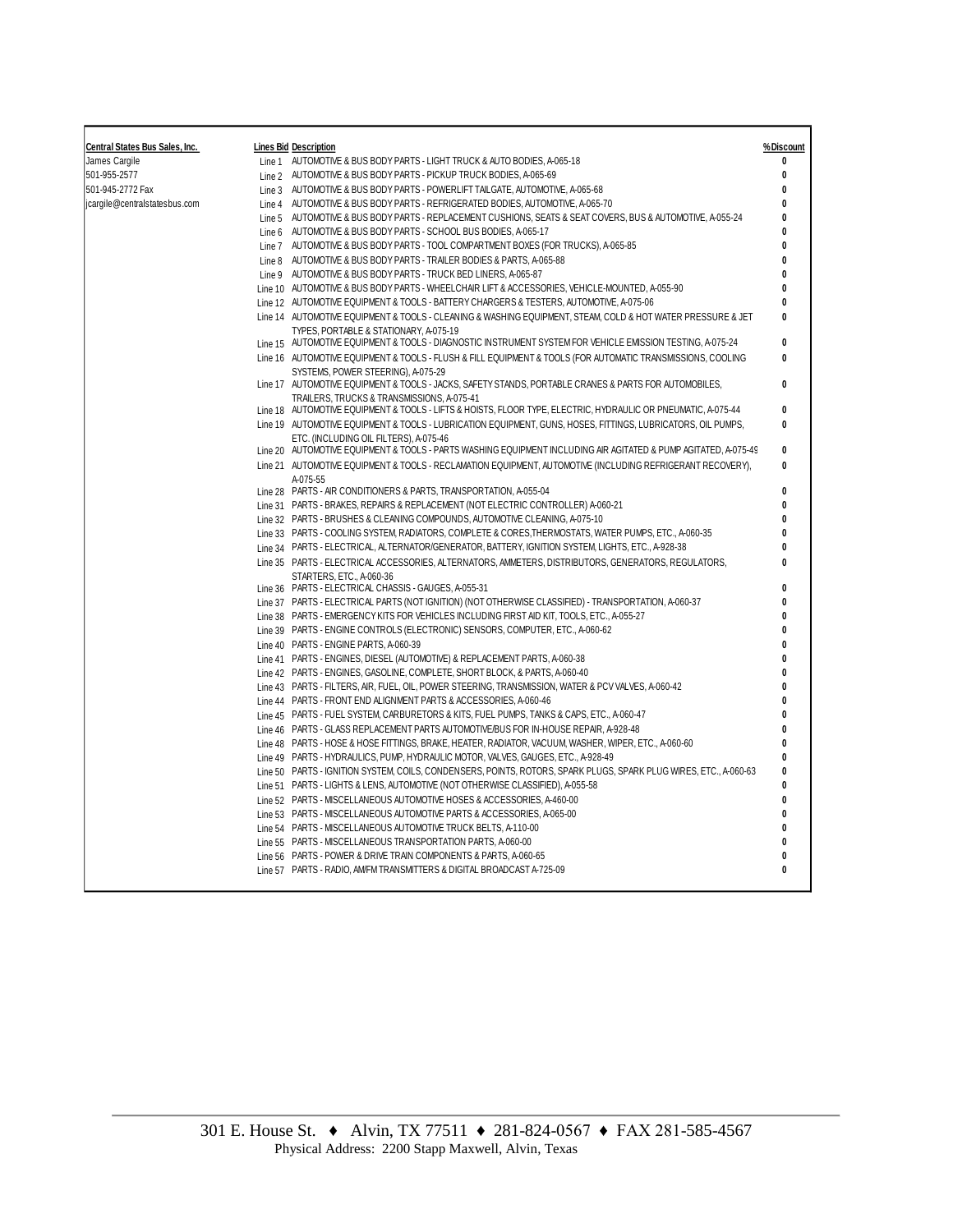| Central States Bus Sales, Inc. | Lines Bid | Description | % Discount |
|---|---|---|---|
| James Cargile | Line 1 | AUTOMOTIVE & BUS BODY PARTS - LIGHT TRUCK & AUTO BODIES, A-065-18 | 0 |
| 501-955-2577 | Line 2 | AUTOMOTIVE & BUS BODY PARTS - PICKUP TRUCK BODIES, A-065-69 | 0 |
| 501-945-2772 Fax | Line 3 | AUTOMOTIVE & BUS BODY PARTS - POWERLIFT TAILGATE, AUTOMOTIVE, A-065-68 | 0 |
| jcargile@centralstatesbus.com | Line 4 | AUTOMOTIVE & BUS BODY PARTS - REFRIGERATED BODIES, AUTOMOTIVE, A-065-70 | 0 |
| | Line 5 | AUTOMOTIVE & BUS BODY PARTS - REPLACEMENT CUSHIONS, SEATS & SEAT COVERS, BUS & AUTOMOTIVE, A-055-24 | 0 |
| | Line 6 | AUTOMOTIVE & BUS BODY PARTS - SCHOOL BUS BODIES, A-065-17 | 0 |
| | Line 7 | AUTOMOTIVE & BUS BODY PARTS - TOOL COMPARTMENT BOXES (FOR TRUCKS), A-065-85 | 0 |
| | Line 8 | AUTOMOTIVE & BUS BODY PARTS - TRAILER BODIES & PARTS, A-065-88 | 0 |
| | Line 9 | AUTOMOTIVE & BUS BODY PARTS - TRUCK BED LINERS, A-065-87 | 0 |
| | Line 10 | AUTOMOTIVE & BUS BODY PARTS - WHEELCHAIR LIFT & ACCESSORIES, VEHICLE-MOUNTED, A-055-90 | 0 |
| | Line 12 | AUTOMOTIVE EQUIPMENT & TOOLS - BATTERY CHARGERS & TESTERS, AUTOMOTIVE, A-075-06 | 0 |
| | Line 14 | AUTOMOTIVE EQUIPMENT & TOOLS - CLEANING & WASHING EQUIPMENT, STEAM, COLD & HOT WATER PRESSURE & JET TYPES, PORTABLE & STATIONARY, A-075-19 | 0 |
| | Line 15 | AUTOMOTIVE EQUIPMENT & TOOLS - DIAGNOSTIC INSTRUMENT SYSTEM FOR VEHICLE EMISSION TESTING, A-075-24 | 0 |
| | Line 16 | AUTOMOTIVE EQUIPMENT & TOOLS - FLUSH & FILL EQUIPMENT & TOOLS (FOR AUTOMATIC TRANSMISSIONS, COOLING SYSTEMS, POWER STEERING), A-075-29 | 0 |
| | Line 17 | AUTOMOTIVE EQUIPMENT & TOOLS - JACKS, SAFETY STANDS, PORTABLE CRANES & PARTS FOR AUTOMOBILES, TRAILERS, TRUCKS & TRANSMISSIONS, A-075-41 | 0 |
| | Line 18 | AUTOMOTIVE EQUIPMENT & TOOLS - LIFTS & HOISTS, FLOOR TYPE, ELECTRIC, HYDRAULIC OR PNEUMATIC, A-075-44 | 0 |
| | Line 19 | AUTOMOTIVE EQUIPMENT & TOOLS - LUBRICATION EQUIPMENT, GUNS, HOSES, FITTINGS, LUBRICATORS, OIL PUMPS, ETC. (INCLUDING OIL FILTERS), A-075-46 | 0 |
| | Line 20 | AUTOMOTIVE EQUIPMENT & TOOLS - PARTS WASHING EQUIPMENT INCLUDING AIR AGITATED & PUMP AGITATED, A-075-49 | 0 |
| | Line 21 | AUTOMOTIVE EQUIPMENT & TOOLS - RECLAMATION EQUIPMENT, AUTOMOTIVE (INCLUDING REFRIGERANT RECOVERY), A-075-55 | 0 |
| | Line 28 | PARTS - AIR CONDITIONERS & PARTS, TRANSPORTATION, A-055-04 | 0 |
| | Line 31 | PARTS - BRAKES, REPAIRS & REPLACEMENT (NOT ELECTRIC CONTROLLER) A-060-21 | 0 |
| | Line 32 | PARTS - BRUSHES & CLEANING COMPOUNDS, AUTOMOTIVE CLEANING, A-075-10 | 0 |
| | Line 33 | PARTS - COOLING SYSTEM, RADIATORS, COMPLETE & CORES,THERMOSTATS, WATER PUMPS, ETC., A-060-35 | 0 |
| | Line 34 | PARTS - ELECTRICAL, ALTERNATOR/GENERATOR, BATTERY, IGNITION SYSTEM, LIGHTS, ETC., A-928-38 | 0 |
| | Line 35 | PARTS - ELECTRICAL ACCESSORIES, ALTERNATORS, AMMETERS, DISTRIBUTORS, GENERATORS, REGULATORS, STARTERS, ETC., A-060-36 | 0 |
| | Line 36 | PARTS - ELECTRICAL CHASSIS - GAUGES, A-055-31 | 0 |
| | Line 37 | PARTS - ELECTRICAL PARTS (NOT IGNITION) (NOT OTHERWISE CLASSIFIED) - TRANSPORTATION, A-060-37 | 0 |
| | Line 38 | PARTS - EMERGENCY KITS FOR VEHICLES INCLUDING FIRST AID KIT, TOOLS, ETC., A-055-27 | 0 |
| | Line 39 | PARTS - ENGINE CONTROLS (ELECTRONIC) SENSORS, COMPUTER, ETC., A-060-62 | 0 |
| | Line 40 | PARTS - ENGINE PARTS, A-060-39 | 0 |
| | Line 41 | PARTS - ENGINES, DIESEL (AUTOMOTIVE) & REPLACEMENT PARTS, A-060-38 | 0 |
| | Line 42 | PARTS - ENGINES, GASOLINE, COMPLETE, SHORT BLOCK, & PARTS, A-060-40 | 0 |
| | Line 43 | PARTS - FILTERS, AIR, FUEL, OIL, POWER STEERING, TRANSMISSION, WATER & PCV VALVES, A-060-42 | 0 |
| | Line 44 | PARTS - FRONT END ALIGNMENT PARTS & ACCESSORIES, A-060-46 | 0 |
| | Line 45 | PARTS - FUEL SYSTEM, CARBURETORS & KITS, FUEL PUMPS, TANKS & CAPS, ETC., A-060-47 | 0 |
| | Line 46 | PARTS - GLASS REPLACEMENT PARTS AUTOMOTIVE/BUS FOR IN-HOUSE REPAIR, A-928-48 | 0 |
| | Line 48 | PARTS - HOSE & HOSE FITTINGS, BRAKE, HEATER, RADIATOR, VACUUM, WASHER, WIPER, ETC., A-060-60 | 0 |
| | Line 49 | PARTS - HYDRAULICS, PUMP, HYDRAULIC MOTOR, VALVES, GAUGES, ETC., A-928-49 | 0 |
| | Line 50 | PARTS - IGNITION SYSTEM, COILS, CONDENSERS, POINTS, ROTORS, SPARK PLUGS, SPARK PLUG WIRES, ETC., A-060-63 | 0 |
| | Line 51 | PARTS - LIGHTS & LENS, AUTOMOTIVE (NOT OTHERWISE CLASSIFIED), A-055-58 | 0 |
| | Line 52 | PARTS - MISCELLANEOUS AUTOMOTIVE HOSES & ACCESSORIES, A-460-00 | 0 |
| | Line 53 | PARTS - MISCELLANEOUS AUTOMOTIVE PARTS & ACCESSORIES, A-065-00 | 0 |
| | Line 54 | PARTS - MISCELLANEOUS AUTOMOTIVE TRUCK BELTS, A-110-00 | 0 |
| | Line 55 | PARTS - MISCELLANEOUS TRANSPORTATION PARTS, A-060-00 | 0 |
| | Line 56 | PARTS - POWER & DRIVE TRAIN COMPONENTS & PARTS, A-060-65 | 0 |
| | Line 57 | PARTS - RADIO, AM/FM TRANSMITTERS & DIGITAL BROADCAST A-725-09 | 0 |

301 E. House St. ♦ Alvin, TX 77511 ♦ 281-824-0567 ♦ FAX 281-585-4567
Physical Address: 2200 Stapp Maxwell, Alvin, Texas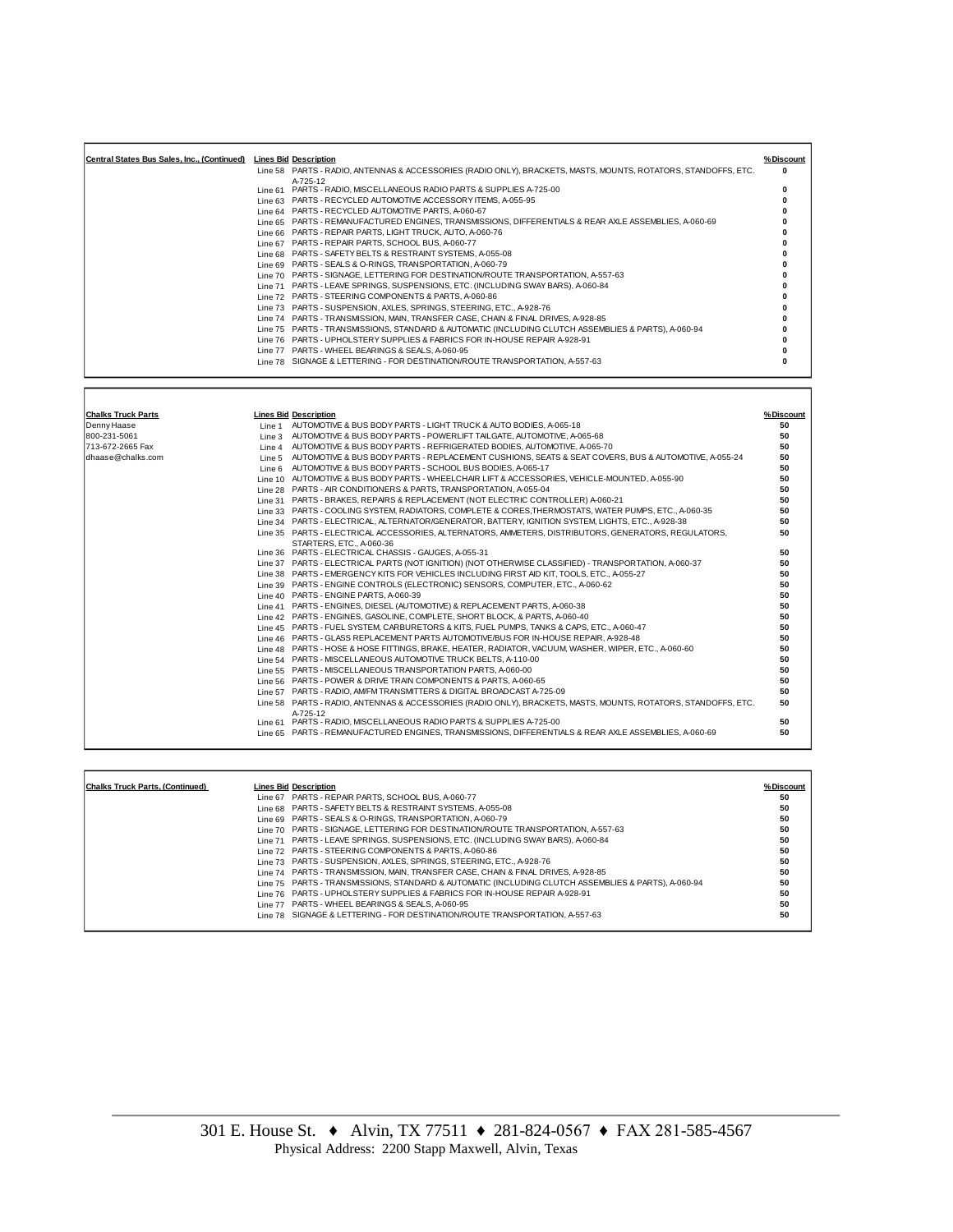| Central States Bus Sales, Inc., (Continued) | Lines Bid | Description | %Discount |
|---|---|---|---|
| | Line 58 | PARTS - RADIO, ANTENNAS & ACCESSORIES (RADIO ONLY), BRACKETS, MASTS, MOUNTS, ROTATORS, STANDOFFS, ETC. A-725-12 | 0 |
| | Line 61 | PARTS - RADIO, MISCELLANEOUS RADIO PARTS & SUPPLIES A-725-00 | 0 |
| | Line 63 | PARTS - RECYCLED AUTOMOTIVE ACCESSORY ITEMS, A-055-95 | 0 |
| | Line 64 | PARTS - RECYCLED AUTOMOTIVE PARTS, A-060-67 | 0 |
| | Line 65 | PARTS - REMANUFACTURED ENGINES, TRANSMISSIONS, DIFFERENTIALS & REAR AXLE ASSEMBLIES, A-060-69 | 0 |
| | Line 66 | PARTS - REPAIR PARTS, LIGHT TRUCK, AUTO, A-060-76 | 0 |
| | Line 67 | PARTS - REPAIR PARTS, SCHOOL BUS, A-060-77 | 0 |
| | Line 68 | PARTS - SAFETY BELTS & RESTRAINT SYSTEMS, A-055-08 | 0 |
| | Line 69 | PARTS - SEALS & O-RINGS, TRANSPORTATION, A-060-79 | 0 |
| | Line 70 | PARTS - SIGNAGE, LETTERING FOR DESTINATION/ROUTE TRANSPORTATION, A-557-63 | 0 |
| | Line 71 | PARTS - LEAVE SPRINGS, SUSPENSIONS, ETC. (INCLUDING SWAY BARS), A-060-84 | 0 |
| | Line 72 | PARTS - STEERING COMPONENTS & PARTS, A-060-86 | 0 |
| | Line 73 | PARTS - SUSPENSION, AXLES, SPRINGS, STEERING, ETC., A-928-76 | 0 |
| | Line 74 | PARTS - TRANSMISSION, MAIN, TRANSFER CASE, CHAIN & FINAL DRIVES, A-928-85 | 0 |
| | Line 75 | PARTS - TRANSMISSIONS, STANDARD & AUTOMATIC (INCLUDING CLUTCH ASSEMBLIES & PARTS), A-060-94 | 0 |
| | Line 76 | PARTS - UPHOLSTERY SUPPLIES & FABRICS FOR IN-HOUSE REPAIR A-928-91 | 0 |
| | Line 77 | PARTS - WHEEL BEARINGS & SEALS, A-060-95 | 0 |
| | Line 78 | SIGNAGE & LETTERING - FOR DESTINATION/ROUTE TRANSPORTATION, A-557-63 | 0 |

| Chalks Truck Parts | Lines Bid | Description | %Discount |
|---|---|---|---|
| Denny Haase | Line 1 | AUTOMOTIVE & BUS BODY PARTS - LIGHT TRUCK & AUTO BODIES, A-065-18 | 50 |
| 800-231-5061 | Line 3 | AUTOMOTIVE & BUS BODY PARTS - POWERLIFT TAILGATE, AUTOMOTIVE, A-065-68 | 50 |
| 713-672-2665 Fax | Line 4 | AUTOMOTIVE & BUS BODY PARTS - REFRIGERATED BODIES, AUTOMOTIVE, A-065-70 | 50 |
| dhaase@chalks.com | Line 5 | AUTOMOTIVE & BUS BODY PARTS - REPLACEMENT CUSHIONS, SEATS & SEAT COVERS, BUS & AUTOMOTIVE, A-055-24 | 50 |
| | Line 6 | AUTOMOTIVE & BUS BODY PARTS - SCHOOL BUS BODIES, A-065-17 | 50 |
| | Line 10 | AUTOMOTIVE & BUS BODY PARTS - WHEELCHAIR LIFT & ACCESSORIES, VEHICLE-MOUNTED, A-055-90 | 50 |
| | Line 28 | PARTS - AIR CONDITIONERS & PARTS, TRANSPORTATION, A-055-04 | 50 |
| | Line 31 | PARTS - BRAKES, REPAIRS & REPLACEMENT (NOT ELECTRIC CONTROLLER) A-060-21 | 50 |
| | Line 33 | PARTS - COOLING SYSTEM, RADIATORS, COMPLETE & CORES,THERMOSTATS, WATER PUMPS, ETC., A-060-35 | 50 |
| | Line 34 | PARTS - ELECTRICAL, ALTERNATOR/GENERATOR, BATTERY, IGNITION SYSTEM, LIGHTS, ETC., A-928-38 | 50 |
| | Line 35 | PARTS - ELECTRICAL ACCESSORIES, ALTERNATORS, AMMETERS, DISTRIBUTORS, GENERATORS, REGULATORS, STARTERS, ETC., A-060-36 | 50 |
| | Line 36 | PARTS - ELECTRICAL CHASSIS - GAUGES, A-055-31 | 50 |
| | Line 37 | PARTS - ELECTRICAL PARTS (NOT IGNITION) (NOT OTHERWISE CLASSIFIED) - TRANSPORTATION, A-060-37 | 50 |
| | Line 38 | PARTS - EMERGENCY KITS FOR VEHICLES INCLUDING FIRST AID KIT, TOOLS, ETC., A-055-27 | 50 |
| | Line 39 | PARTS - ENGINE CONTROLS (ELECTRONIC) SENSORS, COMPUTER, ETC., A-060-62 | 50 |
| | Line 40 | PARTS - ENGINE PARTS, A-060-39 | 50 |
| | Line 41 | PARTS - ENGINES, DIESEL (AUTOMOTIVE) & REPLACEMENT PARTS, A-060-38 | 50 |
| | Line 42 | PARTS - ENGINES, GASOLINE, COMPLETE, SHORT BLOCK, & PARTS, A-060-40 | 50 |
| | Line 45 | PARTS - FUEL SYSTEM, CARBURETORS & KITS, FUEL PUMPS, TANKS & CAPS, ETC., A-060-47 | 50 |
| | Line 46 | PARTS - GLASS REPLACEMENT PARTS AUTOMOTIVE/BUS FOR IN-HOUSE REPAIR, A-928-48 | 50 |
| | Line 48 | PARTS - HOSE & HOSE FITTINGS, BRAKE, HEATER, RADIATOR, VACUUM, WASHER, WIPER, ETC., A-060-60 | 50 |
| | Line 54 | PARTS - MISCELLANEOUS AUTOMOTIVE TRUCK BELTS, A-110-00 | 50 |
| | Line 55 | PARTS - MISCELLANEOUS TRANSPORTATION PARTS, A-060-00 | 50 |
| | Line 56 | PARTS - POWER & DRIVE TRAIN COMPONENTS & PARTS, A-060-65 | 50 |
| | Line 57 | PARTS - RADIO, AM/FM TRANSMITTERS & DIGITAL BROADCAST A-725-09 | 50 |
| | Line 58 | PARTS - RADIO, ANTENNAS & ACCESSORIES (RADIO ONLY), BRACKETS, MASTS, MOUNTS, ROTATORS, STANDOFFS, ETC. A-725-12 | 50 |
| | Line 61 | PARTS - RADIO, MISCELLANEOUS RADIO PARTS & SUPPLIES A-725-00 | 50 |
| | Line 65 | PARTS - REMANUFACTURED ENGINES, TRANSMISSIONS, DIFFERENTIALS & REAR AXLE ASSEMBLIES, A-060-69 | 50 |

| Chalks Truck Parts, (Continued) | Lines Bid | Description | %Discount |
|---|---|---|---|
| | Line 67 | PARTS - REPAIR PARTS, SCHOOL BUS, A-060-77 | 50 |
| | Line 68 | PARTS - SAFETY BELTS & RESTRAINT SYSTEMS, A-055-08 | 50 |
| | Line 69 | PARTS - SEALS & O-RINGS, TRANSPORTATION, A-060-79 | 50 |
| | Line 70 | PARTS - SIGNAGE, LETTERING FOR DESTINATION/ROUTE TRANSPORTATION, A-557-63 | 50 |
| | Line 71 | PARTS - LEAVE SPRINGS, SUSPENSIONS, ETC. (INCLUDING SWAY BARS), A-060-84 | 50 |
| | Line 72 | PARTS - STEERING COMPONENTS & PARTS, A-060-86 | 50 |
| | Line 73 | PARTS - SUSPENSION, AXLES, SPRINGS, STEERING, ETC., A-928-76 | 50 |
| | Line 74 | PARTS - TRANSMISSION, MAIN, TRANSFER CASE, CHAIN & FINAL DRIVES, A-928-85 | 50 |
| | Line 75 | PARTS - TRANSMISSIONS, STANDARD & AUTOMATIC (INCLUDING CLUTCH ASSEMBLIES & PARTS), A-060-94 | 50 |
| | Line 76 | PARTS - UPHOLSTERY SUPPLIES & FABRICS FOR IN-HOUSE REPAIR A-928-91 | 50 |
| | Line 77 | PARTS - WHEEL BEARINGS & SEALS, A-060-95 | 50 |
| | Line 78 | SIGNAGE & LETTERING - FOR DESTINATION/ROUTE TRANSPORTATION, A-557-63 | 50 |

301 E. House St. ♦ Alvin, TX 77511 ♦ 281-824-0567 ♦ FAX 281-585-4567
Physical Address: 2200 Stapp Maxwell, Alvin, Texas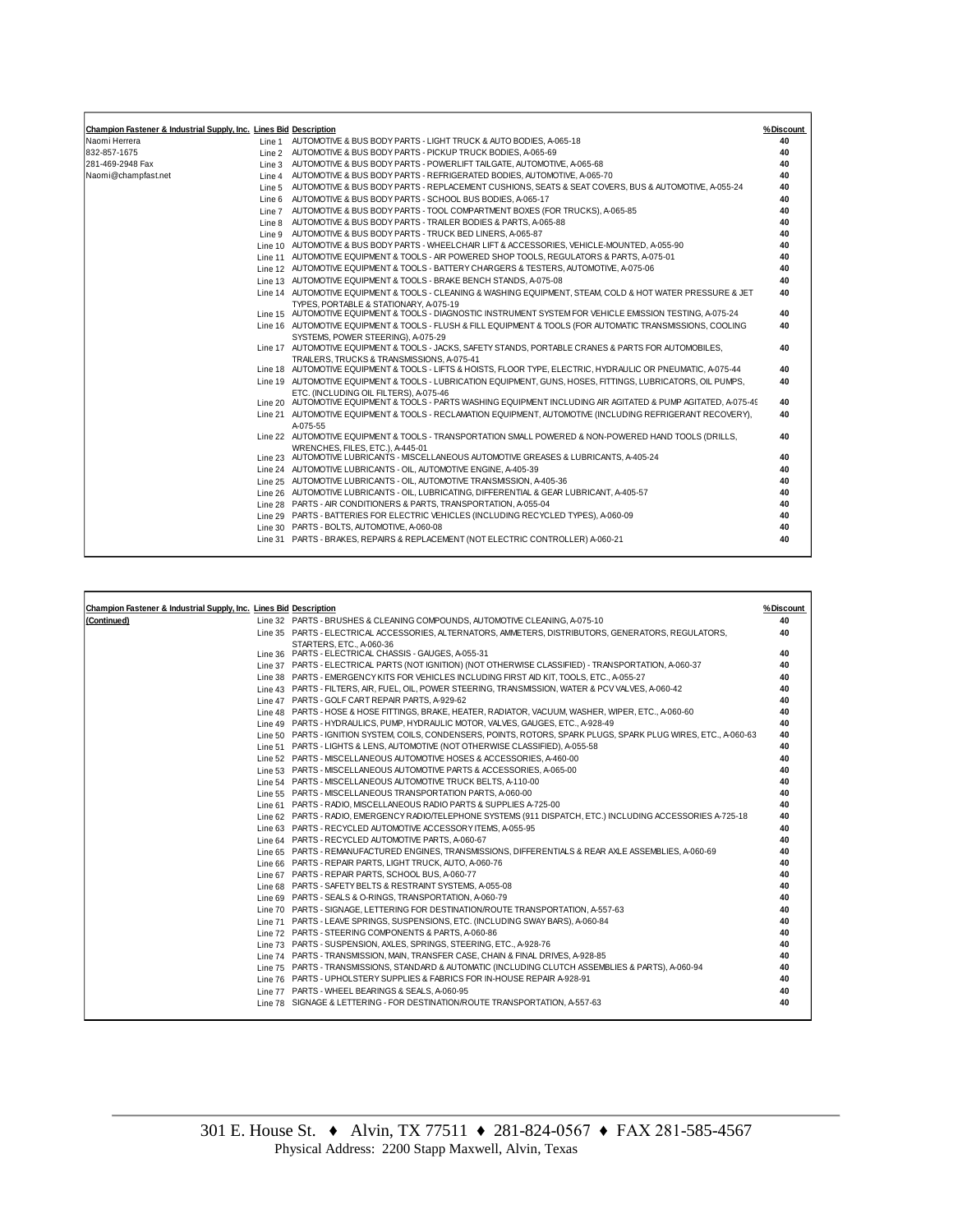| Champion Fastener & Industrial Supply, Inc. | Lines Bid | Description | %Discount |
|---|---|---|---|
| Naomi Herrera | Line 1 | AUTOMOTIVE & BUS BODY PARTS - LIGHT TRUCK & AUTO BODIES, A-065-18 | 40 |
| 832-857-1675 | Line 2 | AUTOMOTIVE & BUS BODY PARTS - PICKUP TRUCK BODIES, A-065-69 | 40 |
| 281-469-2948 Fax | Line 3 | AUTOMOTIVE & BUS BODY PARTS - POWERLIFT TAILGATE, AUTOMOTIVE, A-065-68 | 40 |
| Naomi@champfast.net | Line 4 | AUTOMOTIVE & BUS BODY PARTS - REFRIGERATED BODIES, AUTOMOTIVE, A-065-70 | 40 |
| | Line 5 | AUTOMOTIVE & BUS BODY PARTS - REPLACEMENT CUSHIONS, SEATS & SEAT COVERS, BUS & AUTOMOTIVE, A-055-24 | 40 |
| | Line 6 | AUTOMOTIVE & BUS BODY PARTS - SCHOOL BUS BODIES, A-065-17 | 40 |
| | Line 7 | AUTOMOTIVE & BUS BODY PARTS - TOOL COMPARTMENT BOXES (FOR TRUCKS), A-065-85 | 40 |
| | Line 8 | AUTOMOTIVE & BUS BODY PARTS - TRAILER BODIES & PARTS, A-065-88 | 40 |
| | Line 9 | AUTOMOTIVE & BUS BODY PARTS - TRUCK BED LINERS, A-065-87 | 40 |
| | Line 10 | AUTOMOTIVE & BUS BODY PARTS - WHEELCHAIR LIFT & ACCESSORIES, VEHICLE-MOUNTED, A-055-90 | 40 |
| | Line 11 | AUTOMOTIVE EQUIPMENT & TOOLS - AIR POWERED SHOP TOOLS, REGULATORS & PARTS, A-075-01 | 40 |
| | Line 12 | AUTOMOTIVE EQUIPMENT & TOOLS - BATTERY CHARGERS & TESTERS, AUTOMOTIVE, A-075-06 | 40 |
| | Line 13 | AUTOMOTIVE EQUIPMENT & TOOLS - BRAKE BENCH STANDS, A-075-08 | 40 |
| | Line 14 | AUTOMOTIVE EQUIPMENT & TOOLS - CLEANING & WASHING EQUIPMENT, STEAM, COLD & HOT WATER PRESSURE & JET TYPES, PORTABLE & STATIONARY, A-075-19 | 40 |
| | Line 15 | AUTOMOTIVE EQUIPMENT & TOOLS - DIAGNOSTIC INSTRUMENT SYSTEM FOR VEHICLE EMISSION TESTING, A-075-24 | 40 |
| | Line 16 | AUTOMOTIVE EQUIPMENT & TOOLS - FLUSH & FILL EQUIPMENT & TOOLS (FOR AUTOMATIC TRANSMISSIONS, COOLING SYSTEMS, POWER STEERING), A-075-29 | 40 |
| | Line 17 | AUTOMOTIVE EQUIPMENT & TOOLS - JACKS, SAFETY STANDS, PORTABLE CRANES & PARTS FOR AUTOMOBILES, TRAILERS, TRUCKS & TRANSMISSIONS, A-075-41 | 40 |
| | Line 18 | AUTOMOTIVE EQUIPMENT & TOOLS - LIFTS & HOISTS, FLOOR TYPE, ELECTRIC, HYDRAULIC OR PNEUMATIC, A-075-44 | 40 |
| | Line 19 | AUTOMOTIVE EQUIPMENT & TOOLS - LUBRICATION EQUIPMENT, GUNS, HOSES, FITTINGS, LUBRICATORS, OIL PUMPS, ETC. (INCLUDING OIL FILTERS), A-075-46 | 40 |
| | Line 20 | AUTOMOTIVE EQUIPMENT & TOOLS - PARTS WASHING EQUIPMENT INCLUDING AIR AGITATED & PUMP AGITATED, A-075-49 | 40 |
| | Line 21 | AUTOMOTIVE EQUIPMENT & TOOLS - RECLAMATION EQUIPMENT, AUTOMOTIVE (INCLUDING REFRIGERANT RECOVERY), A-075-55 | 40 |
| | Line 22 | AUTOMOTIVE EQUIPMENT & TOOLS - TRANSPORTATION SMALL POWERED & NON-POWERED HAND TOOLS (DRILLS, WRENCHES, FILES, ETC.), A-445-01 | 40 |
| | Line 23 | AUTOMOTIVE LUBRICANTS - MISCELLANEOUS AUTOMOTIVE GREASES & LUBRICANTS, A-405-24 | 40 |
| | Line 24 | AUTOMOTIVE LUBRICANTS - OIL, AUTOMOTIVE ENGINE, A-405-39 | 40 |
| | Line 25 | AUTOMOTIVE LUBRICANTS - OIL, AUTOMOTIVE TRANSMISSION, A-405-36 | 40 |
| | Line 26 | AUTOMOTIVE LUBRICANTS - OIL, LUBRICATING, DIFFERENTIAL & GEAR LUBRICANT, A-405-57 | 40 |
| | Line 28 | PARTS - AIR CONDITIONERS & PARTS, TRANSPORTATION, A-055-04 | 40 |
| | Line 29 | PARTS - BATTERIES FOR ELECTRIC VEHICLES (INCLUDING RECYCLED TYPES), A-060-09 | 40 |
| | Line 30 | PARTS - BOLTS, AUTOMOTIVE, A-060-08 | 40 |
| | Line 31 | PARTS - BRAKES, REPAIRS & REPLACEMENT (NOT ELECTRIC CONTROLLER) A-060-21 | 40 |

| Champion Fastener & Industrial Supply, Inc. | Lines Bid | Description | %Discount |
|---|---|---|---|
| (Continued) | Line 32 | PARTS - BRUSHES & CLEANING COMPOUNDS, AUTOMOTIVE CLEANING, A-075-10 | 40 |
| | Line 35 | PARTS - ELECTRICAL ACCESSORIES, ALTERNATORS, AMMETERS, DISTRIBUTORS, GENERATORS, REGULATORS, STARTERS, ETC., A-060-36 | 40 |
| | Line 36 | PARTS - ELECTRICAL CHASSIS - GAUGES, A-055-31 | 40 |
| | Line 37 | PARTS - ELECTRICAL PARTS (NOT IGNITION) (NOT OTHERWISE CLASSIFIED) - TRANSPORTATION, A-060-37 | 40 |
| | Line 38 | PARTS - EMERGENCY KITS FOR VEHICLES INCLUDING FIRST AID KIT, TOOLS, ETC., A-055-27 | 40 |
| | Line 43 | PARTS - FILTERS, AIR, FUEL, OIL, POWER STEERING, TRANSMISSION, WATER & PCV VALVES, A-060-42 | 40 |
| | Line 47 | PARTS - GOLF CART REPAIR PARTS, A-929-62 | 40 |
| | Line 48 | PARTS - HOSE & HOSE FITTINGS, BRAKE, HEATER, RADIATOR, VACUUM, WASHER, WIPER, ETC., A-060-60 | 40 |
| | Line 49 | PARTS - HYDRAULICS, PUMP, HYDRAULIC MOTOR, VALVES, GAUGES, ETC., A-928-49 | 40 |
| | Line 50 | PARTS - IGNITION SYSTEM, COILS, CONDENSERS, POINTS, ROTORS, SPARK PLUGS, SPARK PLUG WIRES, ETC., A-060-63 | 40 |
| | Line 51 | PARTS - LIGHTS & LENS, AUTOMOTIVE (NOT OTHERWISE CLASSIFIED), A-055-58 | 40 |
| | Line 52 | PARTS - MISCELLANEOUS AUTOMOTIVE HOSES & ACCESSORIES, A-460-00 | 40 |
| | Line 53 | PARTS - MISCELLANEOUS AUTOMOTIVE PARTS & ACCESSORIES, A-065-00 | 40 |
| | Line 54 | PARTS - MISCELLANEOUS AUTOMOTIVE TRUCK BELTS, A-110-00 | 40 |
| | Line 55 | PARTS - MISCELLANEOUS TRANSPORTATION PARTS, A-060-00 | 40 |
| | Line 61 | PARTS - RADIO, MISCELLANEOUS RADIO PARTS & SUPPLIES A-725-00 | 40 |
| | Line 62 | PARTS - RADIO, EMERGENCY RADIO/TELEPHONE SYSTEMS (911 DISPATCH, ETC.) INCLUDING ACCESSORIES A-725-18 | 40 |
| | Line 63 | PARTS - RECYCLED AUTOMOTIVE ACCESSORY ITEMS, A-055-95 | 40 |
| | Line 64 | PARTS - RECYCLED AUTOMOTIVE PARTS, A-060-67 | 40 |
| | Line 65 | PARTS - REMANUFACTURED ENGINES, TRANSMISSIONS, DIFFERENTIALS & REAR AXLE ASSEMBLIES, A-060-69 | 40 |
| | Line 66 | PARTS - REPAIR PARTS, LIGHT TRUCK, AUTO, A-060-76 | 40 |
| | Line 67 | PARTS - REPAIR PARTS, SCHOOL BUS, A-060-77 | 40 |
| | Line 68 | PARTS - SAFETY BELTS & RESTRAINT SYSTEMS, A-055-08 | 40 |
| | Line 69 | PARTS - SEALS & O-RINGS, TRANSPORTATION, A-060-79 | 40 |
| | Line 70 | PARTS - SIGNAGE, LETTERING FOR DESTINATION/ROUTE TRANSPORTATION, A-557-63 | 40 |
| | Line 71 | PARTS - LEAVE SPRINGS, SUSPENSIONS, ETC. (INCLUDING SWAY BARS), A-060-84 | 40 |
| | Line 72 | PARTS - STEERING COMPONENTS & PARTS, A-060-86 | 40 |
| | Line 73 | PARTS - SUSPENSION, AXLES, SPRINGS, STEERING, ETC., A-928-76 | 40 |
| | Line 74 | PARTS - TRANSMISSION, MAIN, TRANSFER CASE, CHAIN & FINAL DRIVES, A-928-85 | 40 |
| | Line 75 | PARTS - TRANSMISSIONS, STANDARD & AUTOMATIC (INCLUDING CLUTCH ASSEMBLIES & PARTS), A-060-94 | 40 |
| | Line 76 | PARTS - UPHOLSTERY SUPPLIES & FABRICS FOR IN-HOUSE REPAIR A-928-91 | 40 |
| | Line 77 | PARTS - WHEEL BEARINGS & SEALS, A-060-95 | 40 |
| | Line 78 | SIGNAGE & LETTERING - FOR DESTINATION/ROUTE TRANSPORTATION, A-557-63 | 40 |

301 E. House St. ♦ Alvin, TX 77511 ♦ 281-824-0567 ♦ FAX 281-585-4567
Physical Address: 2200 Stapp Maxwell, Alvin, Texas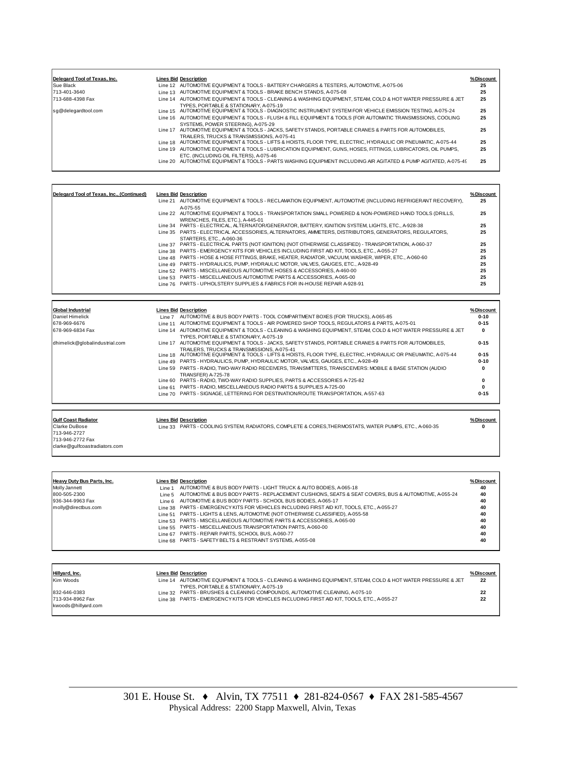| Delegard Tool of Texas, Inc. | Lines Bid | Description | % Discount |
|---|---|---|---|
| Sue Black | Line 12 | AUTOMOTIVE EQUIPMENT & TOOLS - BATTERY CHARGERS & TESTERS, AUTOMOTIVE, A-075-06 | 25 |
| 713-401-3640 | Line 13 | AUTOMOTIVE EQUIPMENT & TOOLS - BRAKE BENCH STANDS, A-075-08 | 25 |
| 713-688-4398 Fax | Line 14 | AUTOMOTIVE EQUIPMENT & TOOLS - CLEANING & WASHING EQUIPMENT, STEAM, COLD & HOT WATER PRESSURE & JET TYPES, PORTABLE & STATIONARY, A-075-19 | 25 |
| sg@delegardtool.com | Line 15 | AUTOMOTIVE EQUIPMENT & TOOLS - DIAGNOSTIC INSTRUMENT SYSTEM FOR VEHICLE EMISSION TESTING, A-075-24 | 25 |
| | Line 16 | AUTOMOTIVE EQUIPMENT & TOOLS - FLUSH & FILL EQUIPMENT & TOOLS (FOR AUTOMATIC TRANSMISSIONS, COOLING SYSTEMS, POWER STEERING), A-075-29 | 25 |
| | Line 17 | AUTOMOTIVE EQUIPMENT & TOOLS - JACKS, SAFETY STANDS, PORTABLE CRANES & PARTS FOR AUTOMOBILES, TRAILERS, TRUCKS & TRANSMISSIONS, A-075-41 | 25 |
| | Line 18 | AUTOMOTIVE EQUIPMENT & TOOLS - LIFTS & HOISTS, FLOOR TYPE, ELECTRIC, HYDRAULIC OR PNEUMATIC, A-075-44 | 25 |
| | Line 19 | AUTOMOTIVE EQUIPMENT & TOOLS - LUBRICATION EQUIPMENT, GUNS, HOSES, FITTINGS, LUBRICATORS, OIL PUMPS, ETC. (INCLUDING OIL FILTERS), A-075-46 | 25 |
| | Line 20 | AUTOMOTIVE EQUIPMENT & TOOLS - PARTS WASHING EQUIPMENT INCLUDING AIR AGITATED & PUMP AGITATED, A-075-49 | 25 |

| Delegard Tool of Texas, Inc., (Continued) | Lines Bid | Description | % Discount |
|---|---|---|---|
| | Line 21 | AUTOMOTIVE EQUIPMENT & TOOLS - RECLAMATION EQUIPMENT, AUTOMOTIVE (INCLUDING REFRIGERANT RECOVERY), A-075-55 | 25 |
| | Line 22 | AUTOMOTIVE EQUIPMENT & TOOLS - TRANSPORTATION SMALL POWERED & NON-POWERED HAND TOOLS (DRILLS, WRENCHES, FILES, ETC.), A-445-01 | 25 |
| | Line 34 | PARTS - ELECTRICAL, ALTERNATOR/GENERATOR, BATTERY, IGNITION SYSTEM, LIGHTS, ETC., A-928-38 | 25 |
| | Line 35 | PARTS - ELECTRICAL ACCESSORIES, ALTERNATORS, AMMETERS, DISTRIBUTORS, GENERATORS, REGULATORS, STARTERS, ETC., A-060-36 | 25 |
| | Line 37 | PARTS - ELECTRICAL PARTS (NOT IGNITION) (NOT OTHERWISE CLASSIFIED) - TRANSPORTATION, A-060-37 | 25 |
| | Line 38 | PARTS - EMERGENCY KITS FOR VEHICLES INCLUDING FIRST AID KIT, TOOLS, ETC., A-055-27 | 25 |
| | Line 48 | PARTS - HOSE & HOSE FITTINGS, BRAKE, HEATER, RADIATOR, VACUUM, WASHER, WIPER, ETC., A-060-60 | 25 |
| | Line 49 | PARTS - HYDRAULICS, PUMP, HYDRAULIC MOTOR, VALVES, GAUGES, ETC., A-928-49 | 25 |
| | Line 52 | PARTS - MISCELLANEOUS AUTOMOTIVE HOSES & ACCESSORIES, A-460-00 | 25 |
| | Line 53 | PARTS - MISCELLANEOUS AUTOMOTIVE PARTS & ACCESSORIES, A-065-00 | 25 |
| | Line 76 | PARTS - UPHOLSTERY SUPPLIES & FABRICS FOR IN-HOUSE REPAIR A-928-91 | 25 |

| Global Industrial | Lines Bid | Description | % Discount |
|---|---|---|---|
| Daniel Himelick | Line 7 | AUTOMOTIVE & BUS BODY PARTS - TOOL COMPARTMENT BOXES (FOR TRUCKS), A-065-85 | 0-10 |
| 678-969-6676 | Line 11 | AUTOMOTIVE EQUIPMENT & TOOLS - AIR POWERED SHOP TOOLS, REGULATORS & PARTS, A-075-01 | 0-15 |
| 678-969-6834 Fax | Line 14 | AUTOMOTIVE EQUIPMENT & TOOLS - CLEANING & WASHING EQUIPMENT, STEAM, COLD & HOT WATER PRESSURE & JET TYPES, PORTABLE & STATIONARY, A-075-19 | 0 |
| dhimelick@globalindustrial.com | Line 17 | AUTOMOTIVE EQUIPMENT & TOOLS - JACKS, SAFETY STANDS, PORTABLE CRANES & PARTS FOR AUTOMOBILES, TRAILERS, TRUCKS & TRANSMISSIONS, A-075-41 | 0-15 |
| | Line 18 | AUTOMOTIVE EQUIPMENT & TOOLS - LIFTS & HOISTS, FLOOR TYPE, ELECTRIC, HYDRAULIC OR PNEUMATIC, A-075-44 | 0-15 |
| | Line 49 | PARTS - HYDRAULICS, PUMP, HYDRAULIC MOTOR, VALVES, GAUGES, ETC., A-928-49 | 0-10 |
| | Line 59 | PARTS - RADIO, TWO-WAY RADIO RECEIVERS, TRANSMITTERS, TRANSCEIVERS: MOBILE & BASE STATION (AUDIO TRANSFER) A-725-78 | 0 |
| | Line 60 | PARTS - RADIO, TWO-WAY RADIO SUPPLIES, PARTS & ACCESSORIES A-725-82 | 0 |
| | Line 61 | PARTS - RADIO, MISCELLANEOUS RADIO PARTS & SUPPLIES A-725-00 | 0 |
| | Line 70 | PARTS - SIGNAGE, LETTERING FOR DESTINATION/ROUTE TRANSPORTATION, A-557-63 | 0-15 |

| Gulf Coast Radiator | Lines Bid | Description | % Discount |
|---|---|---|---|
| Clarke DuBose | Line 33 | PARTS - COOLING SYSTEM, RADIATORS, COMPLETE & CORES,THERMOSTATS, WATER PUMPS, ETC., A-060-35 | 0 |
| 713-946-2727 | | | |
| 713-946-2772 Fax | | | |
| clarke@gulfcoastradiators.com | | | |

| Heavy Duty Bus Parts, Inc. | Lines Bid | Description | % Discount |
|---|---|---|---|
| Molly Jannett | Line 1 | AUTOMOTIVE & BUS BODY PARTS - LIGHT TRUCK & AUTO BODIES, A-065-18 | 40 |
| 800-505-2300 | Line 5 | AUTOMOTIVE & BUS BODY PARTS - REPLACEMENT CUSHIONS, SEATS & SEAT COVERS, BUS & AUTOMOTIVE, A-055-24 | 40 |
| 936-344-9963 Fax | Line 6 | AUTOMOTIVE & BUS BODY PARTS - SCHOOL BUS BODIES, A-065-17 | 40 |
| molly@directbus.com | Line 38 | PARTS - EMERGENCY KITS FOR VEHICLES INCLUDING FIRST AID KIT, TOOLS, ETC., A-055-27 | 40 |
| | Line 51 | PARTS - LIGHTS & LENS, AUTOMOTIVE (NOT OTHERWISE CLASSIFIED), A-055-58 | 40 |
| | Line 53 | PARTS - MISCELLANEOUS AUTOMOTIVE PARTS & ACCESSORIES, A-065-00 | 40 |
| | Line 55 | PARTS - MISCELLANEOUS TRANSPORTATION PARTS, A-060-00 | 40 |
| | Line 67 | PARTS - REPAIR PARTS, SCHOOL BUS, A-060-77 | 40 |
| | Line 68 | PARTS - SAFETY BELTS & RESTRAINT SYSTEMS, A-055-08 | 40 |

| Hillyard, Inc. | Lines Bid | Description | % Discount |
|---|---|---|---|
| Kim Woods | Line 14 | AUTOMOTIVE EQUIPMENT & TOOLS - CLEANING & WASHING EQUIPMENT, STEAM, COLD & HOT WATER PRESSURE & JET TYPES, PORTABLE & STATIONARY, A-075-19 | 22 |
| 832-646-0383 | Line 32 | PARTS - BRUSHES & CLEANING COMPOUNDS, AUTOMOTIVE CLEANING, A-075-10 | 22 |
| 713-934-8962 Fax | Line 38 | PARTS - EMERGENCY KITS FOR VEHICLES INCLUDING FIRST AID KIT, TOOLS, ETC., A-055-27 | 22 |
| kwoods@hillyard.com | | | |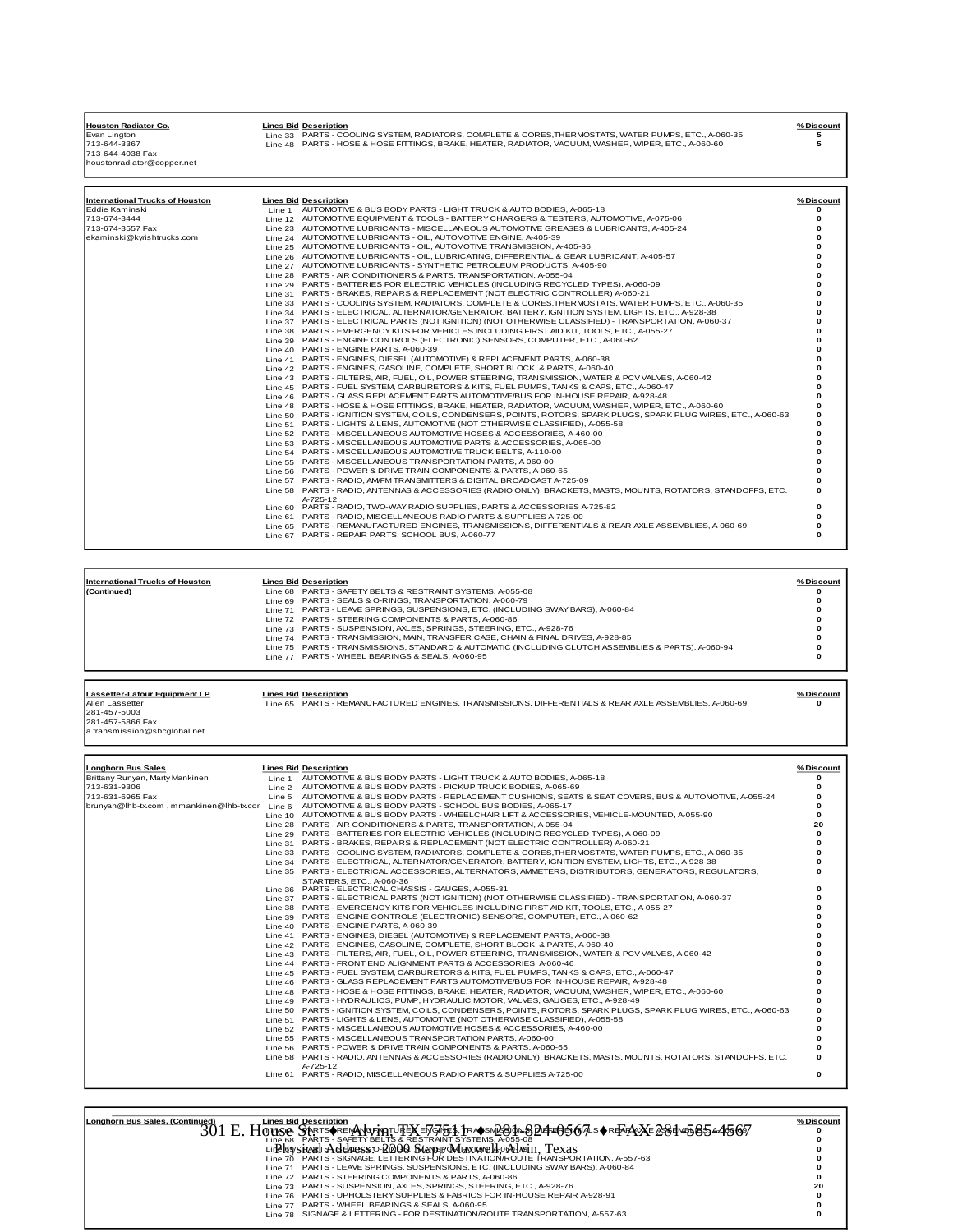| Houston Radiator Co. | Lines Bid | Description | % Discount |
|---|---|---|---|
| Evan Lington | Line 33 | PARTS - COOLING SYSTEM, RADIATORS, COMPLETE & CORES,THERMOSTATS, WATER PUMPS, ETC., A-060-35 | 5 |
| 713-644-3367 | Line 48 | PARTS - HOSE & HOSE FITTINGS, BRAKE, HEATER, RADIATOR, VACUUM, WASHER, WIPER, ETC., A-060-60 | 5 |
| 713-644-4038 Fax | | | |
| houstonradiator@copper.net | | | |

| International Trucks of Houston | Lines Bid | Description | % Discount |
|---|---|---|---|
| Eddie Kaminski | Line 1 | AUTOMOTIVE & BUS BODY PARTS - LIGHT TRUCK & AUTO BODIES, A-065-18 | 0 |
| 713-674-3444 | Line 12 | AUTOMOTIVE EQUIPMENT & TOOLS - BATTERY CHARGERS & TESTERS, AUTOMOTIVE, A-075-06 | 0 |
| 713-674-3557 Fax | Line 23 | AUTOMOTIVE LUBRICANTS - MISCELLANEOUS AUTOMOTIVE GREASES & LUBRICANTS, A-405-24 | 0 |
| ekaminski@kyrishtrucks.com | Line 24 | AUTOMOTIVE LUBRICANTS - OIL, AUTOMOTIVE ENGINE, A-405-39 | 0 |
| | Line 25 | AUTOMOTIVE LUBRICANTS - OIL, AUTOMOTIVE TRANSMISSION, A-405-36 | 0 |
| | Line 26 | AUTOMOTIVE LUBRICANTS - OIL, LUBRICATING, DIFFERENTIAL & GEAR LUBRICANT, A-405-57 | 0 |
| | Line 27 | AUTOMOTIVE LUBRICANTS - SYNTHETIC PETROLEUM PRODUCTS, A-405-90 | 0 |
| | Line 28 | PARTS - AIR CONDITIONERS & PARTS, TRANSPORTATION, A-055-04 | 0 |
| | Line 29 | PARTS - BATTERIES FOR ELECTRIC VEHICLES (INCLUDING RECYCLED TYPES), A-060-09 | 0 |
| | Line 31 | PARTS - BRAKES, REPAIRS & REPLACEMENT (NOT ELECTRIC CONTROLLER) A-060-21 | 0 |
| | Line 33 | PARTS - COOLING SYSTEM, RADIATORS, COMPLETE & CORES,THERMOSTATS, WATER PUMPS, ETC., A-060-35 | 0 |
| | Line 34 | PARTS - ELECTRICAL, ALTERNATOR/GENERATOR, BATTERY, IGNITION SYSTEM, LIGHTS, ETC., A-928-38 | 0 |
| | Line 37 | PARTS - ELECTRICAL PARTS (NOT IGNITION) (NOT OTHERWISE CLASSIFIED) - TRANSPORTATION, A-060-37 | 0 |
| | Line 38 | PARTS - EMERGENCY KITS FOR VEHICLES INCLUDING FIRST AID KIT, TOOLS, ETC., A-055-27 | 0 |
| | Line 39 | PARTS - ENGINE CONTROLS (ELECTRONIC) SENSORS, COMPUTER, ETC., A-060-62 | 0 |
| | Line 40 | PARTS - ENGINE PARTS, A-060-39 | 0 |
| | Line 41 | PARTS - ENGINES, DIESEL (AUTOMOTIVE) & REPLACEMENT PARTS, A-060-38 | 0 |
| | Line 42 | PARTS - ENGINES, GASOLINE, COMPLETE, SHORT BLOCK, & PARTS, A-060-40 | 0 |
| | Line 43 | PARTS - FILTERS, AIR, FUEL, OIL, POWER STEERING, TRANSMISSION, WATER & PCV VALVES, A-060-42 | 0 |
| | Line 45 | PARTS - FUEL SYSTEM, CARBURETORS & KITS, FUEL PUMPS, TANKS & CAPS, ETC., A-060-47 | 0 |
| | Line 46 | PARTS - GLASS REPLACEMENT PARTS AUTOMOTIVE/BUS FOR IN-HOUSE REPAIR, A-928-48 | 0 |
| | Line 48 | PARTS - HOSE & HOSE FITTINGS, BRAKE, HEATER, RADIATOR, VACUUM, WASHER, WIPER, ETC., A-060-60 | 0 |
| | Line 50 | PARTS - IGNITION SYSTEM, COILS, CONDENSERS, POINTS, ROTORS, SPARK PLUGS, SPARK PLUG WIRES, ETC., A-060-63 | 0 |
| | Line 51 | PARTS - LIGHTS & LENS, AUTOMOTIVE (NOT OTHERWISE CLASSIFIED), A-055-58 | 0 |
| | Line 52 | PARTS - MISCELLANEOUS AUTOMOTIVE HOSES & ACCESSORIES, A-460-00 | 0 |
| | Line 53 | PARTS - MISCELLANEOUS AUTOMOTIVE PARTS & ACCESSORIES, A-065-00 | 0 |
| | Line 54 | PARTS - MISCELLANEOUS AUTOMOTIVE TRUCK BELTS, A-110-00 | 0 |
| | Line 55 | PARTS - MISCELLANEOUS TRANSPORTATION PARTS, A-060-00 | 0 |
| | Line 56 | PARTS - POWER & DRIVE TRAIN COMPONENTS & PARTS, A-060-65 | 0 |
| | Line 57 | PARTS - RADIO, AM/FM TRANSMITTERS & DIGITAL BROADCAST A-725-09 | 0 |
| | Line 58 | PARTS - RADIO, ANTENNAS & ACCESSORIES (RADIO ONLY), BRACKETS, MASTS, MOUNTS, ROTATORS, STANDOFFS, ETC. A-725-12 | 0 |
| | Line 60 | PARTS - RADIO, TWO-WAY RADIO SUPPLIES, PARTS & ACCESSORIES A-725-82 | 0 |
| | Line 61 | PARTS - RADIO, MISCELLANEOUS RADIO PARTS & SUPPLIES A-725-00 | 0 |
| | Line 65 | PARTS - REMANUFACTURED ENGINES, TRANSMISSIONS, DIFFERENTIALS & REAR AXLE ASSEMBLIES, A-060-69 | 0 |
| | Line 67 | PARTS - REPAIR PARTS, SCHOOL BUS, A-060-77 | 0 |

| International Trucks of Houston (Continued) | Lines Bid | Description | % Discount |
|---|---|---|---|
| | Line 68 | PARTS - SAFETY BELTS & RESTRAINT SYSTEMS, A-055-08 | 0 |
| | Line 69 | PARTS - SEALS & O-RINGS, TRANSPORTATION, A-060-79 | 0 |
| | Line 71 | PARTS - LEAVE SPRINGS, SUSPENSIONS, ETC. (INCLUDING SWAY BARS), A-060-84 | 0 |
| | Line 72 | PARTS - STEERING COMPONENTS & PARTS, A-060-86 | 0 |
| | Line 73 | PARTS - SUSPENSION, AXLES, SPRINGS, STEERING, ETC., A-928-76 | 0 |
| | Line 74 | PARTS - TRANSMISSION, MAIN, TRANSFER CASE, CHAIN & FINAL DRIVES, A-928-85 | 0 |
| | Line 75 | PARTS - TRANSMISSIONS, STANDARD & AUTOMATIC (INCLUDING CLUTCH ASSEMBLIES & PARTS), A-060-94 | 0 |
| | Line 77 | PARTS - WHEEL BEARINGS & SEALS, A-060-95 | 0 |

| Lassetter-Lafour Equipment LP | Lines Bid | Description | % Discount |
|---|---|---|---|
| Allen Lassetter | Line 65 | PARTS - REMANUFACTURED ENGINES, TRANSMISSIONS, DIFFERENTIALS & REAR AXLE ASSEMBLIES, A-060-69 | 0 |
| 281-457-5003 | | | |
| 281-457-5866 Fax | | | |
| a.transmission@sbcglobal.net | | | |

| Longhorn Bus Sales | Lines Bid | Description | % Discount |
|---|---|---|---|
| Brittany Runyan, Marty Mankinen | Line 1 | AUTOMOTIVE & BUS BODY PARTS - LIGHT TRUCK & AUTO BODIES, A-065-18 | 0 |
| 713-631-9306 | Line 2 | AUTOMOTIVE & BUS BODY PARTS - PICKUP TRUCK BODIES, A-065-69 | 0 |
| 713-631-6965 Fax | Line 5 | AUTOMOTIVE & BUS BODY PARTS - REPLACEMENT CUSHIONS, SEATS & SEAT COVERS, BUS & AUTOMOTIVE, A-055-24 | 0 |
| brunyan@lhb-tx.com , mmankinen@lhb-tx.com | Line 6 | AUTOMOTIVE & BUS BODY PARTS - SCHOOL BUS BODIES, A-065-17 | 0 |
| | Line 10 | AUTOMOTIVE & BUS BODY PARTS - WHEELCHAIR LIFT & ACCESSORIES, VEHICLE-MOUNTED, A-055-90 | 0 |
| | Line 28 | PARTS - AIR CONDITIONERS & PARTS, TRANSPORTATION, A-055-04 | 20 |
| | Line 29 | PARTS - BATTERIES FOR ELECTRIC VEHICLES (INCLUDING RECYCLED TYPES), A-060-09 | 0 |
| | Line 31 | PARTS - BRAKES, REPAIRS & REPLACEMENT (NOT ELECTRIC CONTROLLER) A-060-21 | 0 |
| | Line 33 | PARTS - COOLING SYSTEM, RADIATORS, COMPLETE & CORES,THERMOSTATS, WATER PUMPS, ETC., A-060-35 | 0 |
| | Line 34 | PARTS - ELECTRICAL, ALTERNATOR/GENERATOR, BATTERY, IGNITION SYSTEM, LIGHTS, ETC., A-928-38 | 0 |
| | Line 35 | PARTS - ELECTRICAL ACCESSORIES, ALTERNATORS, AMMETERS, DISTRIBUTORS, GENERATORS, REGULATORS, STARTERS, ETC., A-060-36 | 0 |
| | Line 36 | PARTS - ELECTRICAL CHASSIS - GAUGES, A-055-31 | 0 |
| | Line 37 | PARTS - ELECTRICAL PARTS (NOT IGNITION) (NOT OTHERWISE CLASSIFIED) - TRANSPORTATION, A-060-37 | 0 |
| | Line 38 | PARTS - EMERGENCY KITS FOR VEHICLES INCLUDING FIRST AID KIT, TOOLS, ETC., A-055-27 | 0 |
| | Line 39 | PARTS - ENGINE CONTROLS (ELECTRONIC) SENSORS, COMPUTER, ETC., A-060-62 | 0 |
| | Line 40 | PARTS - ENGINE PARTS, A-060-39 | 0 |
| | Line 41 | PARTS - ENGINES, DIESEL (AUTOMOTIVE) & REPLACEMENT PARTS, A-060-38 | 0 |
| | Line 42 | PARTS - ENGINES, GASOLINE, COMPLETE, SHORT BLOCK, & PARTS, A-060-40 | 0 |
| | Line 43 | PARTS - FILTERS, AIR, FUEL, OIL, POWER STEERING, TRANSMISSION, WATER & PCV VALVES, A-060-42 | 0 |
| | Line 44 | PARTS - FRONT END ALIGNMENT PARTS & ACCESSORIES, A-060-46 | 0 |
| | Line 45 | PARTS - FUEL SYSTEM, CARBURETORS & KITS, FUEL PUMPS, TANKS & CAPS, ETC., A-060-47 | 0 |
| | Line 46 | PARTS - GLASS REPLACEMENT PARTS AUTOMOTIVE/BUS FOR IN-HOUSE REPAIR, A-928-48 | 0 |
| | Line 48 | PARTS - HOSE & HOSE FITTINGS, BRAKE, HEATER, RADIATOR, VACUUM, WASHER, WIPER, ETC., A-060-60 | 0 |
| | Line 49 | PARTS - HYDRAULICS, PUMP, HYDRAULIC MOTOR, VALVES, GAUGES, ETC., A-928-49 | 0 |
| | Line 50 | PARTS - IGNITION SYSTEM, COILS, CONDENSERS, POINTS, ROTORS, SPARK PLUGS, SPARK PLUG WIRES, ETC., A-060-63 | 0 |
| | Line 51 | PARTS - LIGHTS & LENS, AUTOMOTIVE (NOT OTHERWISE CLASSIFIED), A-055-58 | 0 |
| | Line 52 | PARTS - MISCELLANEOUS AUTOMOTIVE HOSES & ACCESSORIES, A-460-00 | 0 |
| | Line 55 | PARTS - MISCELLANEOUS TRANSPORTATION PARTS, A-060-00 | 0 |
| | Line 56 | PARTS - POWER & DRIVE TRAIN COMPONENTS & PARTS, A-060-65 | 0 |
| | Line 58 | PARTS - RADIO, ANTENNAS & ACCESSORIES (RADIO ONLY), BRACKETS, MASTS, MOUNTS, ROTATORS, STANDOFFS, ETC. A-725-12 | 0 |
| | Line 61 | PARTS - RADIO, MISCELLANEOUS RADIO PARTS & SUPPLIES A-725-00 | 0 |

| Longhorn Bus Sales, (Continued) | Lines Bid | Description | % Discount |
|---|---|---|---|
| | Line 65 | PARTS - REMANUFACTURED ENGINES, TRANSMISSIONS, DIFFERENTIALS & REAR AXLE ASSEMBLIES, A-060-69 | 0 |
| | Line 68 | PARTS - SAFETY BELTS & RESTRAINT SYSTEMS, A-055-08 | 0 |
| | Line 69 | PARTS - SEALS & O-RINGS, TRANSPORTATION, A-060-79 | 0 |
| | Line 70 | PARTS - SIGNAGE, LETTERING FOR DESTINATION/ROUTE TRANSPORTATION, A-557-63 | 0 |
| | Line 71 | PARTS - LEAVE SPRINGS, SUSPENSIONS, ETC. (INCLUDING SWAY BARS), A-060-84 | 0 |
| | Line 72 | PARTS - STEERING COMPONENTS & PARTS, A-060-86 | 0 |
| | Line 73 | PARTS - SUSPENSION, AXLES, SPRINGS, STEERING, ETC., A-928-76 | 20 |
| | Line 76 | PARTS - UPHOLSTERY SUPPLIES & FABRICS FOR IN-HOUSE REPAIR A-928-91 | 0 |
| | Line 77 | PARTS - WHEEL BEARINGS & SEALS, A-060-95 | 0 |
| | Line 78 | SIGNAGE & LETTERING - FOR DESTINATION/ROUTE TRANSPORTATION, A-557-63 | 0 |

301 E. House St. ♦ Alvin, TX 77511 ♦ 281-824-0567 ♦ FAX 281-585-4567

Physical Address: 2200 Stapp Maxwell, Alvin, Texas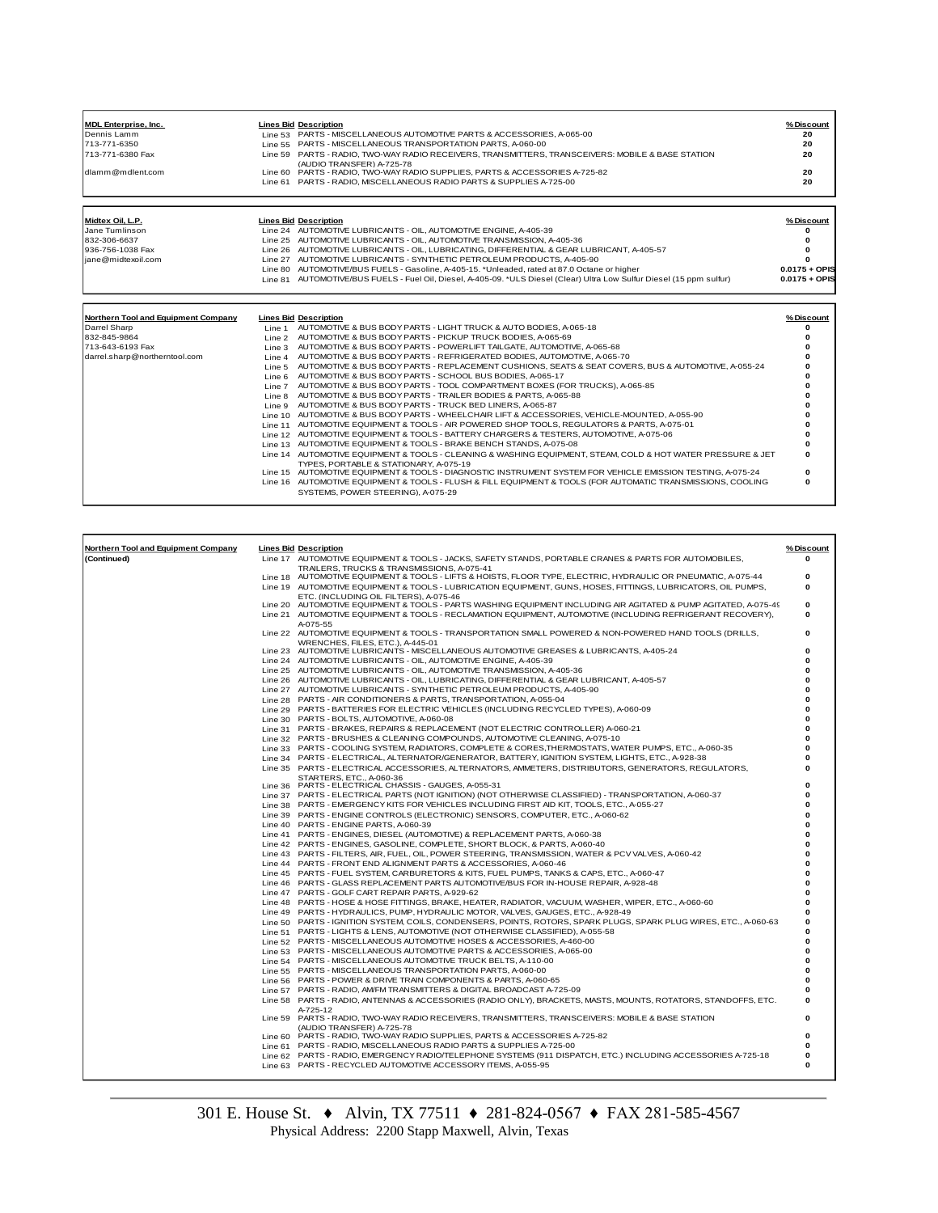| MDL Enterprise, Inc. | Lines Bid | Description | % Discount |
|---|---|---|---|
| Dennis Lamm | Line 53 | PARTS - MISCELLANEOUS AUTOMOTIVE PARTS & ACCESSORIES, A-065-00 | 20 |
| 713-771-6350 | Line 55 | PARTS - MISCELLANEOUS TRANSPORTATION PARTS, A-060-00 | 20 |
| 713-771-6380 Fax | Line 59 | PARTS - RADIO, TWO-WAY RADIO RECEIVERS, TRANSMITTERS, TRANSCEIVERS: MOBILE & BASE STATION (AUDIO TRANSFER) A-725-78 | 20 |
| dlamm@mdlent.com | Line 60 | PARTS - RADIO, TWO-WAY RADIO SUPPLIES, PARTS & ACCESSORIES A-725-82 | 20 |
| | Line 61 | PARTS - RADIO, MISCELLANEOUS RADIO PARTS & SUPPLIES A-725-00 | 20 |

| Midtex Oil, L.P. | Lines Bid | Description | % Discount |
|---|---|---|---|
| Jane Tumlinson | Line 24 | AUTOMOTIVE LUBRICANTS - OIL, AUTOMOTIVE ENGINE, A-405-39 | 0 |
| 832-306-6637 | Line 25 | AUTOMOTIVE LUBRICANTS - OIL, AUTOMOTIVE TRANSMISSION, A-405-36 | 0 |
| 936-756-1038 Fax | Line 26 | AUTOMOTIVE LUBRICANTS - OIL, LUBRICATING, DIFFERENTIAL & GEAR LUBRICANT, A-405-57 | 0 |
| jane@midtexoil.com | Line 27 | AUTOMOTIVE LUBRICANTS - SYNTHETIC PETROLEUM PRODUCTS, A-405-90 | 0 |
| | Line 80 | AUTOMOTIVE/BUS FUELS - Gasoline, A-405-15. *Unleaded, rated at 87.0 Octane or higher | 0.0175 + OPIS |
| | Line 81 | AUTOMOTIVE/BUS FUELS - Fuel Oil, Diesel, A-405-09. *ULS Diesel (Clear) Ultra Low Sulfur Diesel (15 ppm sulfur) | 0.0175 + OPIS |

| Northern Tool and Equipment Company | Lines Bid | Description | % Discount |
|---|---|---|---|
| Darrel Sharp | Line 1 | AUTOMOTIVE & BUS BODY PARTS - LIGHT TRUCK & AUTO BODIES, A-065-18 | 0 |
| 832-845-9864 | Line 2 | AUTOMOTIVE & BUS BODY PARTS - PICKUP TRUCK BODIES, A-065-69 | 0 |
| 713-643-6193 Fax | Line 3 | AUTOMOTIVE & BUS BODY PARTS - POWERLIFT TAILGATE, AUTOMOTIVE, A-065-68 | 0 |
| darrel.sharp@northerntool.com | Line 4 | AUTOMOTIVE & BUS BODY PARTS - REFRIGERATED BODIES, AUTOMOTIVE, A-065-70 | 0 |
| | Line 5 | AUTOMOTIVE & BUS BODY PARTS - REPLACEMENT CUSHIONS, SEATS & SEAT COVERS, BUS & AUTOMOTIVE, A-055-24 | 0 |
| | Line 6 | AUTOMOTIVE & BUS BODY PARTS - SCHOOL BUS BODIES, A-065-17 | 0 |
| | Line 7 | AUTOMOTIVE & BUS BODY PARTS - TOOL COMPARTMENT BOXES (FOR TRUCKS), A-065-85 | 0 |
| | Line 8 | AUTOMOTIVE & BUS BODY PARTS - TRAILER BODIES & PARTS, A-065-88 | 0 |
| | Line 9 | AUTOMOTIVE & BUS BODY PARTS - TRUCK BED LINERS, A-065-87 | 0 |
| | Line 10 | AUTOMOTIVE & BUS BODY PARTS - WHEELCHAIR LIFT & ACCESSORIES, VEHICLE-MOUNTED, A-055-90 | 0 |
| | Line 11 | AUTOMOTIVE EQUIPMENT & TOOLS - AIR POWERED SHOP TOOLS, REGULATORS & PARTS, A-075-01 | 0 |
| | Line 12 | AUTOMOTIVE EQUIPMENT & TOOLS - BATTERY CHARGERS & TESTERS, AUTOMOTIVE, A-075-06 | 0 |
| | Line 13 | AUTOMOTIVE EQUIPMENT & TOOLS - BRAKE BENCH STANDS, A-075-08 | 0 |
| | Line 14 | AUTOMOTIVE EQUIPMENT & TOOLS - CLEANING & WASHING EQUIPMENT, STEAM, COLD & HOT WATER PRESSURE & JET TYPES, PORTABLE & STATIONARY, A-075-19 | 0 |
| | Line 15 | AUTOMOTIVE EQUIPMENT & TOOLS - DIAGNOSTIC INSTRUMENT SYSTEM FOR VEHICLE EMISSION TESTING, A-075-24 | 0 |
| | Line 16 | AUTOMOTIVE EQUIPMENT & TOOLS - FLUSH & FILL EQUIPMENT & TOOLS (FOR AUTOMATIC TRANSMISSIONS, COOLING SYSTEMS, POWER STEERING), A-075-29 | 0 |

| Northern Tool and Equipment Company | Lines Bid | Description | % Discount |
|---|---|---|---|
| (Continued) | Line 17 | AUTOMOTIVE EQUIPMENT & TOOLS - JACKS, SAFETY STANDS, PORTABLE CRANES & PARTS FOR AUTOMOBILES, TRAILERS, TRUCKS & TRANSMISSIONS, A-075-41 | 0 |
| | Line 18 | AUTOMOTIVE EQUIPMENT & TOOLS - LIFTS & HOISTS, FLOOR TYPE, ELECTRIC, HYDRAULIC OR PNEUMATIC, A-075-44 | 0 |
| | Line 19 | AUTOMOTIVE EQUIPMENT & TOOLS - LUBRICATION EQUIPMENT, GUNS, HOSES, FITTINGS, LUBRICATORS, OIL PUMPS, ETC. (INCLUDING OIL FILTERS), A-075-46 | 0 |
| | Line 20 | AUTOMOTIVE EQUIPMENT & TOOLS - PARTS WASHING EQUIPMENT INCLUDING AIR AGITATED & PUMP AGITATED, A-075-49 | 0 |
| | Line 21 | AUTOMOTIVE EQUIPMENT & TOOLS - RECLAMATION EQUIPMENT, AUTOMOTIVE (INCLUDING REFRIGERANT RECOVERY), A-075-55 | 0 |
| | Line 22 | AUTOMOTIVE EQUIPMENT & TOOLS - TRANSPORTATION SMALL POWERED & NON-POWERED HAND TOOLS (DRILLS, WRENCHES, FILES, ETC.), A-445-01 | 0 |
| | Line 23 | AUTOMOTIVE LUBRICANTS - MISCELLANEOUS AUTOMOTIVE GREASES & LUBRICANTS, A-405-24 | 0 |
| | Line 24 | AUTOMOTIVE LUBRICANTS - OIL, AUTOMOTIVE ENGINE, A-405-39 | 0 |
| | Line 25 | AUTOMOTIVE LUBRICANTS - OIL, AUTOMOTIVE TRANSMISSION, A-405-36 | 0 |
| | Line 26 | AUTOMOTIVE LUBRICANTS - OIL, LUBRICATING, DIFFERENTIAL & GEAR LUBRICANT, A-405-57 | 0 |
| | Line 27 | AUTOMOTIVE LUBRICANTS - SYNTHETIC PETROLEUM PRODUCTS, A-405-90 | 0 |
| | Line 28 | PARTS - AIR CONDITIONERS & PARTS, TRANSPORTATION, A-055-04 | 0 |
| | Line 29 | PARTS - BATTERIES FOR ELECTRIC VEHICLES (INCLUDING RECYCLED TYPES), A-060-09 | 0 |
| | Line 30 | PARTS - BOLTS, AUTOMOTIVE, A-060-08 | 0 |
| | Line 31 | PARTS - BRAKES, REPAIRS & REPLACEMENT (NOT ELECTRIC CONTROLLER) A-060-21 | 0 |
| | Line 32 | PARTS - BRUSHES & CLEANING COMPOUNDS, AUTOMOTIVE CLEANING, A-075-10 | 0 |
| | Line 33 | PARTS - COOLING SYSTEM, RADIATORS, COMPLETE & CORES,THERMOSTATS, WATER PUMPS, ETC., A-060-35 | 0 |
| | Line 34 | PARTS - ELECTRICAL, ALTERNATOR/GENERATOR, BATTERY, IGNITION SYSTEM, LIGHTS, ETC., A-928-38 | 0 |
| | Line 35 | PARTS - ELECTRICAL ACCESSORIES, ALTERNATORS, AMMETERS, DISTRIBUTORS, GENERATORS, REGULATORS, STARTERS, ETC., A-060-36 | 0 |
| | Line 36 | PARTS - ELECTRICAL CHASSIS - GAUGES, A-055-31 | 0 |
| | Line 37 | PARTS - ELECTRICAL PARTS (NOT IGNITION) (NOT OTHERWISE CLASSIFIED) - TRANSPORTATION, A-060-37 | 0 |
| | Line 38 | PARTS - EMERGENCY KITS FOR VEHICLES INCLUDING FIRST AID KIT, TOOLS, ETC., A-055-27 | 0 |
| | Line 39 | PARTS - ENGINE CONTROLS (ELECTRONIC) SENSORS, COMPUTER, ETC., A-060-62 | 0 |
| | Line 40 | PARTS - ENGINE PARTS, A-060-39 | 0 |
| | Line 41 | PARTS - ENGINES, DIESEL (AUTOMOTIVE) & REPLACEMENT PARTS, A-060-38 | 0 |
| | Line 42 | PARTS - ENGINES, GASOLINE, COMPLETE, SHORT BLOCK, & PARTS, A-060-40 | 0 |
| | Line 43 | PARTS - FILTERS, AIR, FUEL, OIL, POWER STEERING, TRANSMISSION, WATER & PCV VALVES, A-060-42 | 0 |
| | Line 44 | PARTS - FRONT END ALIGNMENT PARTS & ACCESSORIES, A-060-46 | 0 |
| | Line 45 | PARTS - FUEL SYSTEM, CARBURETORS & KITS, FUEL PUMPS, TANKS & CAPS, ETC., A-060-47 | 0 |
| | Line 46 | PARTS - GLASS REPLACEMENT PARTS AUTOMOTIVE/BUS FOR IN-HOUSE REPAIR, A-928-48 | 0 |
| | Line 47 | PARTS - GOLF CART REPAIR PARTS, A-929-62 | 0 |
| | Line 48 | PARTS - HOSE & HOSE FITTINGS, BRAKE, HEATER, RADIATOR, VACUUM, WASHER, WIPER, ETC., A-060-60 | 0 |
| | Line 49 | PARTS - HYDRAULICS, PUMP, HYDRAULIC MOTOR, VALVES, GAUGES, ETC., A-928-49 | 0 |
| | Line 50 | PARTS - IGNITION SYSTEM, COILS, CONDENSERS, POINTS, ROTORS, SPARK PLUGS, SPARK PLUG WIRES, ETC., A-060-63 | 0 |
| | Line 51 | PARTS - LIGHTS & LENS, AUTOMOTIVE (NOT OTHERWISE CLASSIFIED), A-055-58 | 0 |
| | Line 52 | PARTS - MISCELLANEOUS AUTOMOTIVE HOSES & ACCESSORIES, A-460-00 | 0 |
| | Line 53 | PARTS - MISCELLANEOUS AUTOMOTIVE PARTS & ACCESSORIES, A-065-00 | 0 |
| | Line 54 | PARTS - MISCELLANEOUS AUTOMOTIVE TRUCK BELTS, A-110-00 | 0 |
| | Line 55 | PARTS - MISCELLANEOUS TRANSPORTATION PARTS, A-060-00 | 0 |
| | Line 56 | PARTS - POWER & DRIVE TRAIN COMPONENTS & PARTS, A-060-65 | 0 |
| | Line 57 | PARTS - RADIO, AM/FM TRANSMITTERS & DIGITAL BROADCAST A-725-09 | 0 |
| | Line 58 | PARTS - RADIO, ANTENNAS & ACCESSORIES (RADIO ONLY), BRACKETS, MASTS, MOUNTS, ROTATORS, STANDOFFS, ETC. A-725-12 | 0 |
| | Line 59 | PARTS - RADIO, TWO-WAY RADIO RECEIVERS, TRANSMITTERS, TRANSCEIVERS: MOBILE & BASE STATION (AUDIO TRANSFER) A-725-78 | 0 |
| | Line 60 | PARTS - RADIO, TWO-WAY RADIO SUPPLIES, PARTS & ACCESSORIES A-725-82 | 0 |
| | Line 61 | PARTS - RADIO, MISCELLANEOUS RADIO PARTS & SUPPLIES A-725-00 | 0 |
| | Line 62 | PARTS - RADIO, EMERGENCY RADIO/TELEPHONE SYSTEMS (911 DISPATCH, ETC.) INCLUDING ACCESSORIES A-725-18 | 0 |
| | Line 63 | PARTS - RECYCLED AUTOMOTIVE ACCESSORY ITEMS, A-055-95 | 0 |

301 E. House St. ♦ Alvin, TX 77511 ♦ 281-824-0567 ♦ FAX 281-585-4567
Physical Address: 2200 Stapp Maxwell, Alvin, Texas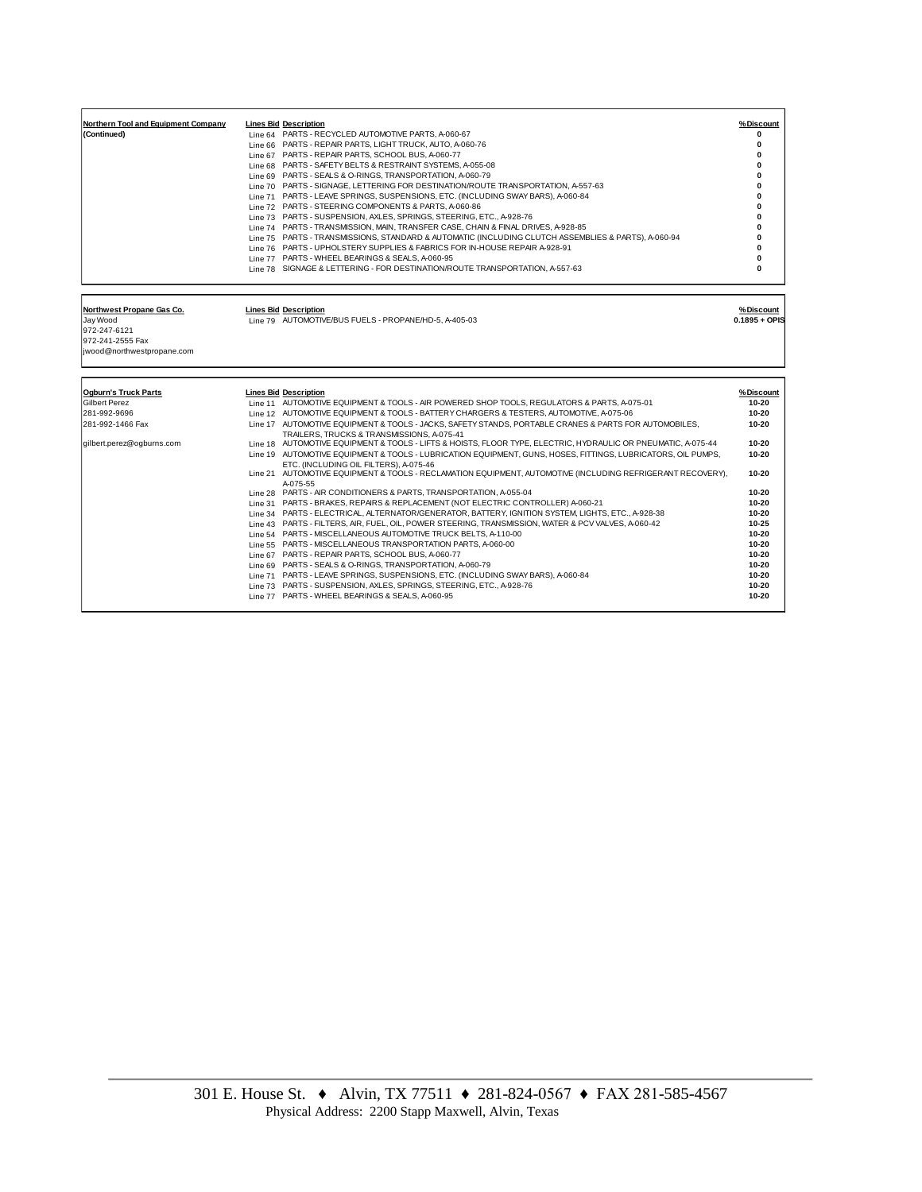| Northern Tool and Equipment Company | Lines Bid | Description | %Discount |
|---|---|---|---|
| (Continued) | Line 64 | PARTS - RECYCLED AUTOMOTIVE PARTS, A-060-67 | 0 |
| | Line 66 | PARTS - REPAIR PARTS, LIGHT TRUCK, AUTO, A-060-76 | 0 |
| | Line 67 | PARTS - REPAIR PARTS, SCHOOL BUS, A-060-77 | 0 |
| | Line 68 | PARTS - SAFETY BELTS & RESTRAINT SYSTEMS, A-055-08 | 0 |
| | Line 69 | PARTS - SEALS & O-RINGS, TRANSPORTATION, A-060-79 | 0 |
| | Line 70 | PARTS - SIGNAGE, LETTERING FOR DESTINATION/ROUTE TRANSPORTATION, A-557-63 | 0 |
| | Line 71 | PARTS - LEAVE SPRINGS, SUSPENSIONS, ETC. (INCLUDING SWAY BARS), A-060-84 | 0 |
| | Line 72 | PARTS - STEERING COMPONENTS & PARTS, A-060-86 | 0 |
| | Line 73 | PARTS - SUSPENSION, AXLES, SPRINGS, STEERING, ETC., A-928-76 | 0 |
| | Line 74 | PARTS - TRANSMISSION, MAIN, TRANSFER CASE, CHAIN & FINAL DRIVES, A-928-85 | 0 |
| | Line 75 | PARTS - TRANSMISSIONS, STANDARD & AUTOMATIC (INCLUDING CLUTCH ASSEMBLIES & PARTS), A-060-94 | 0 |
| | Line 76 | PARTS - UPHOLSTERY SUPPLIES & FABRICS FOR IN-HOUSE REPAIR A-928-91 | 0 |
| | Line 77 | PARTS - WHEEL BEARINGS & SEALS, A-060-95 | 0 |
| | Line 78 | SIGNAGE & LETTERING - FOR DESTINATION/ROUTE TRANSPORTATION, A-557-63 | 0 |

| Northwest Propane Gas Co. | Lines Bid | Description | %Discount |
|---|---|---|---|
| Jay Wood<br>972-247-6121<br>972-241-2555 Fax<br>jwood@northwestpropane.com | Line 79 | AUTOMOTIVE/BUS FUELS - PROPANE/HD-5, A-405-03 | 0.1895 + OPIS |

| Ogburn's Truck Parts | Lines Bid | Description | %Discount |
|---|---|---|---|
| Gilbert Perez | Line 11 | AUTOMOTIVE EQUIPMENT & TOOLS - AIR POWERED SHOP TOOLS, REGULATORS & PARTS, A-075-01 | 10-20 |
| 281-992-9696 | Line 12 | AUTOMOTIVE EQUIPMENT & TOOLS - BATTERY CHARGERS & TESTERS, AUTOMOTIVE, A-075-06 | 10-20 |
| 281-992-1466 Fax | Line 17 | AUTOMOTIVE EQUIPMENT & TOOLS - JACKS, SAFETY STANDS, PORTABLE CRANES & PARTS FOR AUTOMOBILES, TRAILERS, TRUCKS & TRANSMISSIONS, A-075-41 | 10-20 |
| gilbert.perez@ogburns.com | Line 18 | AUTOMOTIVE EQUIPMENT & TOOLS - LIFTS & HOISTS, FLOOR TYPE, ELECTRIC, HYDRAULIC OR PNEUMATIC, A-075-44 | 10-20 |
| | Line 19 | AUTOMOTIVE EQUIPMENT & TOOLS - LUBRICATION EQUIPMENT, GUNS, HOSES, FITTINGS, LUBRICATORS, OIL PUMPS, ETC. (INCLUDING OIL FILTERS), A-075-46 | 10-20 |
| | Line 21 | AUTOMOTIVE EQUIPMENT & TOOLS - RECLAMATION EQUIPMENT, AUTOMOTIVE (INCLUDING REFRIGERANT RECOVERY), A-075-55 | 10-20 |
| | Line 28 | PARTS - AIR CONDITIONERS & PARTS, TRANSPORTATION, A-055-04 | 10-20 |
| | Line 31 | PARTS - BRAKES, REPAIRS & REPLACEMENT (NOT ELECTRIC CONTROLLER) A-060-21 | 10-20 |
| | Line 34 | PARTS - ELECTRICAL, ALTERNATOR/GENERATOR, BATTERY, IGNITION SYSTEM, LIGHTS, ETC., A-928-38 | 10-20 |
| | Line 43 | PARTS - FILTERS, AIR, FUEL, OIL, POWER STEERING, TRANSMISSION, WATER & PCV VALVES, A-060-42 | 10-25 |
| | Line 54 | PARTS - MISCELLANEOUS AUTOMOTIVE TRUCK BELTS, A-110-00 | 10-20 |
| | Line 55 | PARTS - MISCELLANEOUS TRANSPORTATION PARTS, A-060-00 | 10-20 |
| | Line 67 | PARTS - REPAIR PARTS, SCHOOL BUS, A-060-77 | 10-20 |
| | Line 69 | PARTS - SEALS & O-RINGS, TRANSPORTATION, A-060-79 | 10-20 |
| | Line 71 | PARTS - LEAVE SPRINGS, SUSPENSIONS, ETC. (INCLUDING SWAY BARS), A-060-84 | 10-20 |
| | Line 73 | PARTS - SUSPENSION, AXLES, SPRINGS, STEERING, ETC., A-928-76 | 10-20 |
| | Line 77 | PARTS - WHEEL BEARINGS & SEALS, A-060-95 | 10-20 |

301 E. House St. ♦ Alvin, TX 77511 ♦ 281-824-0567 ♦ FAX 281-585-4567
Physical Address: 2200 Stapp Maxwell, Alvin, Texas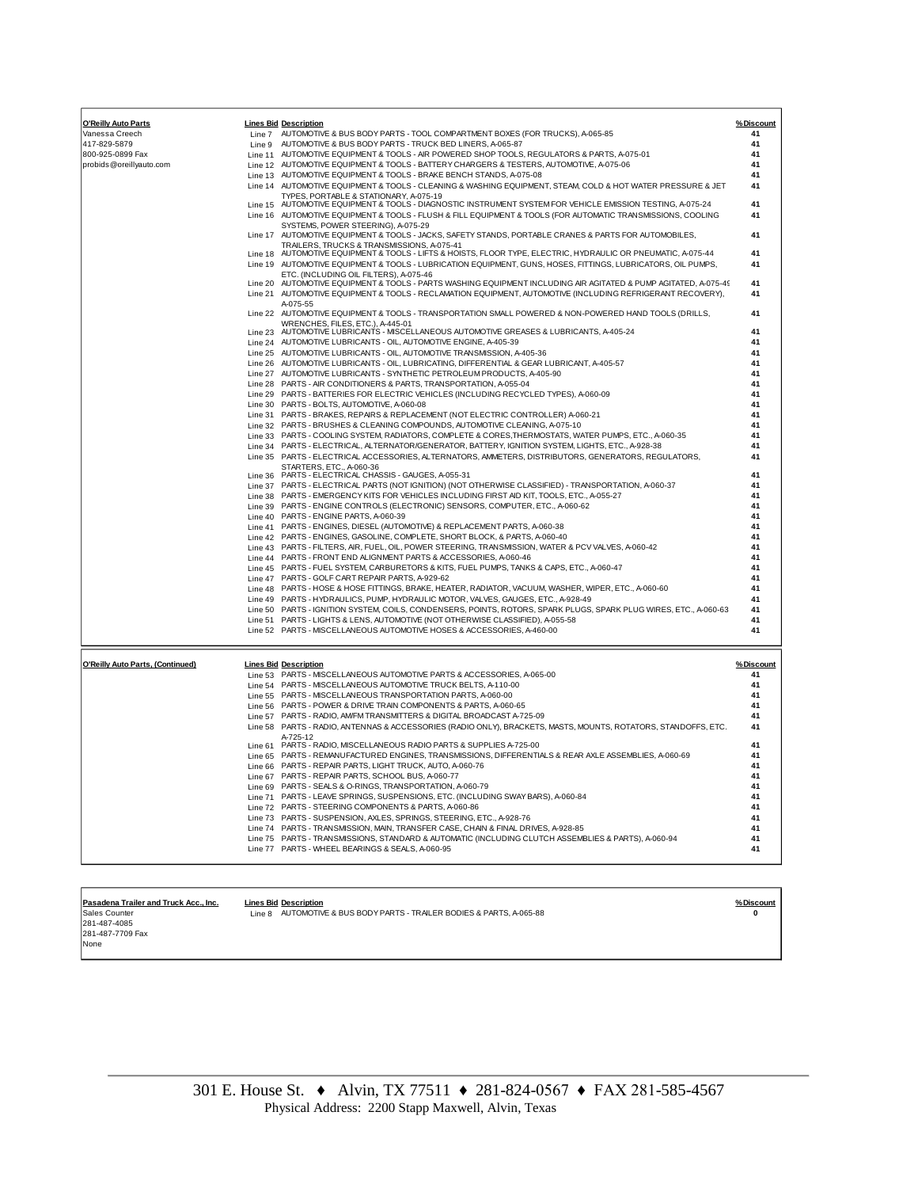| O'Reilly Auto Parts | Lines Bid | Description | %Discount |
|---|---|---|---|
| Vanessa Creech | Line 7 | AUTOMOTIVE & BUS BODY PARTS - TOOL COMPARTMENT BOXES (FOR TRUCKS), A-065-85 | 41 |
| 417-829-5879 | Line 9 | AUTOMOTIVE & BUS BODY PARTS - TRUCK BED LINERS, A-065-87 | 41 |
| 800-925-0899 Fax | Line 11 | AUTOMOTIVE EQUIPMENT & TOOLS - AIR POWERED SHOP TOOLS, REGULATORS & PARTS, A-075-01 | 41 |
| probids@oreillyauto.com | Line 12 | AUTOMOTIVE EQUIPMENT & TOOLS - BATTERY CHARGERS & TESTERS, AUTOMOTIVE, A-075-06 | 41 |
| | Line 13 | AUTOMOTIVE EQUIPMENT & TOOLS - BRAKE BENCH STANDS, A-075-08 | 41 |
| | Line 14 | AUTOMOTIVE EQUIPMENT & TOOLS - CLEANING & WASHING EQUIPMENT, STEAM, COLD & HOT WATER PRESSURE & JET TYPES, PORTABLE & STATIONARY, A-075-19 | 41 |
| | Line 15 | AUTOMOTIVE EQUIPMENT & TOOLS - DIAGNOSTIC INSTRUMENT SYSTEM FOR VEHICLE EMISSION TESTING, A-075-24 | 41 |
| | Line 16 | AUTOMOTIVE EQUIPMENT & TOOLS - FLUSH & FILL EQUIPMENT & TOOLS (FOR AUTOMATIC TRANSMISSIONS, COOLING SYSTEMS, POWER STEERING), A-075-29 | 41 |
| | Line 17 | AUTOMOTIVE EQUIPMENT & TOOLS - JACKS, SAFETY STANDS, PORTABLE CRANES & PARTS FOR AUTOMOBILES, TRAILERS, TRUCKS & TRANSMISSIONS, A-075-41 | 41 |
| | Line 18 | AUTOMOTIVE EQUIPMENT & TOOLS - LIFTS & HOISTS, FLOOR TYPE, ELECTRIC, HYDRAULIC OR PNEUMATIC, A-075-44 | 41 |
| | Line 19 | AUTOMOTIVE EQUIPMENT & TOOLS - LUBRICATION EQUIPMENT, GUNS, HOSES, FITTINGS, LUBRICATORS, OIL PUMPS, ETC. (INCLUDING OIL FILTERS), A-075-46 | 41 |
| | Line 20 | AUTOMOTIVE EQUIPMENT & TOOLS - PARTS WASHING EQUIPMENT INCLUDING AIR AGITATED & PUMP AGITATED, A-075-49 | 41 |
| | Line 21 | AUTOMOTIVE EQUIPMENT & TOOLS - RECLAMATION EQUIPMENT, AUTOMOTIVE (INCLUDING REFRIGERANT RECOVERY), A-075-55 | 41 |
| | Line 22 | AUTOMOTIVE EQUIPMENT & TOOLS - TRANSPORTATION SMALL POWERED & NON-POWERED HAND TOOLS (DRILLS, WRENCHES, FILES, ETC.), A-445-01 | 41 |
| | Line 23 | AUTOMOTIVE LUBRICANTS - MISCELLANEOUS AUTOMOTIVE GREASES & LUBRICANTS, A-405-24 | 41 |
| | Line 24 | AUTOMOTIVE LUBRICANTS - OIL, AUTOMOTIVE ENGINE, A-405-39 | 41 |
| | Line 25 | AUTOMOTIVE LUBRICANTS - OIL, AUTOMOTIVE TRANSMISSION, A-405-36 | 41 |
| | Line 26 | AUTOMOTIVE LUBRICANTS - OIL, LUBRICATING, DIFFERENTIAL & GEAR LUBRICANT, A-405-57 | 41 |
| | Line 27 | AUTOMOTIVE LUBRICANTS - SYNTHETIC PETROLEUM PRODUCTS, A-405-90 | 41 |
| | Line 28 | PARTS - AIR CONDITIONERS & PARTS, TRANSPORTATION, A-055-04 | 41 |
| | Line 29 | PARTS - BATTERIES FOR ELECTRIC VEHICLES (INCLUDING RECYCLED TYPES), A-060-09 | 41 |
| | Line 30 | PARTS - BOLTS, AUTOMOTIVE, A-060-08 | 41 |
| | Line 31 | PARTS - BRAKES, REPAIRS & REPLACEMENT (NOT ELECTRIC CONTROLLER) A-060-21 | 41 |
| | Line 32 | PARTS - BRUSHES & CLEANING COMPOUNDS, AUTOMOTIVE CLEANING, A-075-10 | 41 |
| | Line 33 | PARTS - COOLING SYSTEM, RADIATORS, COMPLETE & CORES,THERMOSTATS, WATER PUMPS, ETC., A-060-35 | 41 |
| | Line 34 | PARTS - ELECTRICAL, ALTERNATOR/GENERATOR, BATTERY, IGNITION SYSTEM, LIGHTS, ETC., A-928-38 | 41 |
| | Line 35 | PARTS - ELECTRICAL ACCESSORIES, ALTERNATORS, AMMETERS, DISTRIBUTORS, GENERATORS, REGULATORS, STARTERS, ETC., A-060-36 | 41 |
| | Line 36 | PARTS - ELECTRICAL CHASSIS - GAUGES, A-055-31 | 41 |
| | Line 37 | PARTS - ELECTRICAL PARTS (NOT IGNITION) (NOT OTHERWISE CLASSIFIED) - TRANSPORTATION, A-060-37 | 41 |
| | Line 38 | PARTS - EMERGENCY KITS FOR VEHICLES INCLUDING FIRST AID KIT, TOOLS, ETC., A-055-27 | 41 |
| | Line 39 | PARTS - ENGINE CONTROLS (ELECTRONIC) SENSORS, COMPUTER, ETC., A-060-62 | 41 |
| | Line 40 | PARTS - ENGINE PARTS, A-060-39 | 41 |
| | Line 41 | PARTS - ENGINES, DIESEL (AUTOMOTIVE) & REPLACEMENT PARTS, A-060-38 | 41 |
| | Line 42 | PARTS - ENGINES, GASOLINE, COMPLETE, SHORT BLOCK, & PARTS, A-060-40 | 41 |
| | Line 43 | PARTS - FILTERS, AIR, FUEL, OIL, POWER STEERING, TRANSMISSION, WATER & PCV VALVES, A-060-42 | 41 |
| | Line 44 | PARTS - FRONT END ALIGNMENT PARTS & ACCESSORIES, A-060-46 | 41 |
| | Line 45 | PARTS - FUEL SYSTEM, CARBURETORS & KITS, FUEL PUMPS, TANKS & CAPS, ETC., A-060-47 | 41 |
| | Line 47 | PARTS - GOLF CART REPAIR PARTS, A-929-62 | 41 |
| | Line 48 | PARTS - HOSE & HOSE FITTINGS, BRAKE, HEATER, RADIATOR, VACUUM, WASHER, WIPER, ETC., A-060-60 | 41 |
| | Line 49 | PARTS - HYDRAULICS, PUMP, HYDRAULIC MOTOR, VALVES, GAUGES, ETC., A-928-49 | 41 |
| | Line 50 | PARTS - IGNITION SYSTEM, COILS, CONDENSERS, POINTS, ROTORS, SPARK PLUGS, SPARK PLUG WIRES, ETC., A-060-63 | 41 |
| | Line 51 | PARTS - LIGHTS & LENS, AUTOMOTIVE (NOT OTHERWISE CLASSIFIED), A-055-58 | 41 |
| | Line 52 | PARTS - MISCELLANEOUS AUTOMOTIVE HOSES & ACCESSORIES, A-460-00 | 41 |

| O'Reilly Auto Parts, (Continued) | Lines Bid | Description | %Discount |
|---|---|---|---|
| | Line 53 | PARTS - MISCELLANEOUS AUTOMOTIVE PARTS & ACCESSORIES, A-065-00 | 41 |
| | Line 54 | PARTS - MISCELLANEOUS AUTOMOTIVE TRUCK BELTS, A-110-00 | 41 |
| | Line 55 | PARTS - MISCELLANEOUS TRANSPORTATION PARTS, A-060-00 | 41 |
| | Line 56 | PARTS - POWER & DRIVE TRAIN COMPONENTS & PARTS, A-060-65 | 41 |
| | Line 57 | PARTS - RADIO, AM/FM TRANSMITTERS & DIGITAL BROADCAST A-725-09 | 41 |
| | Line 58 | PARTS - RADIO, ANTENNAS & ACCESSORIES (RADIO ONLY), BRACKETS, MASTS, MOUNTS, ROTATORS, STANDOFFS, ETC. A-725-12 | 41 |
| | Line 61 | PARTS - RADIO, MISCELLANEOUS RADIO PARTS & SUPPLIES A-725-00 | 41 |
| | Line 65 | PARTS - REMANUFACTURED ENGINES, TRANSMISSIONS, DIFFERENTIALS & REAR AXLE ASSEMBLIES, A-060-69 | 41 |
| | Line 66 | PARTS - REPAIR PARTS, LIGHT TRUCK, AUTO, A-060-76 | 41 |
| | Line 67 | PARTS - REPAIR PARTS, SCHOOL BUS, A-060-77 | 41 |
| | Line 69 | PARTS - SEALS & O-RINGS, TRANSPORTATION, A-060-79 | 41 |
| | Line 71 | PARTS - LEAVE SPRINGS, SUSPENSIONS, ETC. (INCLUDING SWAY BARS), A-060-84 | 41 |
| | Line 72 | PARTS - STEERING COMPONENTS & PARTS, A-060-86 | 41 |
| | Line 73 | PARTS - SUSPENSION, AXLES, SPRINGS, STEERING, ETC., A-928-76 | 41 |
| | Line 74 | PARTS - TRANSMISSION, MAIN, TRANSFER CASE, CHAIN & FINAL DRIVES, A-928-85 | 41 |
| | Line 75 | PARTS - TRANSMISSIONS, STANDARD & AUTOMATIC (INCLUDING CLUTCH ASSEMBLIES & PARTS), A-060-94 | 41 |
| | Line 77 | PARTS - WHEEL BEARINGS & SEALS, A-060-95 | 41 |

| Pasadena Trailer and Truck Acc., Inc. | Lines Bid | Description | %Discount |
|---|---|---|---|
| Sales Counter | Line 8 | AUTOMOTIVE & BUS BODY PARTS - TRAILER BODIES & PARTS, A-065-88 | 0 |
| 281-487-4085 | | | |
| 281-487-7709 Fax | | | |
| None | | | |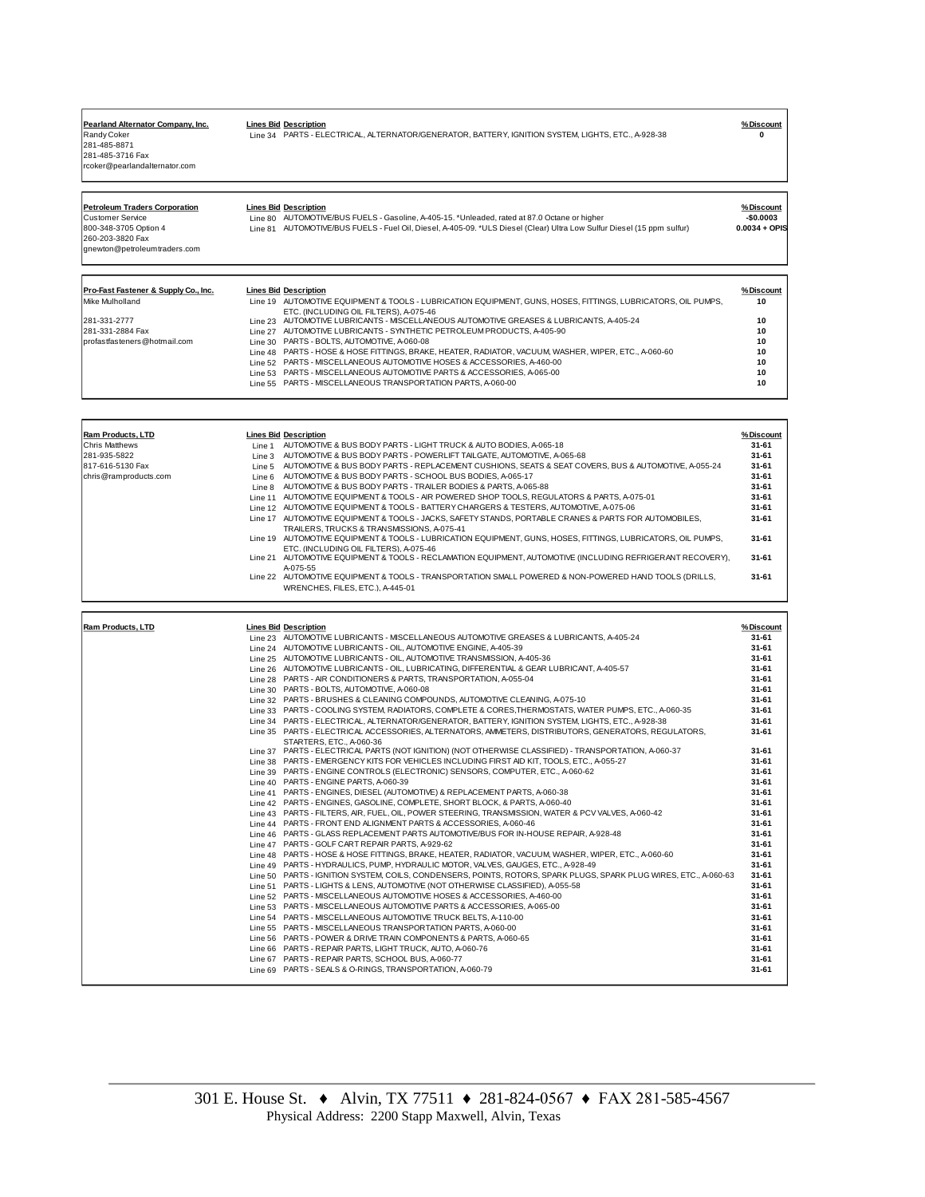| Vendor | Lines Bid | Description | %Discount |
|---|---|---|---|
| **Pearland Alternator Company, Inc.** | Line 34 | PARTS - ELECTRICAL, ALTERNATOR/GENERATOR, BATTERY, IGNITION SYSTEM, LIGHTS, ETC., A-928-38 | 0 |
| Randy Coker | | | |
| 281-485-8871 | | | |
| 281-485-3716 Fax | | | |
| rcoker@pearlandalternator.com | | | |

| Vendor | Lines Bid | Description | %Discount |
|---|---|---|---|
| **Petroleum Traders Corporation** | Line 80 | AUTOMOTIVE/BUS FUELS - Gasoline, A-405-15. *Unleaded, rated at 87.0 Octane or higher | -$0.0003 |
| Customer Service | Line 81 | AUTOMOTIVE/BUS FUELS - Fuel Oil, Diesel, A-405-09. *ULS Diesel (Clear) Ultra Low Sulfur Diesel (15 ppm sulfur) | 0.0034 + OPIS |
| 800-348-3705 Option 4 | | | |
| 260-203-3820 Fax | | | |
| gnewton@petroleumtraders.com | | | |

| Vendor | Lines Bid | Description | %Discount |
|---|---|---|---|
| **Pro-Fast Fastener & Supply Co., Inc.** | Line 19 | AUTOMOTIVE EQUIPMENT & TOOLS - LUBRICATION EQUIPMENT, GUNS, HOSES, FITTINGS, LUBRICATORS, OIL PUMPS, ETC. (INCLUDING OIL FILTERS), A-075-46 | 10 |
| Mike Mulholland | Line 23 | AUTOMOTIVE LUBRICANTS - MISCELLANEOUS AUTOMOTIVE GREASES & LUBRICANTS, A-405-24 | 10 |
| 281-331-2777 | Line 27 | AUTOMOTIVE LUBRICANTS - SYNTHETIC PETROLEUM PRODUCTS, A-405-90 | 10 |
| 281-331-2884 Fax | Line 30 | PARTS - BOLTS, AUTOMOTIVE, A-060-08 | 10 |
| profastfasteners@hotmail.com | Line 48 | PARTS - HOSE & HOSE FITTINGS, BRAKE, HEATER, RADIATOR, VACUUM, WASHER, WIPER, ETC., A-060-60 | 10 |
| | Line 52 | PARTS - MISCELLANEOUS AUTOMOTIVE HOSES & ACCESSORIES, A-460-00 | 10 |
| | Line 53 | PARTS - MISCELLANEOUS AUTOMOTIVE PARTS & ACCESSORIES, A-065-00 | 10 |
| | Line 55 | PARTS - MISCELLANEOUS TRANSPORTATION PARTS, A-060-00 | 10 |

| Vendor | Lines Bid | Description | %Discount |
|---|---|---|---|
| **Ram Products, LTD** | Line 1 | AUTOMOTIVE & BUS BODY PARTS - LIGHT TRUCK & AUTO BODIES, A-065-18 | 31-61 |
| Chris Matthews | Line 3 | AUTOMOTIVE & BUS BODY PARTS - POWERLIFT TAILGATE, AUTOMOTIVE, A-065-68 | 31-61 |
| 281-935-5822 | Line 5 | AUTOMOTIVE & BUS BODY PARTS - REPLACEMENT CUSHIONS, SEATS & SEAT COVERS, BUS & AUTOMOTIVE, A-055-24 | 31-61 |
| 817-616-5130 Fax | Line 6 | AUTOMOTIVE & BUS BODY PARTS - SCHOOL BUS BODIES, A-065-17 | 31-61 |
| chris@ramproducts.com | Line 8 | AUTOMOTIVE & BUS BODY PARTS - TRAILER BODIES & PARTS, A-065-88 | 31-61 |
| | Line 11 | AUTOMOTIVE EQUIPMENT & TOOLS - AIR POWERED SHOP TOOLS, REGULATORS & PARTS, A-075-01 | 31-61 |
| | Line 12 | AUTOMOTIVE EQUIPMENT & TOOLS - BATTERY CHARGERS & TESTERS, AUTOMOTIVE, A-075-06 | 31-61 |
| | Line 17 | AUTOMOTIVE EQUIPMENT & TOOLS - JACKS, SAFETY STANDS, PORTABLE CRANES & PARTS FOR AUTOMOBILES, TRAILERS, TRUCKS & TRANSMISSIONS, A-075-41 | 31-61 |
| | Line 19 | AUTOMOTIVE EQUIPMENT & TOOLS - LUBRICATION EQUIPMENT, GUNS, HOSES, FITTINGS, LUBRICATORS, OIL PUMPS, ETC. (INCLUDING OIL FILTERS), A-075-46 | 31-61 |
| | Line 21 | AUTOMOTIVE EQUIPMENT & TOOLS - RECLAMATION EQUIPMENT, AUTOMOTIVE (INCLUDING REFRIGERANT RECOVERY), A-075-55 | 31-61 |
| | Line 22 | AUTOMOTIVE EQUIPMENT & TOOLS - TRANSPORTATION SMALL POWERED & NON-POWERED HAND TOOLS (DRILLS, WRENCHES, FILES, ETC.), A-445-01 | 31-61 |

| Vendor | Lines Bid | Description | %Discount |
|---|---|---|---|
| **Ram Products, LTD** | Line 23 | AUTOMOTIVE LUBRICANTS - MISCELLANEOUS AUTOMOTIVE GREASES & LUBRICANTS, A-405-24 | 31-61 |
| | Line 24 | AUTOMOTIVE LUBRICANTS - OIL, AUTOMOTIVE ENGINE, A-405-39 | 31-61 |
| | Line 25 | AUTOMOTIVE LUBRICANTS - OIL, AUTOMOTIVE TRANSMISSION, A-405-36 | 31-61 |
| | Line 26 | AUTOMOTIVE LUBRICANTS - OIL, LUBRICATING, DIFFERENTIAL & GEAR LUBRICANT, A-405-57 | 31-61 |
| | Line 28 | PARTS - AIR CONDITIONERS & PARTS, TRANSPORTATION, A-055-04 | 31-61 |
| | Line 30 | PARTS - BOLTS, AUTOMOTIVE, A-060-08 | 31-61 |
| | Line 32 | PARTS - BRUSHES & CLEANING COMPOUNDS, AUTOMOTIVE CLEANING, A-075-10 | 31-61 |
| | Line 33 | PARTS - COOLING SYSTEM, RADIATORS, COMPLETE & CORES,THERMOSTATS, WATER PUMPS, ETC., A-060-35 | 31-61 |
| | Line 34 | PARTS - ELECTRICAL, ALTERNATOR/GENERATOR, BATTERY, IGNITION SYSTEM, LIGHTS, ETC., A-928-38 | 31-61 |
| | Line 35 | PARTS - ELECTRICAL ACCESSORIES, ALTERNATORS, AMMETERS, DISTRIBUTORS, GENERATORS, REGULATORS, STARTERS, ETC., A-060-36 | 31-61 |
| | Line 37 | PARTS - ELECTRICAL PARTS (NOT IGNITION) (NOT OTHERWISE CLASSIFIED) - TRANSPORTATION, A-060-37 | 31-61 |
| | Line 38 | PARTS - EMERGENCY KITS FOR VEHICLES INCLUDING FIRST AID KIT, TOOLS, ETC., A-055-27 | 31-61 |
| | Line 39 | PARTS - ENGINE CONTROLS (ELECTRONIC) SENSORS, COMPUTER, ETC., A-060-62 | 31-61 |
| | Line 40 | PARTS - ENGINE PARTS, A-060-39 | 31-61 |
| | Line 41 | PARTS - ENGINES, DIESEL (AUTOMOTIVE) & REPLACEMENT PARTS, A-060-38 | 31-61 |
| | Line 42 | PARTS - ENGINES, GASOLINE, COMPLETE, SHORT BLOCK, & PARTS, A-060-40 | 31-61 |
| | Line 43 | PARTS - FILTERS, AIR, FUEL, OIL, POWER STEERING, TRANSMISSION, WATER & PCV VALVES, A-060-42 | 31-61 |
| | Line 44 | PARTS - FRONT END ALIGNMENT PARTS & ACCESSORIES, A-060-46 | 31-61 |
| | Line 46 | PARTS - GLASS REPLACEMENT PARTS AUTOMOTIVE/BUS FOR IN-HOUSE REPAIR, A-928-48 | 31-61 |
| | Line 47 | PARTS - GOLF CART REPAIR PARTS, A-929-62 | 31-61 |
| | Line 48 | PARTS - HOSE & HOSE FITTINGS, BRAKE, HEATER, RADIATOR, VACUUM, WASHER, WIPER, ETC., A-060-60 | 31-61 |
| | Line 49 | PARTS - HYDRAULICS, PUMP, HYDRAULIC MOTOR, VALVES, GAUGES, ETC., A-928-49 | 31-61 |
| | Line 50 | PARTS - IGNITION SYSTEM, COILS, CONDENSERS, POINTS, ROTORS, SPARK PLUGS, SPARK PLUG WIRES, ETC., A-060-63 | 31-61 |
| | Line 51 | PARTS - LIGHTS & LENS, AUTOMOTIVE (NOT OTHERWISE CLASSIFIED), A-055-58 | 31-61 |
| | Line 52 | PARTS - MISCELLANEOUS AUTOMOTIVE HOSES & ACCESSORIES, A-460-00 | 31-61 |
| | Line 53 | PARTS - MISCELLANEOUS AUTOMOTIVE PARTS & ACCESSORIES, A-065-00 | 31-61 |
| | Line 54 | PARTS - MISCELLANEOUS AUTOMOTIVE TRUCK BELTS, A-110-00 | 31-61 |
| | Line 55 | PARTS - MISCELLANEOUS TRANSPORTATION PARTS, A-060-00 | 31-61 |
| | Line 56 | PARTS - POWER & DRIVE TRAIN COMPONENTS & PARTS, A-060-65 | 31-61 |
| | Line 66 | PARTS - REPAIR PARTS, LIGHT TRUCK, AUTO, A-060-76 | 31-61 |
| | Line 67 | PARTS - REPAIR PARTS, SCHOOL BUS, A-060-77 | 31-61 |
| | Line 69 | PARTS - SEALS & O-RINGS, TRANSPORTATION, A-060-79 | 31-61 |

301 E. House St. ♦ Alvin, TX 77511 ♦ 281-824-0567 ♦ FAX 281-585-4567
Physical Address: 2200 Stapp Maxwell, Alvin, Texas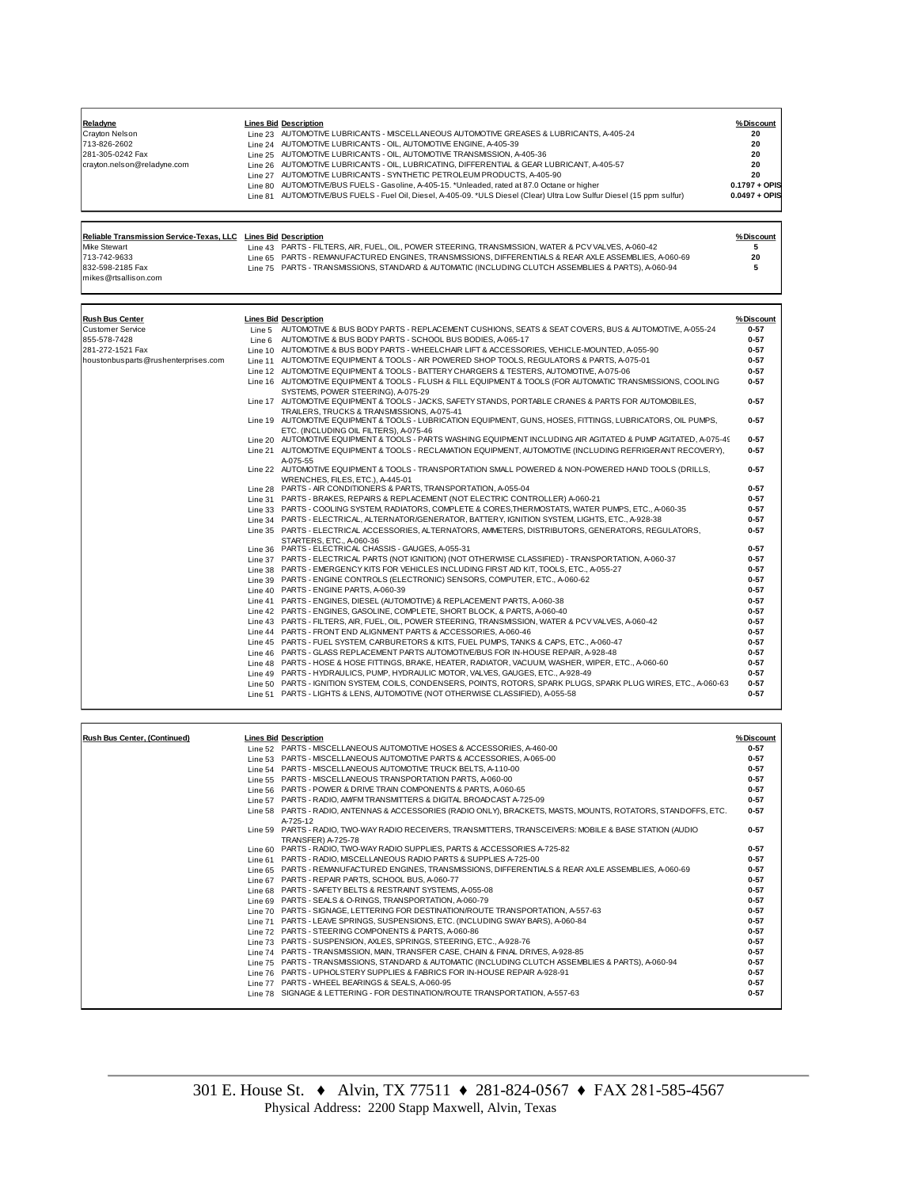| Reladyne | Lines Bid | Description | %Discount |
|---|---|---|---|
| Crayton Nelson | Line 23 | AUTOMOTIVE LUBRICANTS - MISCELLANEOUS AUTOMOTIVE GREASES & LUBRICANTS, A-405-24 | 20 |
| 713-826-2602 | Line 24 | AUTOMOTIVE LUBRICANTS - OIL, AUTOMOTIVE ENGINE, A-405-39 | 20 |
| 281-305-0242 Fax | Line 25 | AUTOMOTIVE LUBRICANTS - OIL, AUTOMOTIVE TRANSMISSION, A-405-36 | 20 |
| crayton.nelson@reladyne.com | Line 26 | AUTOMOTIVE LUBRICANTS - OIL, LUBRICATING, DIFFERENTIAL & GEAR LUBRICANT, A-405-57 | 20 |
| | Line 27 | AUTOMOTIVE LUBRICANTS - SYNTHETIC PETROLEUM PRODUCTS, A-405-90 | 20 |
| | Line 80 | AUTOMOTIVE/BUS FUELS - Gasoline, A-405-15. *Unleaded, rated at 87.0 Octane or higher | 0.1797 + OPIS |
| | Line 81 | AUTOMOTIVE/BUS FUELS - Fuel Oil, Diesel, A-405-09. *ULS Diesel (Clear) Ultra Low Sulfur Diesel (15 ppm sulfur) | 0.0497 + OPIS |

| Reliable Transmission Service-Texas, LLC | Lines Bid | Description | %Discount |
|---|---|---|---|
| Mike Stewart | Line 43 | PARTS - FILTERS, AIR, FUEL, OIL, POWER STEERING, TRANSMISSION, WATER & PCV VALVES, A-060-42 | 5 |
| 713-742-9633 | Line 65 | PARTS - REMANUFACTURED ENGINES, TRANSMISSIONS, DIFFERENTIALS & REAR AXLE ASSEMBLIES, A-060-69 | 20 |
| 832-598-2185 Fax | Line 75 | PARTS - TRANSMISSIONS, STANDARD & AUTOMATIC (INCLUDING CLUTCH ASSEMBLIES & PARTS), A-060-94 | 5 |
| mikes@rtsallison.com | | | |

| Rush Bus Center | Lines Bid | Description | %Discount |
|---|---|---|---|
| Customer Service | Line 5 | AUTOMOTIVE & BUS BODY PARTS - REPLACEMENT CUSHIONS, SEATS & SEAT COVERS, BUS & AUTOMOTIVE, A-055-24 | 0-57 |
| 855-578-7428 | Line 6 | AUTOMOTIVE & BUS BODY PARTS - SCHOOL BUS BODIES, A-065-17 | 0-57 |
| 281-272-1521 Fax | Line 10 | AUTOMOTIVE & BUS BODY PARTS - WHEELCHAIR LIFT & ACCESSORIES, VEHICLE-MOUNTED, A-055-90 | 0-57 |
| houstonbusparts@rushenterprises.com | Line 11 | AUTOMOTIVE EQUIPMENT & TOOLS - AIR POWERED SHOP TOOLS, REGULATORS & PARTS, A-075-01 | 0-57 |
| | Line 12 | AUTOMOTIVE EQUIPMENT & TOOLS - BATTERY CHARGERS & TESTERS, AUTOMOTIVE, A-075-06 | 0-57 |
| | Line 16 | AUTOMOTIVE EQUIPMENT & TOOLS - FLUSH & FILL EQUIPMENT & TOOLS (FOR AUTOMATIC TRANSMISSIONS, COOLING SYSTEMS, POWER STEERING), A-075-29 | 0-57 |
| | Line 17 | AUTOMOTIVE EQUIPMENT & TOOLS - JACKS, SAFETY STANDS, PORTABLE CRANES & PARTS FOR AUTOMOBILES, TRAILERS, TRUCKS & TRANSMISSIONS, A-075-41 | 0-57 |
| | Line 19 | AUTOMOTIVE EQUIPMENT & TOOLS - LUBRICATION EQUIPMENT, GUNS, HOSES, FITTINGS, LUBRICATORS, OIL PUMPS, ETC. (INCLUDING OIL FILTERS), A-075-46 | 0-57 |
| | Line 20 | AUTOMOTIVE EQUIPMENT & TOOLS - PARTS WASHING EQUIPMENT INCLUDING AIR AGITATED & PUMP AGITATED, A-075-49 | 0-57 |
| | Line 21 | AUTOMOTIVE EQUIPMENT & TOOLS - RECLAMATION EQUIPMENT, AUTOMOTIVE (INCLUDING REFRIGERANT RECOVERY), A-075-55 | 0-57 |
| | Line 22 | AUTOMOTIVE EQUIPMENT & TOOLS - TRANSPORTATION SMALL POWERED & NON-POWERED HAND TOOLS (DRILLS, WRENCHES, FILES, ETC.), A-445-01 | 0-57 |
| | Line 28 | PARTS - AIR CONDITIONERS & PARTS, TRANSPORTATION, A-055-04 | 0-57 |
| | Line 31 | PARTS - BRAKES, REPAIRS & REPLACEMENT (NOT ELECTRIC CONTROLLER) A-060-21 | 0-57 |
| | Line 33 | PARTS - COOLING SYSTEM, RADIATORS, COMPLETE & CORES,THERMOSTATS, WATER PUMPS, ETC., A-060-35 | 0-57 |
| | Line 34 | PARTS - ELECTRICAL, ALTERNATOR/GENERATOR, BATTERY, IGNITION SYSTEM, LIGHTS, ETC., A-928-38 | 0-57 |
| | Line 35 | PARTS - ELECTRICAL ACCESSORIES, ALTERNATORS, AMMETERS, DISTRIBUTORS, GENERATORS, REGULATORS, STARTERS, ETC., A-060-36 | 0-57 |
| | Line 36 | PARTS - ELECTRICAL CHASSIS - GAUGES, A-055-31 | 0-57 |
| | Line 37 | PARTS - ELECTRICAL PARTS (NOT IGNITION) (NOT OTHERWISE CLASSIFIED) - TRANSPORTATION, A-060-37 | 0-57 |
| | Line 38 | PARTS - EMERGENCY KITS FOR VEHICLES INCLUDING FIRST AID KIT, TOOLS, ETC., A-055-27 | 0-57 |
| | Line 39 | PARTS - ENGINE CONTROLS (ELECTRONIC) SENSORS, COMPUTER, ETC., A-060-62 | 0-57 |
| | Line 40 | PARTS - ENGINE PARTS, A-060-39 | 0-57 |
| | Line 41 | PARTS - ENGINES, DIESEL (AUTOMOTIVE) & REPLACEMENT PARTS, A-060-38 | 0-57 |
| | Line 42 | PARTS - ENGINES, GASOLINE, COMPLETE, SHORT BLOCK, & PARTS, A-060-40 | 0-57 |
| | Line 43 | PARTS - FILTERS, AIR, FUEL, OIL, POWER STEERING, TRANSMISSION, WATER & PCV VALVES, A-060-42 | 0-57 |
| | Line 44 | PARTS - FRONT END ALIGNMENT PARTS & ACCESSORIES, A-060-46 | 0-57 |
| | Line 45 | PARTS - FUEL SYSTEM, CARBURETORS & KITS, FUEL PUMPS, TANKS & CAPS, ETC., A-060-47 | 0-57 |
| | Line 46 | PARTS - GLASS REPLACEMENT PARTS AUTOMOTIVE/BUS FOR IN-HOUSE REPAIR, A-928-48 | 0-57 |
| | Line 48 | PARTS - HOSE & HOSE FITTINGS, BRAKE, HEATER, RADIATOR, VACUUM, WASHER, WIPER, ETC., A-060-60 | 0-57 |
| | Line 49 | PARTS - HYDRAULICS, PUMP, HYDRAULIC MOTOR, VALVES, GAUGES, ETC., A-928-49 | 0-57 |
| | Line 50 | PARTS - IGNITION SYSTEM, COILS, CONDENSERS, POINTS, ROTORS, SPARK PLUGS, SPARK PLUG WIRES, ETC., A-060-63 | 0-57 |
| | Line 51 | PARTS - LIGHTS & LENS, AUTOMOTIVE (NOT OTHERWISE CLASSIFIED), A-055-58 | 0-57 |

| Rush Bus Center, (Continued) | Lines Bid | Description | %Discount |
|---|---|---|---|
| | Line 52 | PARTS - MISCELLANEOUS AUTOMOTIVE HOSES & ACCESSORIES, A-460-00 | 0-57 |
| | Line 53 | PARTS - MISCELLANEOUS AUTOMOTIVE PARTS & ACCESSORIES, A-065-00 | 0-57 |
| | Line 54 | PARTS - MISCELLANEOUS AUTOMOTIVE TRUCK BELTS, A-110-00 | 0-57 |
| | Line 55 | PARTS - MISCELLANEOUS TRANSPORTATION PARTS, A-060-00 | 0-57 |
| | Line 56 | PARTS - POWER & DRIVE TRAIN COMPONENTS & PARTS, A-060-65 | 0-57 |
| | Line 57 | PARTS - RADIO, AM/FM TRANSMITTERS & DIGITAL BROADCAST A-725-09 | 0-57 |
| | Line 58 | PARTS - RADIO, ANTENNAS & ACCESSORIES (RADIO ONLY), BRACKETS, MASTS, MOUNTS, ROTATORS, STANDOFFS, ETC. A-725-12 | 0-57 |
| | Line 59 | PARTS - RADIO, TWO-WAY RADIO RECEIVERS, TRANSMITTERS, TRANSCEIVERS: MOBILE & BASE STATION (AUDIO TRANSFER) A-725-78 | 0-57 |
| | Line 60 | PARTS - RADIO, TWO-WAY RADIO SUPPLIES, PARTS & ACCESSORIES A-725-82 | 0-57 |
| | Line 61 | PARTS - RADIO, MISCELLANEOUS RADIO PARTS & SUPPLIES A-725-00 | 0-57 |
| | Line 65 | PARTS - REMANUFACTURED ENGINES, TRANSMISSIONS, DIFFERENTIALS & REAR AXLE ASSEMBLIES, A-060-69 | 0-57 |
| | Line 67 | PARTS - REPAIR PARTS, SCHOOL BUS, A-060-77 | 0-57 |
| | Line 68 | PARTS - SAFETY BELTS & RESTRAINT SYSTEMS, A-055-08 | 0-57 |
| | Line 69 | PARTS - SEALS & O-RINGS, TRANSPORTATION, A-060-79 | 0-57 |
| | Line 70 | PARTS - SIGNAGE, LETTERING FOR DESTINATION/ROUTE TRANSPORTATION, A-557-63 | 0-57 |
| | Line 71 | PARTS - LEAVE SPRINGS, SUSPENSIONS, ETC. (INCLUDING SWAY BARS), A-060-84 | 0-57 |
| | Line 72 | PARTS - STEERING COMPONENTS & PARTS, A-060-86 | 0-57 |
| | Line 73 | PARTS - SUSPENSION, AXLES, SPRINGS, STEERING, ETC., A-928-76 | 0-57 |
| | Line 74 | PARTS - TRANSMISSION, MAIN, TRANSFER CASE, CHAIN & FINAL DRIVES, A-928-85 | 0-57 |
| | Line 75 | PARTS - TRANSMISSIONS, STANDARD & AUTOMATIC (INCLUDING CLUTCH ASSEMBLIES & PARTS), A-060-94 | 0-57 |
| | Line 76 | PARTS - UPHOLSTERY SUPPLIES & FABRICS FOR IN-HOUSE REPAIR A-928-91 | 0-57 |
| | Line 77 | PARTS - WHEEL BEARINGS & SEALS, A-060-95 | 0-57 |
| | Line 78 | SIGNAGE & LETTERING - FOR DESTINATION/ROUTE TRANSPORTATION, A-557-63 | 0-57 |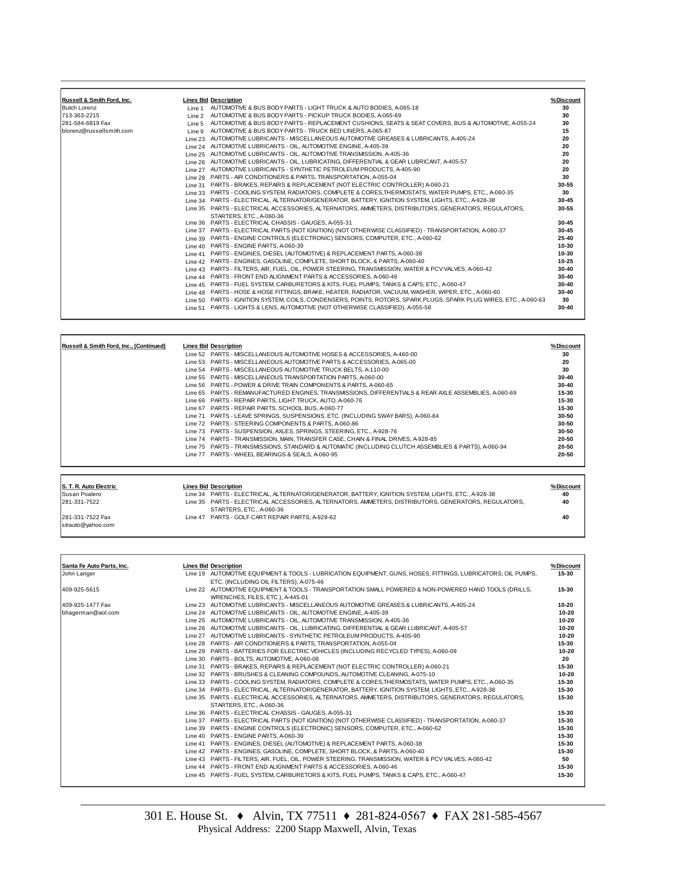| Russell & Smith Ford, Inc. | Lines Bid | Description | % Discount |
|---|---|---|---|
| Butch Lorenz | Line 1 | AUTOMOTIVE & BUS BODY PARTS - LIGHT TRUCK & AUTO BODIES, A-065-18 | 30 |
| 713-363-2215 | Line 2 | AUTOMOTIVE & BUS BODY PARTS - PICKUP TRUCK BODIES, A-065-69 | 30 |
| 281-584-6819 Fax | Line 5 | AUTOMOTIVE & BUS BODY PARTS - REPLACEMENT CUSHIONS, SEATS & SEAT COVERS, BUS & AUTOMOTIVE, A-055-24 | 30 |
| blorenz@russellsmith.com | Line 9 | AUTOMOTIVE & BUS BODY PARTS - TRUCK BED LINERS, A-065-87 | 15 |
| | Line 23 | AUTOMOTIVE LUBRICANTS - MISCELLANEOUS AUTOMOTIVE GREASES & LUBRICANTS, A-405-24 | 20 |
| | Line 24 | AUTOMOTIVE LUBRICANTS - OIL, AUTOMOTIVE ENGINE, A-405-39 | 20 |
| | Line 25 | AUTOMOTIVE LUBRICANTS - OIL, AUTOMOTIVE TRANSMISSION, A-405-36 | 20 |
| | Line 26 | AUTOMOTIVE LUBRICANTS - OIL, LUBRICATING, DIFFERENTIAL & GEAR LUBRICANT, A-405-57 | 20 |
| | Line 27 | AUTOMOTIVE LUBRICANTS - SYNTHETIC PETROLEUM PRODUCTS, A-405-90 | 20 |
| | Line 28 | PARTS - AIR CONDITIONERS & PARTS, TRANSPORTATION, A-055-04 | 30 |
| | Line 31 | PARTS - BRAKES, REPAIRS & REPLACEMENT (NOT ELECTRIC CONTROLLER) A-060-21 | 30-55 |
| | Line 33 | PARTS - COOLING SYSTEM, RADIATORS, COMPLETE & CORES,THERMOSTATS, WATER PUMPS, ETC., A-060-35 | 30 |
| | Line 34 | PARTS - ELECTRICAL, ALTERNATOR/GENERATOR, BATTERY, IGNITION SYSTEM, LIGHTS, ETC., A-928-38 | 30-45 |
| | Line 35 | PARTS - ELECTRICAL ACCESSORIES, ALTERNATORS, AMMETERS, DISTRIBUTORS, GENERATORS, REGULATORS, STARTERS, ETC., A-060-36 | 30-55 |
| | Line 36 | PARTS - ELECTRICAL CHASSIS - GAUGES, A-055-31 | 30-45 |
| | Line 37 | PARTS - ELECTRICAL PARTS (NOT IGNITION) (NOT OTHERWISE CLASSIFIED) - TRANSPORTATION, A-060-37 | 30-45 |
| | Line 39 | PARTS - ENGINE CONTROLS (ELECTRONIC) SENSORS, COMPUTER, ETC., A-060-62 | 25-40 |
| | Line 40 | PARTS - ENGINE PARTS, A-060-39 | 10-30 |
| | Line 41 | PARTS - ENGINES, DIESEL (AUTOMOTIVE) & REPLACEMENT PARTS, A-060-38 | 10-30 |
| | Line 42 | PARTS - ENGINES, GASOLINE, COMPLETE, SHORT BLOCK, & PARTS, A-060-40 | 10-25 |
| | Line 43 | PARTS - FILTERS, AIR, FUEL, OIL, POWER STEERING, TRANSMISSION, WATER & PCV VALVES, A-060-42 | 30-40 |
| | Line 44 | PARTS - FRONT END ALIGNMENT PARTS & ACCESSORIES, A-060-46 | 30-40 |
| | Line 45 | PARTS - FUEL SYSTEM, CARBURETORS & KITS, FUEL PUMPS, TANKS & CAPS, ETC., A-060-47 | 30-40 |
| | Line 48 | PARTS - HOSE & HOSE FITTINGS, BRAKE, HEATER, RADIATOR, VACUUM, WASHER, WIPER, ETC., A-060-60 | 30-40 |
| | Line 50 | PARTS - IGNITION SYSTEM, COILS, CONDENSERS, POINTS, ROTORS, SPARK PLUGS, SPARK PLUG WIRES, ETC., A-060-63 | 30 |
| | Line 51 | PARTS - LIGHTS & LENS, AUTOMOTIVE (NOT OTHERWISE CLASSIFIED), A-055-58 | 30-40 |

| Russell & Smith Ford, Inc., (Continued) | Lines Bid | Description | % Discount |
|---|---|---|---|
| | Line 52 | PARTS - MISCELLANEOUS AUTOMOTIVE HOSES & ACCESSORIES, A-460-00 | 30 |
| | Line 53 | PARTS - MISCELLANEOUS AUTOMOTIVE PARTS & ACCESSORIES, A-065-00 | 20 |
| | Line 54 | PARTS - MISCELLANEOUS AUTOMOTIVE TRUCK BELTS, A-110-00 | 30 |
| | Line 55 | PARTS - MISCELLANEOUS TRANSPORTATION PARTS, A-060-00 | 30-40 |
| | Line 56 | PARTS - POWER & DRIVE TRAIN COMPONENTS & PARTS, A-060-65 | 30-40 |
| | Line 65 | PARTS - REMANUFACTURED ENGINES, TRANSMISSIONS, DIFFERENTIALS & REAR AXLE ASSEMBLIES, A-060-69 | 15-30 |
| | Line 66 | PARTS - REPAIR PARTS, LIGHT TRUCK, AUTO, A-060-76 | 15-30 |
| | Line 67 | PARTS - REPAIR PARTS, SCHOOL BUS, A-060-77 | 15-30 |
| | Line 71 | PARTS - LEAVE SPRINGS, SUSPENSIONS, ETC. (INCLUDING SWAY BARS), A-060-84 | 30-50 |
| | Line 72 | PARTS - STEERING COMPONENTS & PARTS, A-060-86 | 30-50 |
| | Line 73 | PARTS - SUSPENSION, AXLES, SPRINGS, STEERING, ETC., A-928-76 | 30-50 |
| | Line 74 | PARTS - TRANSMISSION, MAIN, TRANSFER CASE, CHAIN & FINAL DRIVES, A-928-85 | 20-50 |
| | Line 75 | PARTS - TRANSMISSIONS, STANDARD & AUTOMATIC (INCLUDING CLUTCH ASSEMBLIES & PARTS), A-060-94 | 20-50 |
| | Line 77 | PARTS - WHEEL BEARINGS & SEALS, A-060-95 | 20-50 |

| S. T. R. Auto Electric | Lines Bid | Description | % Discount |
|---|---|---|---|
| Susan Poalero | Line 34 | PARTS - ELECTRICAL, ALTERNATOR/GENERATOR, BATTERY, IGNITION SYSTEM, LIGHTS, ETC., A-928-38 | 40 |
| 281-331-7522 | Line 35 | PARTS - ELECTRICAL ACCESSORIES, ALTERNATORS, AMMETERS, DISTRIBUTORS, GENERATORS, REGULATORS, STARTERS, ETC., A-060-36 | 40 |
| 281-331-7522 Fax | Line 47 | PARTS - GOLF CART REPAIR PARTS, A-929-62 | 40 |
| strauto@yahoo.com | | | |

| Santa Fe Auto Parts, Inc. | Lines Bid | Description | % Discount |
|---|---|---|---|
| John Langer | Line 19 | AUTOMOTIVE EQUIPMENT & TOOLS - LUBRICATION EQUIPMENT, GUNS, HOSES, FITTINGS, LUBRICATORS, OIL PUMPS, ETC. (INCLUDING OIL FILTERS), A-075-46 | 15-30 |
| 409-925-5615 | Line 22 | AUTOMOTIVE EQUIPMENT & TOOLS - TRANSPORTATION SMALL POWERED & NON-POWERED HAND TOOLS (DRILLS, WRENCHES, FILES, ETC.), A-445-01 | 15-30 |
| 409-925-1477 Fax | Line 23 | AUTOMOTIVE LUBRICANTS - MISCELLANEOUS AUTOMOTIVE GREASES & LUBRICANTS, A-405-24 | 10-20 |
| bhagerman@aol.com | Line 24 | AUTOMOTIVE LUBRICANTS - OIL, AUTOMOTIVE ENGINE, A-405-39 | 10-20 |
| | Line 25 | AUTOMOTIVE LUBRICANTS - OIL, AUTOMOTIVE TRANSMISSION, A-405-36 | 10-20 |
| | Line 26 | AUTOMOTIVE LUBRICANTS - OIL, LUBRICATING, DIFFERENTIAL & GEAR LUBRICANT, A-405-57 | 10-20 |
| | Line 27 | AUTOMOTIVE LUBRICANTS - SYNTHETIC PETROLEUM PRODUCTS, A-405-90 | 10-20 |
| | Line 28 | PARTS - AIR CONDITIONERS & PARTS, TRANSPORTATION, A-055-04 | 15-30 |
| | Line 29 | PARTS - BATTERIES FOR ELECTRIC VEHICLES (INCLUDING RECYCLED TYPES), A-060-09 | 10-20 |
| | Line 30 | PARTS - BOLTS, AUTOMOTIVE, A-060-08 | 20 |
| | Line 31 | PARTS - BRAKES, REPAIRS & REPLACEMENT (NOT ELECTRIC CONTROLLER) A-060-21 | 15-30 |
| | Line 32 | PARTS - BRUSHES & CLEANING COMPOUNDS, AUTOMOTIVE CLEANING, A-075-10 | 10-20 |
| | Line 33 | PARTS - COOLING SYSTEM, RADIATORS, COMPLETE & CORES,THERMOSTATS, WATER PUMPS, ETC., A-060-35 | 15-30 |
| | Line 34 | PARTS - ELECTRICAL, ALTERNATOR/GENERATOR, BATTERY, IGNITION SYSTEM, LIGHTS, ETC., A-928-38 | 15-30 |
| | Line 35 | PARTS - ELECTRICAL ACCESSORIES, ALTERNATORS, AMMETERS, DISTRIBUTORS, GENERATORS, REGULATORS, STARTERS, ETC., A-060-36 | 15-30 |
| | Line 36 | PARTS - ELECTRICAL CHASSIS - GAUGES, A-055-31 | 15-30 |
| | Line 37 | PARTS - ELECTRICAL PARTS (NOT IGNITION) (NOT OTHERWISE CLASSIFIED) - TRANSPORTATION, A-060-37 | 15-30 |
| | Line 39 | PARTS - ENGINE CONTROLS (ELECTRONIC) SENSORS, COMPUTER, ETC., A-060-62 | 15-30 |
| | Line 40 | PARTS - ENGINE PARTS, A-060-39 | 15-30 |
| | Line 41 | PARTS - ENGINES, DIESEL (AUTOMOTIVE) & REPLACEMENT PARTS, A-060-38 | 15-30 |
| | Line 42 | PARTS - ENGINES, GASOLINE, COMPLETE, SHORT BLOCK, & PARTS, A-060-40 | 15-30 |
| | Line 43 | PARTS - FILTERS, AIR, FUEL, OIL, POWER STEERING, TRANSMISSION, WATER & PCV VALVES, A-060-42 | 50 |
| | Line 44 | PARTS - FRONT END ALIGNMENT PARTS & ACCESSORIES, A-060-46 | 15-30 |
| | Line 45 | PARTS - FUEL SYSTEM, CARBURETORS & KITS, FUEL PUMPS, TANKS & CAPS, ETC., A-060-47 | 15-30 |

301 E. House St. ♦ Alvin, TX 77511 ♦ 281-824-0567 ♦ FAX 281-585-4567
Physical Address: 2200 Stapp Maxwell, Alvin, Texas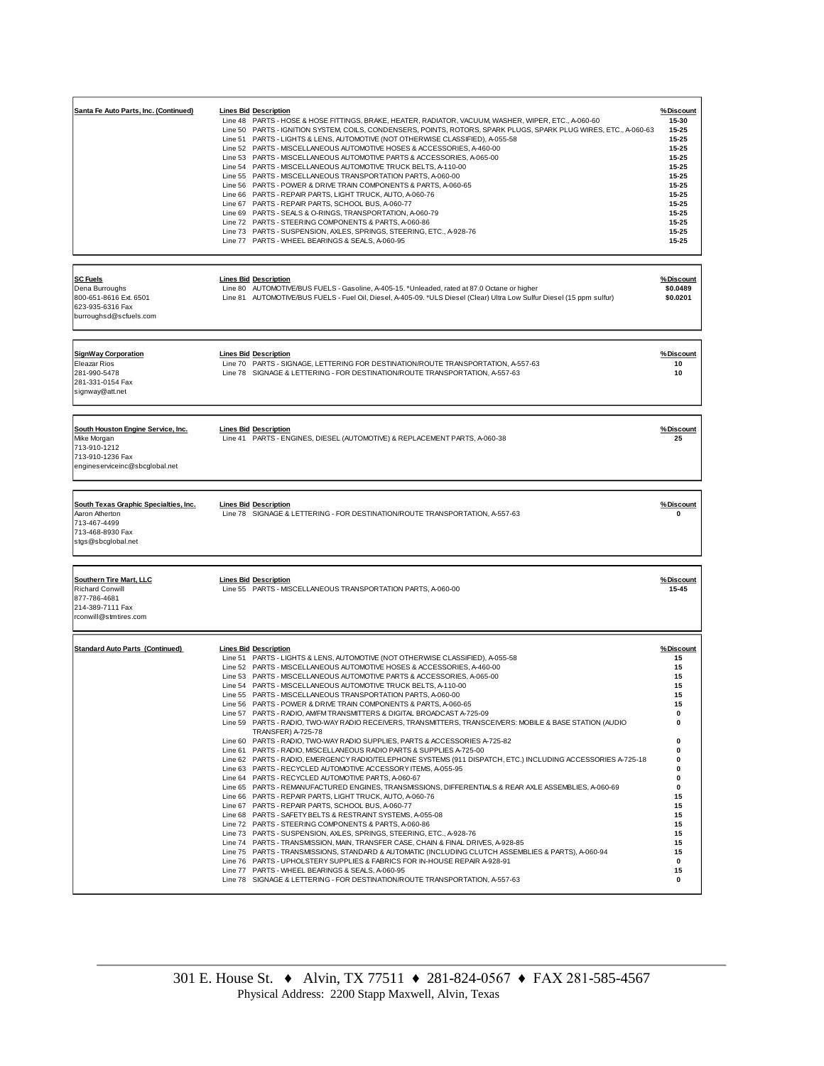| Vendor | Lines Bid | Description | % Discount |
|---|---|---|---|
| **Santa Fe Auto Parts, Inc. (Continued)** | Line 48 | PARTS - HOSE & HOSE FITTINGS, BRAKE, HEATER, RADIATOR, VACUUM, WASHER, WIPER, ETC., A-060-60 | 15-30 |
| | Line 50 | PARTS - IGNITION SYSTEM, COILS, CONDENSERS, POINTS, ROTORS, SPARK PLUGS, SPARK PLUG WIRES, ETC., A-060-63 | 15-25 |
| | Line 51 | PARTS - LIGHTS & LENS, AUTOMOTIVE (NOT OTHERWISE CLASSIFIED), A-055-58 | 15-25 |
| | Line 52 | PARTS - MISCELLANEOUS AUTOMOTIVE HOSES & ACCESSORIES, A-460-00 | 15-25 |
| | Line 53 | PARTS - MISCELLANEOUS AUTOMOTIVE PARTS & ACCESSORIES, A-065-00 | 15-25 |
| | Line 54 | PARTS - MISCELLANEOUS AUTOMOTIVE TRUCK BELTS, A-110-00 | 15-25 |
| | Line 55 | PARTS - MISCELLANEOUS TRANSPORTATION PARTS, A-060-00 | 15-25 |
| | Line 56 | PARTS - POWER & DRIVE TRAIN COMPONENTS & PARTS, A-060-65 | 15-25 |
| | Line 66 | PARTS - REPAIR PARTS, LIGHT TRUCK, AUTO, A-060-76 | 15-25 |
| | Line 67 | PARTS - REPAIR PARTS, SCHOOL BUS, A-060-77 | 15-25 |
| | Line 69 | PARTS - SEALS & O-RINGS, TRANSPORTATION, A-060-79 | 15-25 |
| | Line 72 | PARTS - STEERING COMPONENTS & PARTS, A-060-86 | 15-25 |
| | Line 73 | PARTS - SUSPENSION, AXLES, SPRINGS, STEERING, ETC., A-928-76 | 15-25 |
| | Line 77 | PARTS - WHEEL BEARINGS & SEALS, A-060-95 | 15-25 |

| Vendor | Lines Bid | Description | % Discount |
|---|---|---|---|
| **SC Fuels**<br>Dena Burroughs<br>800-651-8616 Ext. 6501<br>623-935-6316 Fax<br>burroughsd@scfuels.com | Line 80 | AUTOMOTIVE/BUS FUELS - Gasoline, A-405-15. *Unleaded, rated at 87.0 Octane or higher | $0.0489 |
| | Line 81 | AUTOMOTIVE/BUS FUELS - Fuel Oil, Diesel, A-405-09. *ULS Diesel (Clear) Ultra Low Sulfur Diesel (15 ppm sulfur) | $0.0201 |

| Vendor | Lines Bid | Description | % Discount |
|---|---|---|---|
| **SignWay Corporation**<br>Eleazar Rios<br>281-990-5478<br>281-331-0154 Fax<br>signway@att.net | Line 70 | PARTS - SIGNAGE, LETTERING FOR DESTINATION/ROUTE TRANSPORTATION, A-557-63 | 10 |
| | Line 78 | SIGNAGE & LETTERING - FOR DESTINATION/ROUTE TRANSPORTATION, A-557-63 | 10 |

| Vendor | Lines Bid | Description | % Discount |
|---|---|---|---|
| **South Houston Engine Service, Inc.**<br>Mike Morgan<br>713-910-1212<br>713-910-1236 Fax<br>engineserviceinc@sbcglobal.net | Line 41 | PARTS - ENGINES, DIESEL (AUTOMOTIVE) & REPLACEMENT PARTS, A-060-38 | 25 |

| Vendor | Lines Bid | Description | % Discount |
|---|---|---|---|
| **South Texas Graphic Specialties, Inc.**<br>Aaron Atherton<br>713-467-4499<br>713-468-8930 Fax<br>stgs@sbcglobal.net | Line 78 | SIGNAGE & LETTERING - FOR DESTINATION/ROUTE TRANSPORTATION, A-557-63 | 0 |

| Vendor | Lines Bid | Description | % Discount |
|---|---|---|---|
| **Southern Tire Mart, LLC**<br>Richard Conwill<br>877-786-4681<br>214-389-7111 Fax<br>rconwill@stmtires.com | Line 55 | PARTS - MISCELLANEOUS TRANSPORTATION PARTS, A-060-00 | 15-45 |

| Vendor | Lines Bid | Description | % Discount |
|---|---|---|---|
| **Standard Auto Parts (Continued)** | Line 51 | PARTS - LIGHTS & LENS, AUTOMOTIVE (NOT OTHERWISE CLASSIFIED), A-055-58 | 15 |
| | Line 52 | PARTS - MISCELLANEOUS AUTOMOTIVE HOSES & ACCESSORIES, A-460-00 | 15 |
| | Line 53 | PARTS - MISCELLANEOUS AUTOMOTIVE PARTS & ACCESSORIES, A-065-00 | 15 |
| | Line 54 | PARTS - MISCELLANEOUS AUTOMOTIVE TRUCK BELTS, A-110-00 | 15 |
| | Line 55 | PARTS - MISCELLANEOUS TRANSPORTATION PARTS, A-060-00 | 15 |
| | Line 56 | PARTS - POWER & DRIVE TRAIN COMPONENTS & PARTS, A-060-65 | 15 |
| | Line 57 | PARTS - RADIO, AM/FM TRANSMITTERS & DIGITAL BROADCAST A-725-09 | 0 |
| | Line 59 | PARTS - RADIO, TWO-WAY RADIO RECEIVERS, TRANSMITTERS, TRANSCEIVERS: MOBILE & BASE STATION (AUDIO TRANSFER) A-725-78 | 0 |
| | Line 60 | PARTS - RADIO, TWO-WAY RADIO SUPPLIES, PARTS & ACCESSORIES A-725-82 | 0 |
| | Line 61 | PARTS - RADIO, MISCELLANEOUS RADIO PARTS & SUPPLIES A-725-00 | 0 |
| | Line 62 | PARTS - RADIO, EMERGENCY RADIO/TELEPHONE SYSTEMS (911 DISPATCH, ETC.) INCLUDING ACCESSORIES A-725-18 | 0 |
| | Line 63 | PARTS - RECYCLED AUTOMOTIVE ACCESSORY ITEMS, A-055-95 | 0 |
| | Line 64 | PARTS - RECYCLED AUTOMOTIVE PARTS, A-060-67 | 0 |
| | Line 65 | PARTS - REMANUFACTURED ENGINES, TRANSMISSIONS, DIFFERENTIALS & REAR AXLE ASSEMBLIES, A-060-69 | 0 |
| | Line 66 | PARTS - REPAIR PARTS, LIGHT TRUCK, AUTO, A-060-76 | 15 |
| | Line 67 | PARTS - REPAIR PARTS, SCHOOL BUS, A-060-77 | 15 |
| | Line 68 | PARTS - SAFETY BELTS & RESTRAINT SYSTEMS, A-055-08 | 15 |
| | Line 72 | PARTS - STEERING COMPONENTS & PARTS, A-060-86 | 15 |
| | Line 73 | PARTS - SUSPENSION, AXLES, SPRINGS, STEERING, ETC., A-928-76 | 15 |
| | Line 74 | PARTS - TRANSMISSION, MAIN, TRANSFER CASE, CHAIN & FINAL DRIVES, A-928-85 | 15 |
| | Line 75 | PARTS - TRANSMISSIONS, STANDARD & AUTOMATIC (INCLUDING CLUTCH ASSEMBLIES & PARTS), A-060-94 | 15 |
| | Line 76 | PARTS - UPHOLSTERY SUPPLIES & FABRICS FOR IN-HOUSE REPAIR A-928-91 | 0 |
| | Line 77 | PARTS - WHEEL BEARINGS & SEALS, A-060-95 | 15 |
| | Line 78 | SIGNAGE & LETTERING - FOR DESTINATION/ROUTE TRANSPORTATION, A-557-63 | 0 |

301 E. House St. ♦ Alvin, TX 77511 ♦ 281-824-0567 ♦ FAX 281-585-4567
Physical Address: 2200 Stapp Maxwell, Alvin, Texas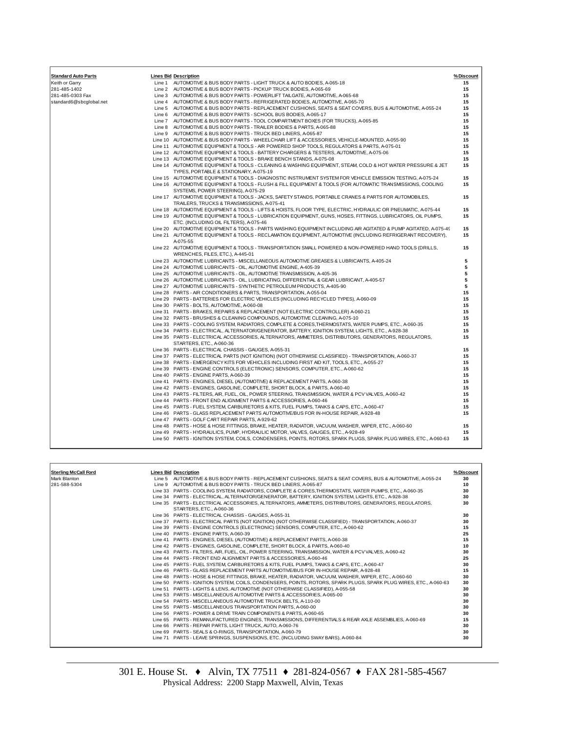| Standard Auto Parts | Lines Bid | Description | %Discount |
|---|---|---|---|
| Keith or Garry | Line 1 | AUTOMOTIVE & BUS BODY PARTS - LIGHT TRUCK & AUTO BODIES, A-065-18 | 15 |
| 281-485-1402 | Line 2 | AUTOMOTIVE & BUS BODY PARTS - PICKUP TRUCK BODIES, A-065-69 | 15 |
| 281-485-0303 Fax | Line 3 | AUTOMOTIVE & BUS BODY PARTS - POWERLIFT TAILGATE, AUTOMOTIVE, A-065-68 | 15 |
| standard6@sbcglobal.net | Line 4 | AUTOMOTIVE & BUS BODY PARTS - REFRIGERATED BODIES, AUTOMOTIVE, A-065-70 | 15 |
| | Line 5 | AUTOMOTIVE & BUS BODY PARTS - REPLACEMENT CUSHIONS, SEATS & SEAT COVERS, BUS & AUTOMOTIVE, A-055-24 | 15 |
| | Line 6 | AUTOMOTIVE & BUS BODY PARTS - SCHOOL BUS BODIES, A-065-17 | 15 |
| | Line 7 | AUTOMOTIVE & BUS BODY PARTS - TOOL COMPARTMENT BOXES (FOR TRUCKS), A-065-85 | 15 |
| | Line 8 | AUTOMOTIVE & BUS BODY PARTS - TRAILER BODIES & PARTS, A-065-88 | 15 |
| | Line 9 | AUTOMOTIVE & BUS BODY PARTS - TRUCK BED LINERS, A-065-87 | 15 |
| | Line 10 | AUTOMOTIVE & BUS BODY PARTS - WHEELCHAIR LIFT & ACCESSORIES, VEHICLE-MOUNTED, A-055-90 | 15 |
| | Line 11 | AUTOMOTIVE EQUIPMENT & TOOLS - AIR POWERED SHOP TOOLS, REGULATORS & PARTS, A-075-01 | 15 |
| | Line 12 | AUTOMOTIVE EQUIPMENT & TOOLS - BATTERY CHARGERS & TESTERS, AUTOMOTIVE, A-075-06 | 15 |
| | Line 13 | AUTOMOTIVE EQUIPMENT & TOOLS - BRAKE BENCH STANDS, A-075-08 | 15 |
| | Line 14 | AUTOMOTIVE EQUIPMENT & TOOLS - CLEANING & WASHING EQUIPMENT, STEAM, COLD & HOT WATER PRESSURE & JET TYPES, PORTABLE & STATIONARY, A-075-19 | 15 |
| | Line 15 | AUTOMOTIVE EQUIPMENT & TOOLS - DIAGNOSTIC INSTRUMENT SYSTEM FOR VEHICLE EMISSION TESTING, A-075-24 | 15 |
| | Line 16 | AUTOMOTIVE EQUIPMENT & TOOLS - FLUSH & FILL EQUIPMENT & TOOLS (FOR AUTOMATIC TRANSMISSIONS, COOLING SYSTEMS, POWER STEERING), A-075-29 | 15 |
| | Line 17 | AUTOMOTIVE EQUIPMENT & TOOLS - JACKS, SAFETY STANDS, PORTABLE CRANES & PARTS FOR AUTOMOBILES, TRAILERS, TRUCKS & TRANSMISSIONS, A-075-41 | 15 |
| | Line 18 | AUTOMOTIVE EQUIPMENT & TOOLS - LIFTS & HOISTS, FLOOR TYPE, ELECTRIC, HYDRAULIC OR PNEUMATIC, A-075-44 | 15 |
| | Line 19 | AUTOMOTIVE EQUIPMENT & TOOLS - LUBRICATION EQUIPMENT, GUNS, HOSES, FITTINGS, LUBRICATORS, OIL PUMPS, ETC. (INCLUDING OIL FILTERS), A-075-46 | 15 |
| | Line 20 | AUTOMOTIVE EQUIPMENT & TOOLS - PARTS WASHING EQUIPMENT INCLUDING AIR AGITATED & PUMP AGITATED, A-075-49 | 15 |
| | Line 21 | AUTOMOTIVE EQUIPMENT & TOOLS - RECLAMATION EQUIPMENT, AUTOMOTIVE (INCLUDING REFRIGERANT RECOVERY), A-075-55 | 15 |
| | Line 22 | AUTOMOTIVE EQUIPMENT & TOOLS - TRANSPORTATION SMALL POWERED & NON-POWERED HAND TOOLS (DRILLS, WRENCHES, FILES, ETC.), A-445-01 | 15 |
| | Line 23 | AUTOMOTIVE LUBRICANTS - MISCELLANEOUS AUTOMOTIVE GREASES & LUBRICANTS, A-405-24 | 5 |
| | Line 24 | AUTOMOTIVE LUBRICANTS - OIL, AUTOMOTIVE ENGINE, A-405-39 | 5 |
| | Line 25 | AUTOMOTIVE LUBRICANTS - OIL, AUTOMOTIVE TRANSMISSION, A-405-36 | 5 |
| | Line 26 | AUTOMOTIVE LUBRICANTS - OIL, LUBRICATING, DIFFERENTIAL & GEAR LUBRICANT, A-405-57 | 5 |
| | Line 27 | AUTOMOTIVE LUBRICANTS - SYNTHETIC PETROLEUM PRODUCTS, A-405-90 | 5 |
| | Line 28 | PARTS - AIR CONDITIONERS & PARTS, TRANSPORTATION, A-055-04 | 15 |
| | Line 29 | PARTS - BATTERIES FOR ELECTRIC VEHICLES (INCLUDING RECYCLED TYPES), A-060-09 | 15 |
| | Line 30 | PARTS - BOLTS, AUTOMOTIVE, A-060-08 | 15 |
| | Line 31 | PARTS - BRAKES, REPAIRS & REPLACEMENT (NOT ELECTRIC CONTROLLER) A-060-21 | 15 |
| | Line 32 | PARTS - BRUSHES & CLEANING COMPOUNDS, AUTOMOTIVE CLEANING, A-075-10 | 15 |
| | Line 33 | PARTS - COOLING SYSTEM, RADIATORS, COMPLETE & CORES,THERMOSTATS, WATER PUMPS, ETC., A-060-35 | 15 |
| | Line 34 | PARTS - ELECTRICAL, ALTERNATOR/GENERATOR, BATTERY, IGNITION SYSTEM, LIGHTS, ETC., A-928-38 | 15 |
| | Line 35 | PARTS - ELECTRICAL ACCESSORIES, ALTERNATORS, AMMETERS, DISTRIBUTORS, GENERATORS, REGULATORS, STARTERS, ETC., A-060-36 | 15 |
| | Line 36 | PARTS - ELECTRICAL CHASSIS - GAUGES, A-055-31 | 15 |
| | Line 37 | PARTS - ELECTRICAL PARTS (NOT IGNITION) (NOT OTHERWISE CLASSIFIED) - TRANSPORTATION, A-060-37 | 15 |
| | Line 38 | PARTS - EMERGENCY KITS FOR VEHICLES INCLUDING FIRST AID KIT, TOOLS, ETC., A-055-27 | 15 |
| | Line 39 | PARTS - ENGINE CONTROLS (ELECTRONIC) SENSORS, COMPUTER, ETC., A-060-62 | 15 |
| | Line 40 | PARTS - ENGINE PARTS, A-060-39 | 15 |
| | Line 41 | PARTS - ENGINES, DIESEL (AUTOMOTIVE) & REPLACEMENT PARTS, A-060-38 | 15 |
| | Line 42 | PARTS - ENGINES, GASOLINE, COMPLETE, SHORT BLOCK, & PARTS, A-060-40 | 15 |
| | Line 43 | PARTS - FILTERS, AIR, FUEL, OIL, POWER STEERING, TRANSMISSION, WATER & PCV VALVES, A-060-42 | 15 |
| | Line 44 | PARTS - FRONT END ALIGNMENT PARTS & ACCESSORIES, A-060-46 | 15 |
| | Line 45 | PARTS - FUEL SYSTEM, CARBURETORS & KITS, FUEL PUMPS, TANKS & CAPS, ETC., A-060-47 | 15 |
| | Line 46 | PARTS - GLASS REPLACEMENT PARTS AUTOMOTIVE/BUS FOR IN-HOUSE REPAIR, A-928-48 | 15 |
| | Line 47 | PARTS - GOLF CART REPAIR PARTS, A-929-62 | |
| | Line 48 | PARTS - HOSE & HOSE FITTINGS, BRAKE, HEATER, RADIATOR, VACUUM, WASHER, WIPER, ETC., A-060-60 | 15 |
| | Line 49 | PARTS - HYDRAULICS, PUMP, HYDRAULIC MOTOR, VALVES, GAUGES, ETC., A-928-49 | 15 |
| | Line 50 | PARTS - IGNITION SYSTEM, COILS, CONDENSERS, POINTS, ROTORS, SPARK PLUGS, SPARK PLUG WIRES, ETC., A-060-63 | 15 |

| Sterling McCall Ford | Lines Bid | Description | %Discount |
|---|---|---|---|
| Mark Blanton | Line 5 | AUTOMOTIVE & BUS BODY PARTS - REPLACEMENT CUSHIONS, SEATS & SEAT COVERS, BUS & AUTOMOTIVE, A-055-24 | 30 |
| 281-588-5304 | Line 9 | AUTOMOTIVE & BUS BODY PARTS - TRUCK BED LINERS, A-065-87 | 10 |
| | Line 33 | PARTS - COOLING SYSTEM, RADIATORS, COMPLETE & CORES,THERMOSTATS, WATER PUMPS, ETC., A-060-35 | 30 |
| | Line 34 | PARTS - ELECTRICAL, ALTERNATOR/GENERATOR, BATTERY, IGNITION SYSTEM, LIGHTS, ETC., A-928-38 | 30 |
| | Line 35 | PARTS - ELECTRICAL ACCESSORIES, ALTERNATORS, AMMETERS, DISTRIBUTORS, GENERATORS, REGULATORS, STARTERS, ETC., A-060-36 | 30 |
| | Line 36 | PARTS - ELECTRICAL CHASSIS - GAUGES, A-055-31 | 30 |
| | Line 37 | PARTS - ELECTRICAL PARTS (NOT IGNITION) (NOT OTHERWISE CLASSIFIED) - TRANSPORTATION, A-060-37 | 30 |
| | Line 39 | PARTS - ENGINE CONTROLS (ELECTRONIC) SENSORS, COMPUTER, ETC., A-060-62 | 15 |
| | Line 40 | PARTS - ENGINE PARTS, A-060-39 | 25 |
| | Line 41 | PARTS - ENGINES, DIESEL (AUTOMOTIVE) & REPLACEMENT PARTS, A-060-38 | 15 |
| | Line 42 | PARTS - ENGINES, GASOLINE, COMPLETE, SHORT BLOCK, & PARTS, A-060-40 | 10 |
| | Line 43 | PARTS - FILTERS, AIR, FUEL, OIL, POWER STEERING, TRANSMISSION, WATER & PCV VALVES, A-060-42 | 30 |
| | Line 44 | PARTS - FRONT END ALIGNMENT PARTS & ACCESSORIES, A-060-46 | 25 |
| | Line 45 | PARTS - FUEL SYSTEM, CARBURETORS & KITS, FUEL PUMPS, TANKS & CAPS, ETC., A-060-47 | 30 |
| | Line 46 | PARTS - GLASS REPLACEMENT PARTS AUTOMOTIVE/BUS FOR IN-HOUSE REPAIR, A-928-48 | 15 |
| | Line 48 | PARTS - HOSE & HOSE FITTINGS, BRAKE, HEATER, RADIATOR, VACUUM, WASHER, WIPER, ETC., A-060-60 | 30 |
| | Line 50 | PARTS - IGNITION SYSTEM, COILS, CONDENSERS, POINTS, ROTORS, SPARK PLUGS, SPARK PLUG WIRES, ETC., A-060-63 | 30 |
| | Line 51 | PARTS - LIGHTS & LENS, AUTOMOTIVE (NOT OTHERWISE CLASSIFIED), A-055-58 | 30 |
| | Line 53 | PARTS - MISCELLANEOUS AUTOMOTIVE PARTS & ACCESSORIES, A-065-00 | 30 |
| | Line 54 | PARTS - MISCELLANEOUS AUTOMOTIVE TRUCK BELTS, A-110-00 | 30 |
| | Line 55 | PARTS - MISCELLANEOUS TRANSPORTATION PARTS, A-060-00 | 30 |
| | Line 56 | PARTS - POWER & DRIVE TRAIN COMPONENTS & PARTS, A-060-65 | 30 |
| | Line 65 | PARTS - REMANUFACTURED ENGINES, TRANSMISSIONS, DIFFERENTIALS & REAR AXLE ASSEMBLIES, A-060-69 | 15 |
| | Line 66 | PARTS - REPAIR PARTS, LIGHT TRUCK, AUTO, A-060-76 | 30 |
| | Line 69 | PARTS - SEALS & O-RINGS, TRANSPORTATION, A-060-79 | 30 |
| | Line 71 | PARTS - LEAVE SPRINGS, SUSPENSIONS, ETC. (INCLUDING SWAY BARS), A-060-84 | 30 |

301 E. House St. ♦ Alvin, TX 77511 ♦ 281-824-0567 ♦ FAX 281-585-4567
Physical Address: 2200 Stapp Maxwell, Alvin, Texas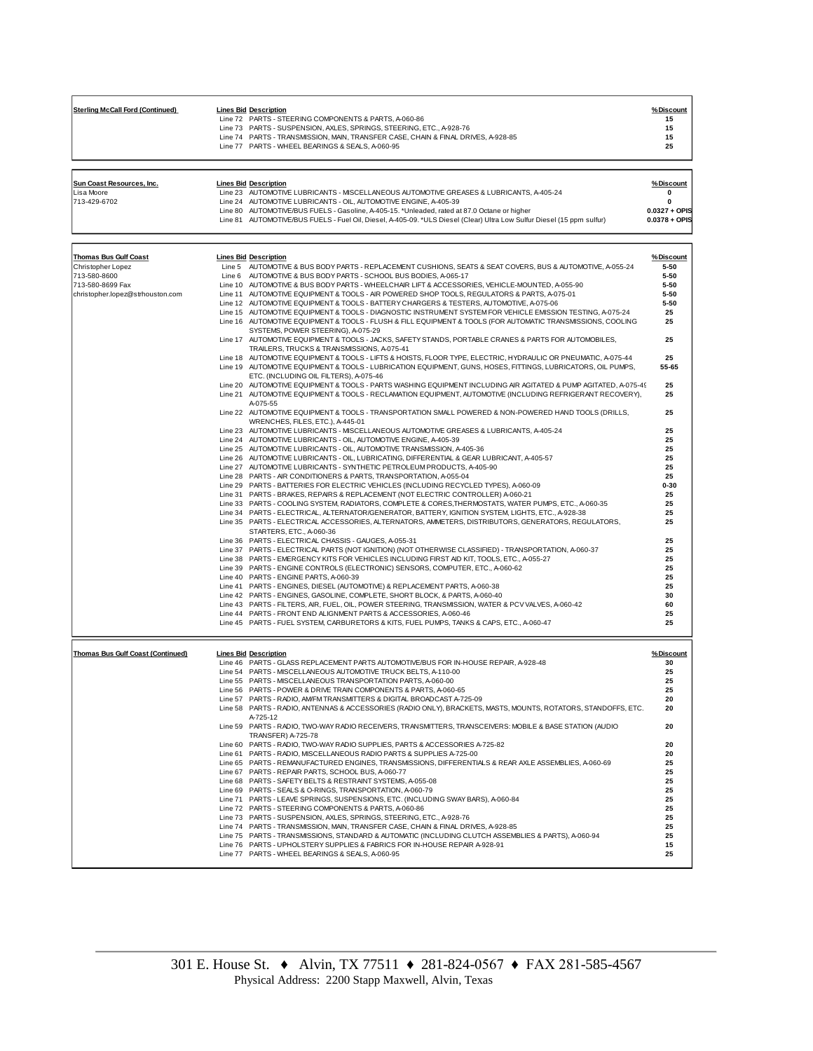| Sterling McCall Ford (Continued) | Lines Bid | Description | %Discount |
|---|---|---|---|
| | Line 72 | PARTS - STEERING COMPONENTS & PARTS, A-060-86 | 15 |
| | Line 73 | PARTS - SUSPENSION, AXLES, SPRINGS, STEERING, ETC., A-928-76 | 15 |
| | Line 74 | PARTS - TRANSMISSION, MAIN, TRANSFER CASE, CHAIN & FINAL DRIVES, A-928-85 | 15 |
| | Line 77 | PARTS - WHEEL BEARINGS & SEALS, A-060-95 | 25 |

| Sun Coast Resources, Inc. | Lines Bid | Description | %Discount |
|---|---|---|---|
| Lisa Moore | Line 23 | AUTOMOTIVE LUBRICANTS - MISCELLANEOUS AUTOMOTIVE GREASES & LUBRICANTS, A-405-24 | 0 |
| 713-429-6702 | Line 24 | AUTOMOTIVE LUBRICANTS - OIL, AUTOMOTIVE ENGINE, A-405-39 | 0 |
| | Line 80 | AUTOMOTIVE/BUS FUELS - Gasoline, A-405-15. *Unleaded, rated at 87.0 Octane or higher | 0.0327 + OPIS |
| | Line 81 | AUTOMOTIVE/BUS FUELS - Fuel Oil, Diesel, A-405-09. *ULS Diesel (Clear) Ultra Low Sulfur Diesel (15 ppm sulfur) | 0.0378 + OPIS |

| Thomas Bus Gulf Coast | Lines Bid | Description | %Discount |
|---|---|---|---|
| Christopher Lopez | Line 5 | AUTOMOTIVE & BUS BODY PARTS - REPLACEMENT CUSHIONS, SEATS & SEAT COVERS, BUS & AUTOMOTIVE, A-055-24 | 5-50 |
| 713-580-8600 | Line 6 | AUTOMOTIVE & BUS BODY PARTS - SCHOOL BUS BODIES, A-065-17 | 5-50 |
| 713-580-8699 Fax | Line 10 | AUTOMOTIVE & BUS BODY PARTS - WHEELCHAIR LIFT & ACCESSORIES, VEHICLE-MOUNTED, A-055-90 | 5-50 |
| christopher.lopez@strhouston.com | Line 11 | AUTOMOTIVE EQUIPMENT & TOOLS - AIR POWERED SHOP TOOLS, REGULATORS & PARTS, A-075-01 | 5-50 |
| | Line 12 | AUTOMOTIVE EQUIPMENT & TOOLS - BATTERY CHARGERS & TESTERS, AUTOMOTIVE, A-075-06 | 5-50 |
| | Line 15 | AUTOMOTIVE EQUIPMENT & TOOLS - DIAGNOSTIC INSTRUMENT SYSTEM FOR VEHICLE EMISSION TESTING, A-075-24 | 25 |
| | Line 16 | AUTOMOTIVE EQUIPMENT & TOOLS - FLUSH & FILL EQUIPMENT & TOOLS (FOR AUTOMATIC TRANSMISSIONS, COOLING SYSTEMS, POWER STEERING), A-075-29 | 25 |
| | Line 17 | AUTOMOTIVE EQUIPMENT & TOOLS - JACKS, SAFETY STANDS, PORTABLE CRANES & PARTS FOR AUTOMOBILES, TRAILERS, TRUCKS & TRANSMISSIONS, A-075-41 | 25 |
| | Line 18 | AUTOMOTIVE EQUIPMENT & TOOLS - LIFTS & HOISTS, FLOOR TYPE, ELECTRIC, HYDRAULIC OR PNEUMATIC, A-075-44 | 25 |
| | Line 19 | AUTOMOTIVE EQUIPMENT & TOOLS - LUBRICATION EQUIPMENT, GUNS, HOSES, FITTINGS, LUBRICATORS, OIL PUMPS, ETC. (INCLUDING OIL FILTERS), A-075-46 | 55-65 |
| | Line 20 | AUTOMOTIVE EQUIPMENT & TOOLS - PARTS WASHING EQUIPMENT INCLUDING AIR AGITATED & PUMP AGITATED, A-075-49 | 25 |
| | Line 21 | AUTOMOTIVE EQUIPMENT & TOOLS - RECLAMATION EQUIPMENT, AUTOMOTIVE (INCLUDING REFRIGERANT RECOVERY), A-075-55 | 25 |
| | Line 22 | AUTOMOTIVE EQUIPMENT & TOOLS - TRANSPORTATION SMALL POWERED & NON-POWERED HAND TOOLS (DRILLS, WRENCHES, FILES, ETC.), A-445-01 | 25 |
| | Line 23 | AUTOMOTIVE LUBRICANTS - MISCELLANEOUS AUTOMOTIVE GREASES & LUBRICANTS, A-405-24 | 25 |
| | Line 24 | AUTOMOTIVE LUBRICANTS - OIL, AUTOMOTIVE ENGINE, A-405-39 | 25 |
| | Line 25 | AUTOMOTIVE LUBRICANTS - OIL, AUTOMOTIVE TRANSMISSION, A-405-36 | 25 |
| | Line 26 | AUTOMOTIVE LUBRICANTS - OIL, LUBRICATING, DIFFERENTIAL & GEAR LUBRICANT, A-405-57 | 25 |
| | Line 27 | AUTOMOTIVE LUBRICANTS - SYNTHETIC PETROLEUM PRODUCTS, A-405-90 | 25 |
| | Line 28 | PARTS - AIR CONDITIONERS & PARTS, TRANSPORTATION, A-055-04 | 25 |
| | Line 29 | PARTS - BATTERIES FOR ELECTRIC VEHICLES (INCLUDING RECYCLED TYPES), A-060-09 | 0-30 |
| | Line 31 | PARTS - BRAKES, REPAIRS & REPLACEMENT (NOT ELECTRIC CONTROLLER) A-060-21 | 25 |
| | Line 33 | PARTS - COOLING SYSTEM, RADIATORS, COMPLETE & CORES,THERMOSTATS, WATER PUMPS, ETC., A-060-35 | 25 |
| | Line 34 | PARTS - ELECTRICAL, ALTERNATOR/GENERATOR, BATTERY, IGNITION SYSTEM, LIGHTS, ETC., A-928-38 | 25 |
| | Line 35 | PARTS - ELECTRICAL ACCESSORIES, ALTERNATORS, AMMETERS, DISTRIBUTORS, GENERATORS, REGULATORS, STARTERS, ETC., A-060-36 | 25 |
| | Line 36 | PARTS - ELECTRICAL CHASSIS - GAUGES, A-055-31 | 25 |
| | Line 37 | PARTS - ELECTRICAL PARTS (NOT IGNITION) (NOT OTHERWISE CLASSIFIED) - TRANSPORTATION, A-060-37 | 25 |
| | Line 38 | PARTS - EMERGENCY KITS FOR VEHICLES INCLUDING FIRST AID KIT, TOOLS, ETC., A-055-27 | 25 |
| | Line 39 | PARTS - ENGINE CONTROLS (ELECTRONIC) SENSORS, COMPUTER, ETC., A-060-62 | 25 |
| | Line 40 | PARTS - ENGINE PARTS, A-060-39 | 25 |
| | Line 41 | PARTS - ENGINES, DIESEL (AUTOMOTIVE) & REPLACEMENT PARTS, A-060-38 | 25 |
| | Line 42 | PARTS - ENGINES, GASOLINE, COMPLETE, SHORT BLOCK, & PARTS, A-060-40 | 30 |
| | Line 43 | PARTS - FILTERS, AIR, FUEL, OIL, POWER STEERING, TRANSMISSION, WATER & PCV VALVES, A-060-42 | 60 |
| | Line 44 | PARTS - FRONT END ALIGNMENT PARTS & ACCESSORIES, A-060-46 | 25 |
| | Line 45 | PARTS - FUEL SYSTEM, CARBURETORS & KITS, FUEL PUMPS, TANKS & CAPS, ETC., A-060-47 | 25 |

| Thomas Bus Gulf Coast (Continued) | Lines Bid | Description | %Discount |
|---|---|---|---|
| | Line 46 | PARTS - GLASS REPLACEMENT PARTS AUTOMOTIVE/BUS FOR IN-HOUSE REPAIR, A-928-48 | 30 |
| | Line 54 | PARTS - MISCELLANEOUS AUTOMOTIVE TRUCK BELTS, A-110-00 | 25 |
| | Line 55 | PARTS - MISCELLANEOUS TRANSPORTATION PARTS, A-060-00 | 25 |
| | Line 56 | PARTS - POWER & DRIVE TRAIN COMPONENTS & PARTS, A-060-65 | 25 |
| | Line 57 | PARTS - RADIO, AM/FM TRANSMITTERS & DIGITAL BROADCAST A-725-09 | 20 |
| | Line 58 | PARTS - RADIO, ANTENNAS & ACCESSORIES (RADIO ONLY), BRACKETS, MASTS, MOUNTS, ROTATORS, STANDOFFS, ETC. A-725-12 | 20 |
| | Line 59 | PARTS - RADIO, TWO-WAY RADIO RECEIVERS, TRANSMITTERS, TRANSCEIVERS: MOBILE & BASE STATION (AUDIO TRANSFER) A-725-78 | 20 |
| | Line 60 | PARTS - RADIO, TWO-WAY RADIO SUPPLIES, PARTS & ACCESSORIES A-725-82 | 20 |
| | Line 61 | PARTS - RADIO, MISCELLANEOUS RADIO PARTS & SUPPLIES A-725-00 | 20 |
| | Line 65 | PARTS - REMANUFACTURED ENGINES, TRANSMISSIONS, DIFFERENTIALS & REAR AXLE ASSEMBLIES, A-060-69 | 25 |
| | Line 67 | PARTS - REPAIR PARTS, SCHOOL BUS, A-060-77 | 25 |
| | Line 68 | PARTS - SAFETY BELTS & RESTRAINT SYSTEMS, A-055-08 | 25 |
| | Line 69 | PARTS - SEALS & O-RINGS, TRANSPORTATION, A-060-79 | 25 |
| | Line 71 | PARTS - LEAVE SPRINGS, SUSPENSIONS, ETC. (INCLUDING SWAY BARS), A-060-84 | 25 |
| | Line 72 | PARTS - STEERING COMPONENTS & PARTS, A-060-86 | 25 |
| | Line 73 | PARTS - SUSPENSION, AXLES, SPRINGS, STEERING, ETC., A-928-76 | 25 |
| | Line 74 | PARTS - TRANSMISSION, MAIN, TRANSFER CASE, CHAIN & FINAL DRIVES, A-928-85 | 25 |
| | Line 75 | PARTS - TRANSMISSIONS, STANDARD & AUTOMATIC (INCLUDING CLUTCH ASSEMBLIES & PARTS), A-060-94 | 25 |
| | Line 76 | PARTS - UPHOLSTERY SUPPLIES & FABRICS FOR IN-HOUSE REPAIR A-928-91 | 15 |
| | Line 77 | PARTS - WHEEL BEARINGS & SEALS, A-060-95 | 25 |

301 E. House St. ♦ Alvin, TX 77511 ♦ 281-824-0567 ♦ FAX 281-585-4567
Physical Address: 2200 Stapp Maxwell, Alvin, Texas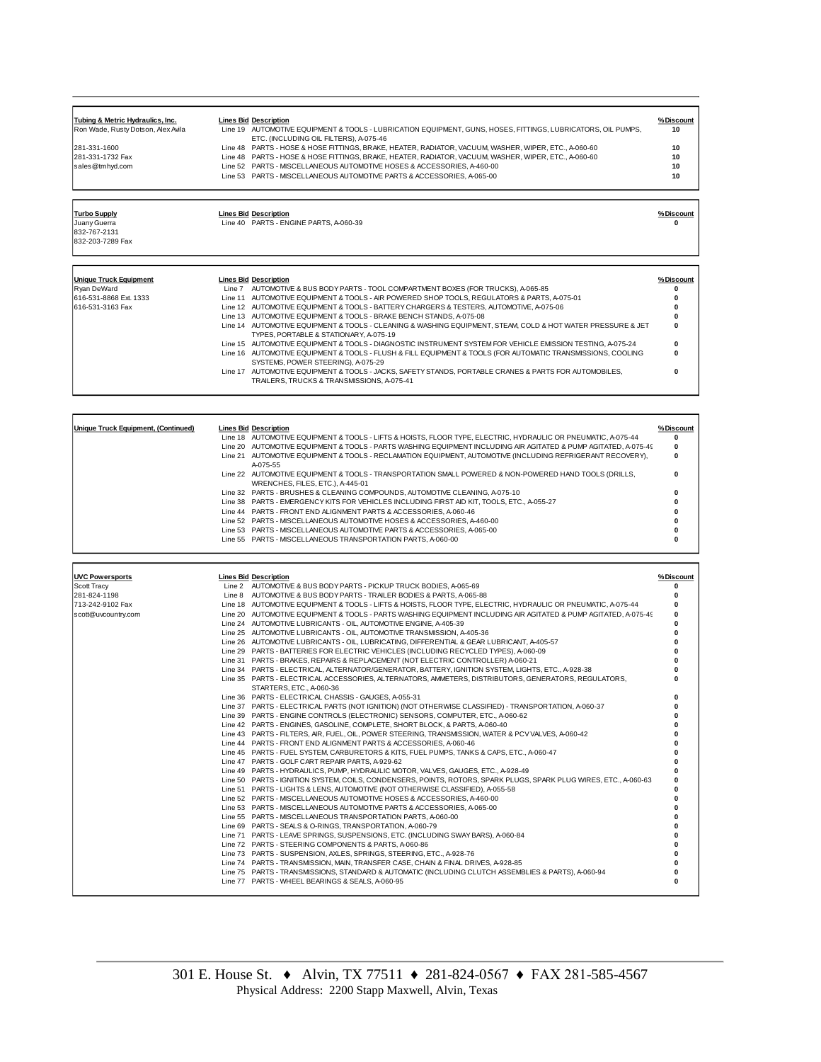| Tubing & Metric Hydraulics, Inc. | Lines Bid | Description | %Discount |
|---|---|---|---|
| Ron Wade, Rusty Dotson, Alex Avila | Line 19 | AUTOMOTIVE EQUIPMENT & TOOLS - LUBRICATION EQUIPMENT, GUNS, HOSES, FITTINGS, LUBRICATORS, OIL PUMPS, ETC. (INCLUDING OIL FILTERS), A-075-46 | 10 |
| 281-331-1600 | Line 48 | PARTS - HOSE & HOSE FITTINGS, BRAKE, HEATER, RADIATOR, VACUUM, WASHER, WIPER, ETC., A-060-60 | 10 |
| 281-331-1732 Fax | Line 48 | PARTS - HOSE & HOSE FITTINGS, BRAKE, HEATER, RADIATOR, VACUUM, WASHER, WIPER, ETC., A-060-60 | 10 |
| sales@tmhyd.com | Line 52 | PARTS - MISCELLANEOUS AUTOMOTIVE HOSES & ACCESSORIES, A-460-00 | 10 |
| | Line 53 | PARTS - MISCELLANEOUS AUTOMOTIVE PARTS & ACCESSORIES, A-065-00 | 10 |

| Turbo Supply | Lines Bid | Description | %Discount |
|---|---|---|---|
| Juany Guerra | Line 40 | PARTS - ENGINE PARTS, A-060-39 | 0 |
| 832-767-2131 | | | |
| 832-203-7289 Fax | | | |

| Unique Truck Equipment | Lines Bid | Description | %Discount |
|---|---|---|---|
| Ryan DeWard | Line 7 | AUTOMOTIVE & BUS BODY PARTS - TOOL COMPARTMENT BOXES (FOR TRUCKS), A-065-85 | 0 |
| 616-531-8868 Ext. 1333 | Line 11 | AUTOMOTIVE EQUIPMENT & TOOLS - AIR POWERED SHOP TOOLS, REGULATORS & PARTS, A-075-01 | 0 |
| 616-531-3163 Fax | Line 12 | AUTOMOTIVE EQUIPMENT & TOOLS - BATTERY CHARGERS & TESTERS, AUTOMOTIVE, A-075-06 | 0 |
| | Line 13 | AUTOMOTIVE EQUIPMENT & TOOLS - BRAKE BENCH STANDS, A-075-08 | 0 |
| | Line 14 | AUTOMOTIVE EQUIPMENT & TOOLS - CLEANING & WASHING EQUIPMENT, STEAM, COLD & HOT WATER PRESSURE & JET TYPES, PORTABLE & STATIONARY, A-075-19 | 0 |
| | Line 15 | AUTOMOTIVE EQUIPMENT & TOOLS - DIAGNOSTIC INSTRUMENT SYSTEM FOR VEHICLE EMISSION TESTING, A-075-24 | 0 |
| | Line 16 | AUTOMOTIVE EQUIPMENT & TOOLS - FLUSH & FILL EQUIPMENT & TOOLS (FOR AUTOMATIC TRANSMISSIONS, COOLING SYSTEMS, POWER STEERING), A-075-29 | 0 |
| | Line 17 | AUTOMOTIVE EQUIPMENT & TOOLS - JACKS, SAFETY STANDS, PORTABLE CRANES & PARTS FOR AUTOMOBILES, TRAILERS, TRUCKS & TRANSMISSIONS, A-075-41 | 0 |

| Unique Truck Equipment, (Continued) | Lines Bid | Description | %Discount |
|---|---|---|---|
| | Line 18 | AUTOMOTIVE EQUIPMENT & TOOLS - LIFTS & HOISTS, FLOOR TYPE, ELECTRIC, HYDRAULIC OR PNEUMATIC, A-075-44 | 0 |
| | Line 20 | AUTOMOTIVE EQUIPMENT & TOOLS - PARTS WASHING EQUIPMENT INCLUDING AIR AGITATED & PUMP AGITATED, A-075-49 | 0 |
| | Line 21 | AUTOMOTIVE EQUIPMENT & TOOLS - RECLAMATION EQUIPMENT, AUTOMOTIVE (INCLUDING REFRIGERANT RECOVERY), A-075-55 | 0 |
| | Line 22 | AUTOMOTIVE EQUIPMENT & TOOLS - TRANSPORTATION SMALL POWERED & NON-POWERED HAND TOOLS (DRILLS, WRENCHES, FILES, ETC.), A-445-01 | 0 |
| | Line 32 | PARTS - BRUSHES & CLEANING COMPOUNDS, AUTOMOTIVE CLEANING, A-075-10 | 0 |
| | Line 38 | PARTS - EMERGENCY KITS FOR VEHICLES INCLUDING FIRST AID KIT, TOOLS, ETC., A-055-27 | 0 |
| | Line 44 | PARTS - FRONT END ALIGNMENT PARTS & ACCESSORIES, A-060-46 | 0 |
| | Line 52 | PARTS - MISCELLANEOUS AUTOMOTIVE HOSES & ACCESSORIES, A-460-00 | 0 |
| | Line 53 | PARTS - MISCELLANEOUS AUTOMOTIVE PARTS & ACCESSORIES, A-065-00 | 0 |
| | Line 55 | PARTS - MISCELLANEOUS TRANSPORTATION PARTS, A-060-00 | 0 |

| UVC Powersports | Lines Bid | Description | %Discount |
|---|---|---|---|
| Scott Tracy | Line 2 | AUTOMOTIVE & BUS BODY PARTS - PICKUP TRUCK BODIES, A-065-69 | 0 |
| 281-824-1198 | Line 8 | AUTOMOTIVE & BUS BODY PARTS - TRAILER BODIES & PARTS, A-065-88 | 0 |
| 713-242-9102 Fax | Line 18 | AUTOMOTIVE EQUIPMENT & TOOLS - LIFTS & HOISTS, FLOOR TYPE, ELECTRIC, HYDRAULIC OR PNEUMATIC, A-075-44 | 0 |
| scott@uvcountry.com | Line 20 | AUTOMOTIVE EQUIPMENT & TOOLS - PARTS WASHING EQUIPMENT INCLUDING AIR AGITATED & PUMP AGITATED, A-075-49 | 0 |
| | Line 24 | AUTOMOTIVE LUBRICANTS - OIL, AUTOMOTIVE ENGINE, A-405-39 | 0 |
| | Line 25 | AUTOMOTIVE LUBRICANTS - OIL, AUTOMOTIVE TRANSMISSION, A-405-36 | 0 |
| | Line 26 | AUTOMOTIVE LUBRICANTS - OIL, LUBRICATING, DIFFERENTIAL & GEAR LUBRICANT, A-405-57 | 0 |
| | Line 29 | PARTS - BATTERIES FOR ELECTRIC VEHICLES (INCLUDING RECYCLED TYPES), A-060-09 | 0 |
| | Line 31 | PARTS - BRAKES, REPAIRS & REPLACEMENT (NOT ELECTRIC CONTROLLER) A-060-21 | 0 |
| | Line 34 | PARTS - ELECTRICAL, ALTERNATOR/GENERATOR, BATTERY, IGNITION SYSTEM, LIGHTS, ETC., A-928-38 | 0 |
| | Line 35 | PARTS - ELECTRICAL ACCESSORIES, ALTERNATORS, AMMETERS, DISTRIBUTORS, GENERATORS, REGULATORS, STARTERS, ETC., A-060-36 | 0 |
| | Line 36 | PARTS - ELECTRICAL CHASSIS - GAUGES, A-055-31 | 0 |
| | Line 37 | PARTS - ELECTRICAL PARTS (NOT IGNITION) (NOT OTHERWISE CLASSIFIED) - TRANSPORTATION, A-060-37 | 0 |
| | Line 39 | PARTS - ENGINE CONTROLS (ELECTRONIC) SENSORS, COMPUTER, ETC., A-060-62 | 0 |
| | Line 42 | PARTS - ENGINES, GASOLINE, COMPLETE, SHORT BLOCK, & PARTS, A-060-40 | 0 |
| | Line 43 | PARTS - FILTERS, AIR, FUEL, OIL, POWER STEERING, TRANSMISSION, WATER & PCV VALVES, A-060-42 | 0 |
| | Line 44 | PARTS - FRONT END ALIGNMENT PARTS & ACCESSORIES, A-060-46 | 0 |
| | Line 45 | PARTS - FUEL SYSTEM, CARBURETORS & KITS, FUEL PUMPS, TANKS & CAPS, ETC., A-060-47 | 0 |
| | Line 47 | PARTS - GOLF CART REPAIR PARTS, A-929-62 | 0 |
| | Line 49 | PARTS - HYDRAULICS, PUMP, HYDRAULIC MOTOR, VALVES, GAUGES, ETC., A-928-49 | 0 |
| | Line 50 | PARTS - IGNITION SYSTEM, COILS, CONDENSERS, POINTS, ROTORS, SPARK PLUGS, SPARK PLUG WIRES, ETC., A-060-63 | 0 |
| | Line 51 | PARTS - LIGHTS & LENS, AUTOMOTIVE (NOT OTHERWISE CLASSIFIED), A-055-58 | 0 |
| | Line 52 | PARTS - MISCELLANEOUS AUTOMOTIVE HOSES & ACCESSORIES, A-460-00 | 0 |
| | Line 53 | PARTS - MISCELLANEOUS AUTOMOTIVE PARTS & ACCESSORIES, A-065-00 | 0 |
| | Line 55 | PARTS - MISCELLANEOUS TRANSPORTATION PARTS, A-060-00 | 0 |
| | Line 69 | PARTS - SEALS & O-RINGS, TRANSPORTATION, A-060-79 | 0 |
| | Line 71 | PARTS - LEAVE SPRINGS, SUSPENSIONS, ETC. (INCLUDING SWAY BARS), A-060-84 | 0 |
| | Line 72 | PARTS - STEERING COMPONENTS & PARTS, A-060-86 | 0 |
| | Line 73 | PARTS - SUSPENSION, AXLES, SPRINGS, STEERING, ETC., A-928-76 | 0 |
| | Line 74 | PARTS - TRANSMISSION, MAIN, TRANSFER CASE, CHAIN & FINAL DRIVES, A-928-85 | 0 |
| | Line 75 | PARTS - TRANSMISSIONS, STANDARD & AUTOMATIC (INCLUDING CLUTCH ASSEMBLIES & PARTS), A-060-94 | 0 |
| | Line 77 | PARTS - WHEEL BEARINGS & SEALS, A-060-95 | 0 |

301 E. House St. ♦ Alvin, TX 77511 ♦ 281-824-0567 ♦ FAX 281-585-4567
Physical Address: 2200 Stapp Maxwell, Alvin, Texas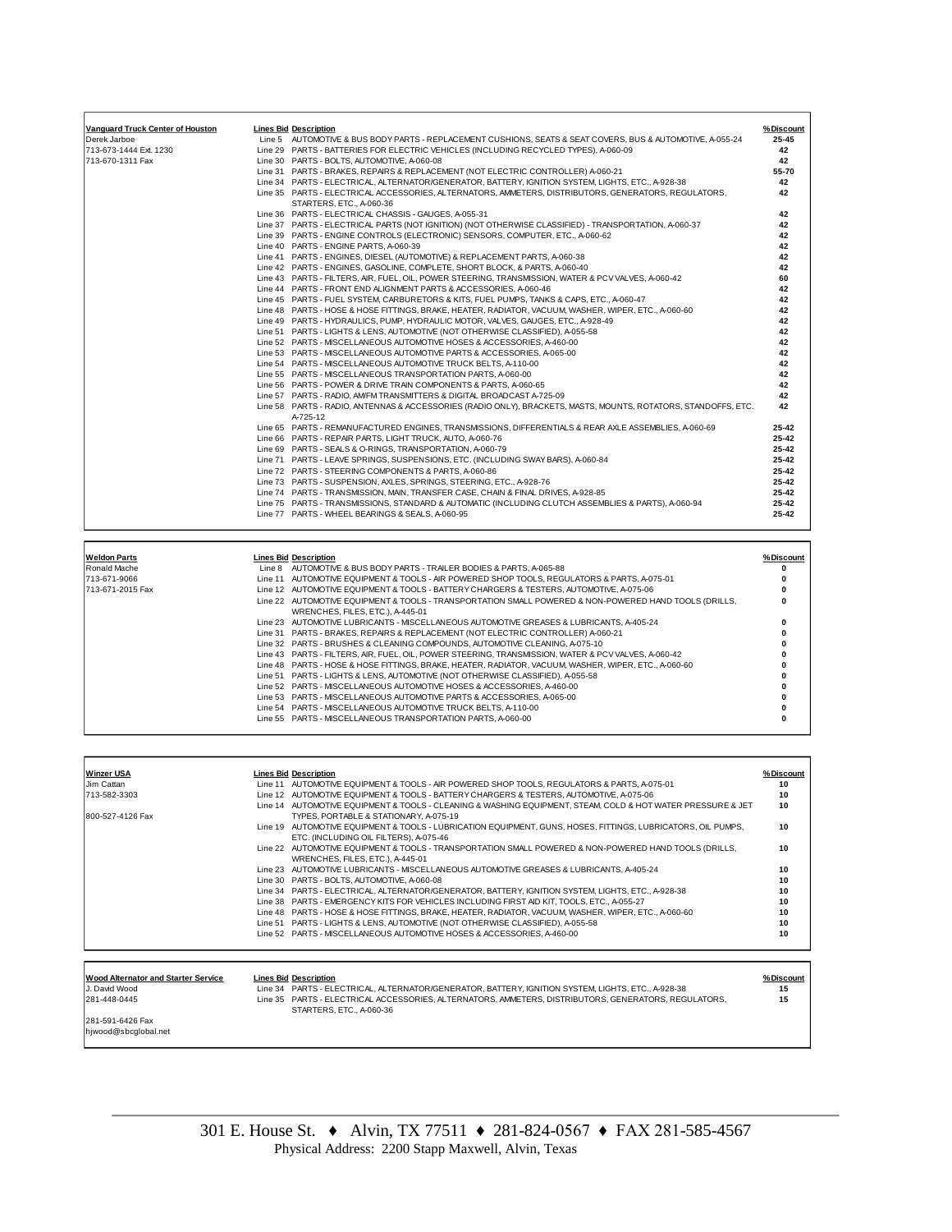| Vanguard Truck Center of Houston | Lines Bid | Description | %Discount |
|---|---|---|---|
| Derek Jarboe | Line 5 | AUTOMOTIVE & BUS BODY PARTS - REPLACEMENT CUSHIONS, SEATS & SEAT COVERS, BUS & AUTOMOTIVE, A-055-24 | 25-45 |
| 713-673-1444 Ext. 1230 | Line 29 | PARTS - BATTERIES FOR ELECTRIC VEHICLES (INCLUDING RECYCLED TYPES), A-060-09 | 42 |
| 713-670-1311 Fax | Line 30 | PARTS - BOLTS, AUTOMOTIVE, A-060-08 | 42 |
| | Line 31 | PARTS - BRAKES, REPAIRS & REPLACEMENT (NOT ELECTRIC CONTROLLER) A-060-21 | 55-70 |
| | Line 34 | PARTS - ELECTRICAL, ALTERNATOR/GENERATOR, BATTERY, IGNITION SYSTEM, LIGHTS, ETC., A-928-38 | 42 |
| | Line 35 | PARTS - ELECTRICAL ACCESSORIES, ALTERNATORS, AMMETERS, DISTRIBUTORS, GENERATORS, REGULATORS, STARTERS, ETC., A-060-36 | 42 |
| | Line 36 | PARTS - ELECTRICAL CHASSIS - GAUGES, A-055-31 | 42 |
| | Line 37 | PARTS - ELECTRICAL PARTS (NOT IGNITION) (NOT OTHERWISE CLASSIFIED) - TRANSPORTATION, A-060-37 | 42 |
| | Line 39 | PARTS - ENGINE CONTROLS (ELECTRONIC) SENSORS, COMPUTER, ETC., A-060-62 | 42 |
| | Line 40 | PARTS - ENGINE PARTS, A-060-39 | 42 |
| | Line 41 | PARTS - ENGINES, DIESEL (AUTOMOTIVE) & REPLACEMENT PARTS, A-060-38 | 42 |
| | Line 42 | PARTS - ENGINES, GASOLINE, COMPLETE, SHORT BLOCK, & PARTS, A-060-40 | 42 |
| | Line 43 | PARTS - FILTERS, AIR, FUEL, OIL, POWER STEERING, TRANSMISSION, WATER & PCV VALVES, A-060-42 | 60 |
| | Line 44 | PARTS - FRONT END ALIGNMENT PARTS & ACCESSORIES, A-060-46 | 42 |
| | Line 45 | PARTS - FUEL SYSTEM, CARBURETORS & KITS, FUEL PUMPS, TANKS & CAPS, ETC., A-060-47 | 42 |
| | Line 48 | PARTS - HOSE & HOSE FITTINGS, BRAKE, HEATER, RADIATOR, VACUUM, WASHER, WIPER, ETC., A-060-60 | 42 |
| | Line 49 | PARTS - HYDRAULICS, PUMP, HYDRAULIC MOTOR, VALVES, GAUGES, ETC., A-928-49 | 42 |
| | Line 51 | PARTS - LIGHTS & LENS, AUTOMOTIVE (NOT OTHERWISE CLASSIFIED), A-055-58 | 42 |
| | Line 52 | PARTS - MISCELLANEOUS AUTOMOTIVE HOSES & ACCESSORIES, A-460-00 | 42 |
| | Line 53 | PARTS - MISCELLANEOUS AUTOMOTIVE PARTS & ACCESSORIES, A-065-00 | 42 |
| | Line 54 | PARTS - MISCELLANEOUS AUTOMOTIVE TRUCK BELTS, A-110-00 | 42 |
| | Line 55 | PARTS - MISCELLANEOUS TRANSPORTATION PARTS, A-060-00 | 42 |
| | Line 56 | PARTS - POWER & DRIVE TRAIN COMPONENTS & PARTS, A-060-65 | 42 |
| | Line 57 | PARTS - RADIO, AM/FM TRANSMITTERS & DIGITAL BROADCAST A-725-09 | 42 |
| | Line 58 | PARTS - RADIO, ANTENNAS & ACCESSORIES (RADIO ONLY), BRACKETS, MASTS, MOUNTS, ROTATORS, STANDOFFS, ETC. A-725-12 | 42 |
| | Line 65 | PARTS - REMANUFACTURED ENGINES, TRANSMISSIONS, DIFFERENTIALS & REAR AXLE ASSEMBLIES, A-060-69 | 25-42 |
| | Line 66 | PARTS - REPAIR PARTS, LIGHT TRUCK, AUTO, A-060-76 | 25-42 |
| | Line 69 | PARTS - SEALS & O-RINGS, TRANSPORTATION, A-060-79 | 25-42 |
| | Line 71 | PARTS - LEAVE SPRINGS, SUSPENSIONS, ETC. (INCLUDING SWAY BARS), A-060-84 | 25-42 |
| | Line 72 | PARTS - STEERING COMPONENTS & PARTS, A-060-86 | 25-42 |
| | Line 73 | PARTS - SUSPENSION, AXLES, SPRINGS, STEERING, ETC., A-928-76 | 25-42 |
| | Line 74 | PARTS - TRANSMISSION, MAIN, TRANSFER CASE, CHAIN & FINAL DRIVES, A-928-85 | 25-42 |
| | Line 75 | PARTS - TRANSMISSIONS, STANDARD & AUTOMATIC (INCLUDING CLUTCH ASSEMBLIES & PARTS), A-060-94 | 25-42 |
| | Line 77 | PARTS - WHEEL BEARINGS & SEALS, A-060-95 | 25-42 |

| Weldon Parts | Lines Bid | Description | %Discount |
|---|---|---|---|
| Ronald Mache | Line 8 | AUTOMOTIVE & BUS BODY PARTS - TRAILER BODIES & PARTS, A-065-88 | 0 |
| 713-671-9066 | Line 11 | AUTOMOTIVE EQUIPMENT & TOOLS - AIR POWERED SHOP TOOLS, REGULATORS & PARTS, A-075-01 | 0 |
| 713-671-2015 Fax | Line 12 | AUTOMOTIVE EQUIPMENT & TOOLS - BATTERY CHARGERS & TESTERS, AUTOMOTIVE, A-075-06 | 0 |
| | Line 22 | AUTOMOTIVE EQUIPMENT & TOOLS - TRANSPORTATION SMALL POWERED & NON-POWERED HAND TOOLS (DRILLS, WRENCHES, FILES, ETC.), A-445-01 | 0 |
| | Line 23 | AUTOMOTIVE LUBRICANTS - MISCELLANEOUS AUTOMOTIVE GREASES & LUBRICANTS, A-405-24 | 0 |
| | Line 31 | PARTS - BRAKES, REPAIRS & REPLACEMENT (NOT ELECTRIC CONTROLLER) A-060-21 | 0 |
| | Line 32 | PARTS - BRUSHES & CLEANING COMPOUNDS, AUTOMOTIVE CLEANING, A-075-10 | 0 |
| | Line 43 | PARTS - FILTERS, AIR, FUEL, OIL, POWER STEERING, TRANSMISSION, WATER & PCV VALVES, A-060-42 | 0 |
| | Line 48 | PARTS - HOSE & HOSE FITTINGS, BRAKE, HEATER, RADIATOR, VACUUM, WASHER, WIPER, ETC., A-060-60 | 0 |
| | Line 51 | PARTS - LIGHTS & LENS, AUTOMOTIVE (NOT OTHERWISE CLASSIFIED), A-055-58 | 0 |
| | Line 52 | PARTS - MISCELLANEOUS AUTOMOTIVE HOSES & ACCESSORIES, A-460-00 | 0 |
| | Line 53 | PARTS - MISCELLANEOUS AUTOMOTIVE PARTS & ACCESSORIES, A-065-00 | 0 |
| | Line 54 | PARTS - MISCELLANEOUS AUTOMOTIVE TRUCK BELTS, A-110-00 | 0 |
| | Line 55 | PARTS - MISCELLANEOUS TRANSPORTATION PARTS, A-060-00 | 0 |

| Winzer USA | Lines Bid | Description | %Discount |
|---|---|---|---|
| Jim Cattan | Line 11 | AUTOMOTIVE EQUIPMENT & TOOLS - AIR POWERED SHOP TOOLS, REGULATORS & PARTS, A-075-01 | 10 |
| 713-582-3303 | Line 12 | AUTOMOTIVE EQUIPMENT & TOOLS - BATTERY CHARGERS & TESTERS, AUTOMOTIVE, A-075-06 | 10 |
| 800-527-4126 Fax | Line 14 | AUTOMOTIVE EQUIPMENT & TOOLS - CLEANING & WASHING EQUIPMENT, STEAM, COLD & HOT WATER PRESSURE & JET TYPES, PORTABLE & STATIONARY, A-075-19 | 10 |
| | Line 19 | AUTOMOTIVE EQUIPMENT & TOOLS - LUBRICATION EQUIPMENT, GUNS, HOSES, FITTINGS, LUBRICATORS, OIL PUMPS, ETC. (INCLUDING OIL FILTERS), A-075-46 | 10 |
| | Line 22 | AUTOMOTIVE EQUIPMENT & TOOLS - TRANSPORTATION SMALL POWERED & NON-POWERED HAND TOOLS (DRILLS, WRENCHES, FILES, ETC.), A-445-01 | 10 |
| | Line 23 | AUTOMOTIVE LUBRICANTS - MISCELLANEOUS AUTOMOTIVE GREASES & LUBRICANTS, A-405-24 | 10 |
| | Line 30 | PARTS - BOLTS, AUTOMOTIVE, A-060-08 | 10 |
| | Line 34 | PARTS - ELECTRICAL, ALTERNATOR/GENERATOR, BATTERY, IGNITION SYSTEM, LIGHTS, ETC., A-928-38 | 10 |
| | Line 38 | PARTS - EMERGENCY KITS FOR VEHICLES INCLUDING FIRST AID KIT, TOOLS, ETC., A-055-27 | 10 |
| | Line 48 | PARTS - HOSE & HOSE FITTINGS, BRAKE, HEATER, RADIATOR, VACUUM, WASHER, WIPER, ETC., A-060-60 | 10 |
| | Line 51 | PARTS - LIGHTS & LENS, AUTOMOTIVE (NOT OTHERWISE CLASSIFIED), A-055-58 | 10 |
| | Line 52 | PARTS - MISCELLANEOUS AUTOMOTIVE HOSES & ACCESSORIES, A-460-00 | 10 |

| Wood Alternator and Starter Service | Lines Bid | Description | %Discount |
|---|---|---|---|
| J. David Wood | Line 34 | PARTS - ELECTRICAL, ALTERNATOR/GENERATOR, BATTERY, IGNITION SYSTEM, LIGHTS, ETC., A-928-38 | 15 |
| 281-448-0445 | Line 35 | PARTS - ELECTRICAL ACCESSORIES, ALTERNATORS, AMMETERS, DISTRIBUTORS, GENERATORS, REGULATORS, STARTERS, ETC., A-060-36 | 15 |
| 281-591-6426 Fax | | | |
| hjwood@sbcglobal.net | | | |

301 E. House St. ♦ Alvin, TX 77511 ♦ 281-824-0567 ♦ FAX 281-585-4567
Physical Address: 2200 Stapp Maxwell, Alvin, Texas